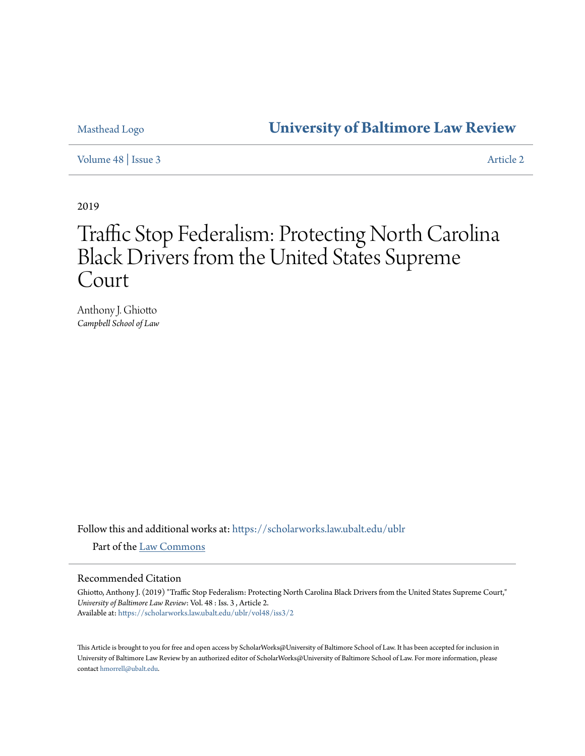Masthead Logo

# University of Baltimore Law Review

Volume 48 | Issue 3

Article 2

2019

# Traffic Stop Federalism: Protecting North Carolina Black Drivers from the United States Supreme Court

Anthony J. Ghiotto
*Campbell School of Law*

Follow this and additional works at: https://scholarworks.law.ubalt.edu/ublr

Part of the Law Commons

## Recommended Citation

Ghiotto, Anthony J. (2019) "Traffic Stop Federalism: Protecting North Carolina Black Drivers from the United States Supreme Court," *University of Baltimore Law Review*: Vol. 48 : Iss. 3 , Article 2.
Available at: https://scholarworks.law.ubalt.edu/ublr/vol48/iss3/2

This Article is brought to you for free and open access by ScholarWorks@University of Baltimore School of Law. It has been accepted for inclusion in University of Baltimore Law Review by an authorized editor of ScholarWorks@University of Baltimore School of Law. For more information, please contact hmorrell@ubalt.edu.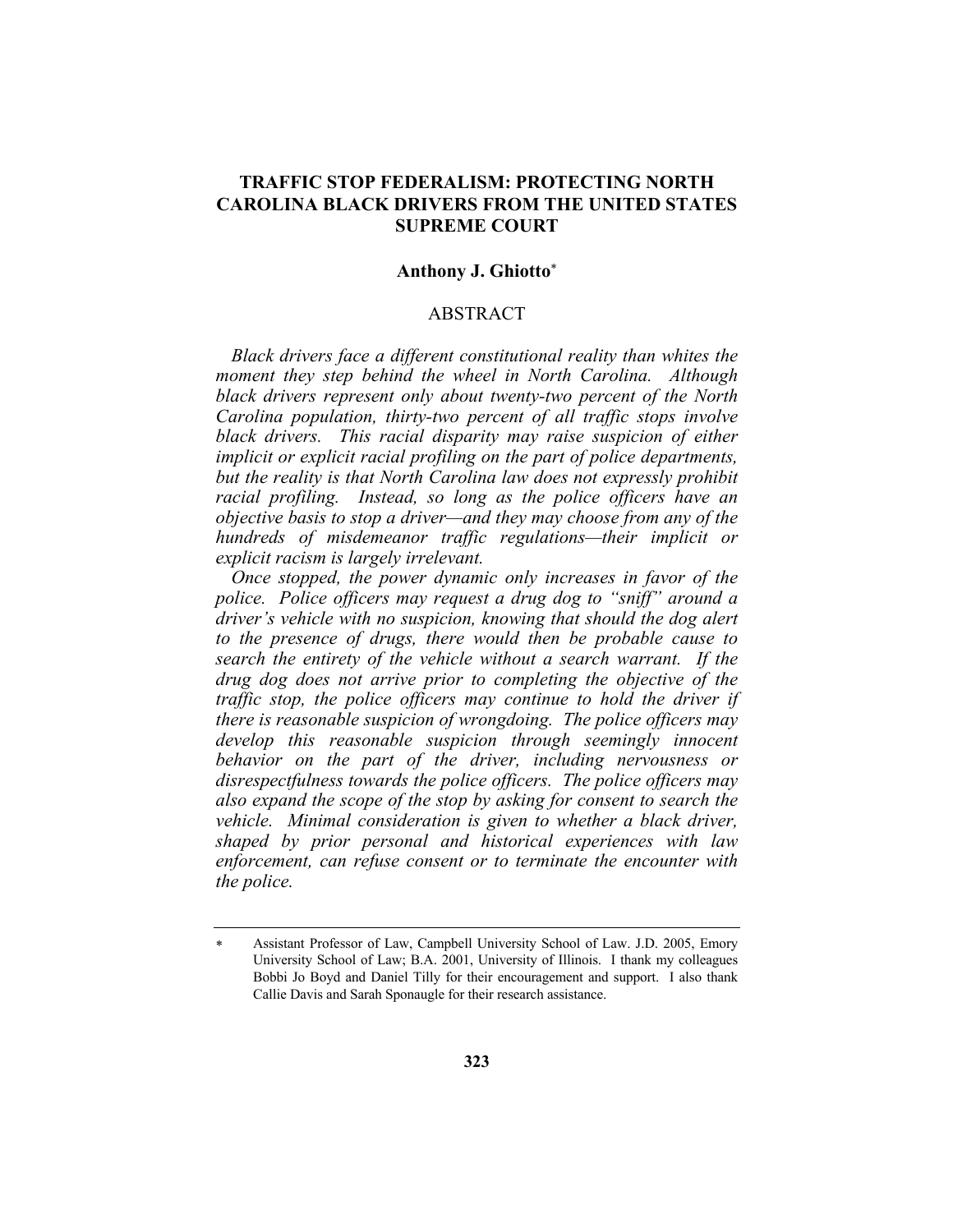# TRAFFIC STOP FEDERALISM: PROTECTING NORTH CAROLINA BLACK DRIVERS FROM THE UNITED STATES SUPREME COURT

**Anthony J. Ghiotto**[*]

## ABSTRACT

*Black drivers face a different constitutional reality than whites the moment they step behind the wheel in North Carolina. Although black drivers represent only about twenty-two percent of the North Carolina population, thirty-two percent of all traffic stops involve black drivers. This racial disparity may raise suspicion of either implicit or explicit racial profiling on the part of police departments, but the reality is that North Carolina law does not expressly prohibit racial profiling. Instead, so long as the police officers have an objective basis to stop a driver—and they may choose from any of the hundreds of misdemeanor traffic regulations—their implicit or explicit racism is largely irrelevant.*

*Once stopped, the power dynamic only increases in favor of the police. Police officers may request a drug dog to "sniff" around a driver's vehicle with no suspicion, knowing that should the dog alert to the presence of drugs, there would then be probable cause to search the entirety of the vehicle without a search warrant. If the drug dog does not arrive prior to completing the objective of the traffic stop, the police officers may continue to hold the driver if there is reasonable suspicion of wrongdoing. The police officers may develop this reasonable suspicion through seemingly innocent behavior on the part of the driver, including nervousness or disrespectfulness towards the police officers. The police officers may also expand the scope of the stop by asking for consent to search the vehicle. Minimal consideration is given to whether a black driver, shaped by prior personal and historical experiences with law enforcement, can refuse consent or to terminate the encounter with the police.*

---

[*] Assistant Professor of Law, Campbell University School of Law. J.D. 2005, Emory University School of Law; B.A. 2001, University of Illinois. I thank my colleagues Bobbi Jo Boyd and Daniel Tilly for their encouragement and support. I also thank Callie Davis and Sarah Sponaugle for their research assistance.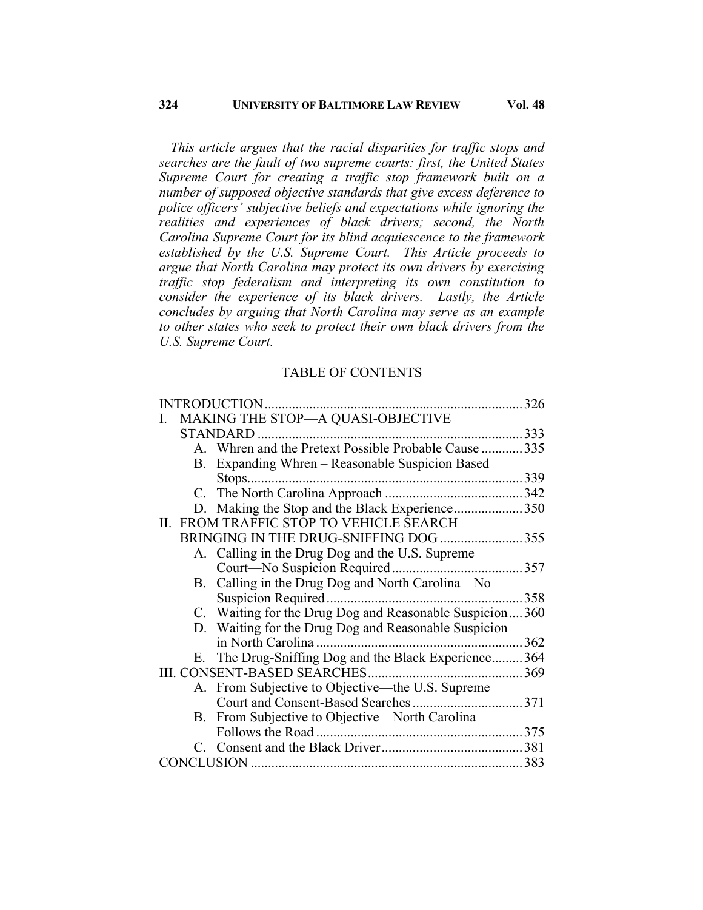*This article argues that the racial disparities for traffic stops and searches are the fault of two supreme courts: first, the United States Supreme Court for creating a traffic stop framework built on a number of supposed objective standards that give excess deference to police officers' subjective beliefs and expectations while ignoring the realities and experiences of black drivers; second, the North Carolina Supreme Court for its blind acquiescence to the framework established by the U.S. Supreme Court. This Article proceeds to argue that North Carolina may protect its own drivers by exercising traffic stop federalism and interpreting its own constitution to consider the experience of its black drivers. Lastly, the Article concludes by arguing that North Carolina may serve as an example to other states who seek to protect their own black drivers from the U.S. Supreme Court.*

TABLE OF CONTENTS

INTRODUCTION .......... 326
I. MAKING THE STOP—A QUASI-OBJECTIVE STANDARD .......... 333
- A. Whren and the Pretext Possible Probable Cause .......... 335
- B. Expanding Whren – Reasonable Suspicion Based Stops .......... 339
- C. The North Carolina Approach .......... 342
- D. Making the Stop and the Black Experience .......... 350

II. FROM TRAFFIC STOP TO VEHICLE SEARCH—BRINGING IN THE DRUG-SNIFFING DOG .......... 355
- A. Calling in the Drug Dog and the U.S. Supreme Court—No Suspicion Required .......... 357
- B. Calling in the Drug Dog and North Carolina—No Suspicion Required .......... 358
- C. Waiting for the Drug Dog and Reasonable Suspicion .......... 360
- D. Waiting for the Drug Dog and Reasonable Suspicion in North Carolina .......... 362
- E. The Drug-Sniffing Dog and the Black Experience .......... 364

III. CONSENT-BASED SEARCHES .......... 369
- A. From Subjective to Objective—the U.S. Supreme Court and Consent-Based Searches .......... 371
- B. From Subjective to Objective—North Carolina Follows the Road .......... 375
- C. Consent and the Black Driver .......... 381

CONCLUSION .......... 383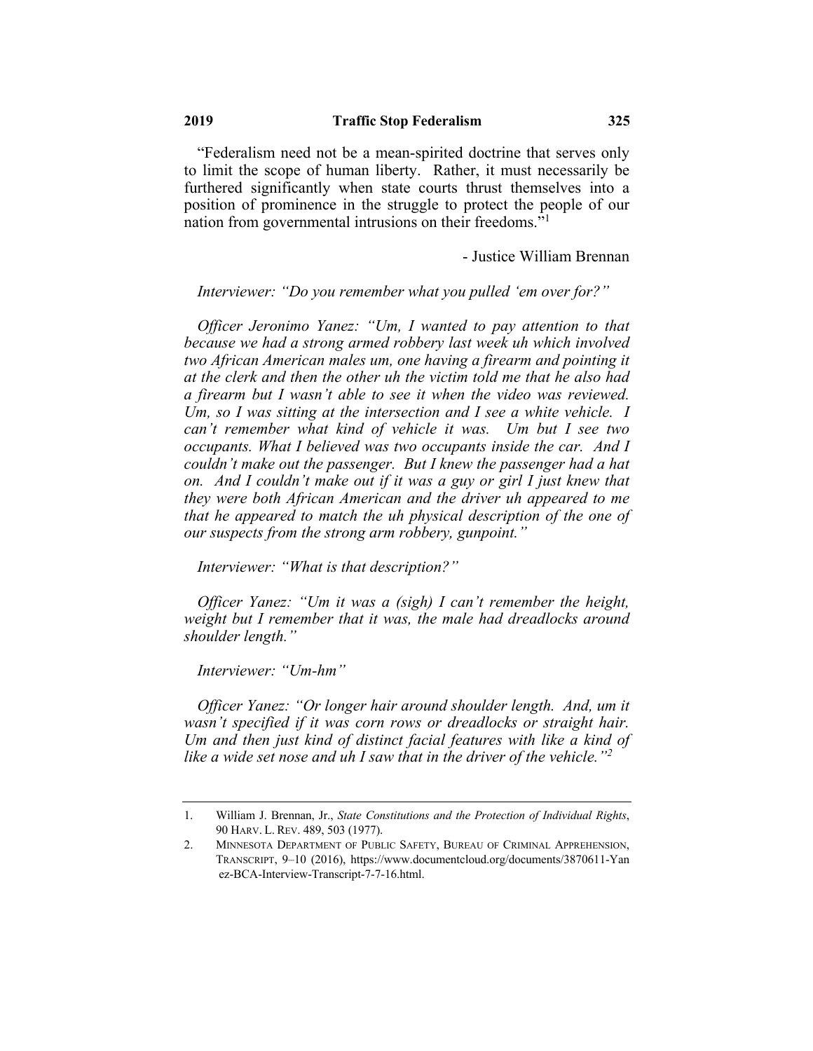"Federalism need not be a mean-spirited doctrine that serves only to limit the scope of human liberty. Rather, it must necessarily be furthered significantly when state courts thrust themselves into a position of prominence in the struggle to protect the people of our nation from governmental intrusions on their freedoms."[1]

- Justice William Brennan

*Interviewer: "Do you remember what you pulled 'em over for?"*

*Officer Jeronimo Yanez: "Um, I wanted to pay attention to that because we had a strong armed robbery last week uh which involved two African American males um, one having a firearm and pointing it at the clerk and then the other uh the victim told me that he also had a firearm but I wasn't able to see it when the video was reviewed. Um, so I was sitting at the intersection and I see a white vehicle. I can't remember what kind of vehicle it was. Um but I see two occupants. What I believed was two occupants inside the car. And I couldn't make out the passenger. But I knew the passenger had a hat on. And I couldn't make out if it was a guy or girl I just knew that they were both African American and the driver uh appeared to me that he appeared to match the uh physical description of the one of our suspects from the strong arm robbery, gunpoint."*

*Interviewer: "What is that description?"*

*Officer Yanez: "Um it was a (sigh) I can't remember the height, weight but I remember that it was, the male had dreadlocks around shoulder length."*

*Interviewer: "Um-hm"*

*Officer Yanez: "Or longer hair around shoulder length. And, um it wasn't specified if it was corn rows or dreadlocks or straight hair. Um and then just kind of distinct facial features with like a kind of like a wide set nose and uh I saw that in the driver of the vehicle."*[2]

---

1. William J. Brennan, Jr., *State Constitutions and the Protection of Individual Rights*, 90 HARV. L. REV. 489, 503 (1977).
2. MINNESOTA DEPARTMENT OF PUBLIC SAFETY, BUREAU OF CRIMINAL APPREHENSION, TRANSCRIPT, 9–10 (2016), https://www.documentcloud.org/documents/3870611-Yanez-BCA-Interview-Transcript-7-7-16.html.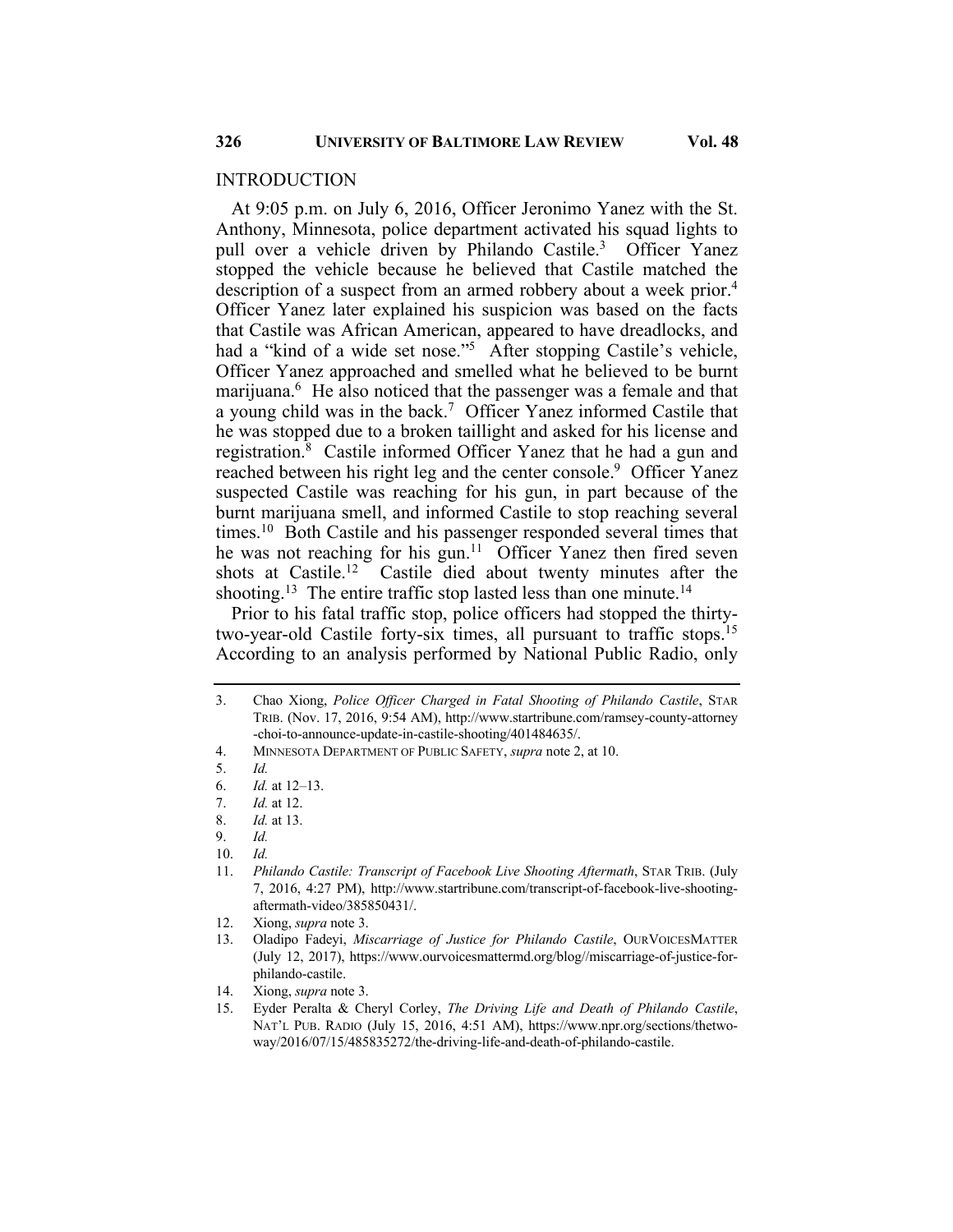## INTRODUCTION

At 9:05 p.m. on July 6, 2016, Officer Jeronimo Yanez with the St. Anthony, Minnesota, police department activated his squad lights to pull over a vehicle driven by Philando Castile.[3] Officer Yanez stopped the vehicle because he believed that Castile matched the description of a suspect from an armed robbery about a week prior.[4] Officer Yanez later explained his suspicion was based on the facts that Castile was African American, appeared to have dreadlocks, and had a "kind of a wide set nose."[5] After stopping Castile's vehicle, Officer Yanez approached and smelled what he believed to be burnt marijuana.[6] He also noticed that the passenger was a female and that a young child was in the back.[7] Officer Yanez informed Castile that he was stopped due to a broken taillight and asked for his license and registration.[8] Castile informed Officer Yanez that he had a gun and reached between his right leg and the center console.[9] Officer Yanez suspected Castile was reaching for his gun, in part because of the burnt marijuana smell, and informed Castile to stop reaching several times.[10] Both Castile and his passenger responded several times that he was not reaching for his gun.[11] Officer Yanez then fired seven shots at Castile.[12] Castile died about twenty minutes after the shooting.[13] The entire traffic stop lasted less than one minute.[14]

Prior to his fatal traffic stop, police officers had stopped the thirty-two-year-old Castile forty-six times, all pursuant to traffic stops.[15] According to an analysis performed by National Public Radio, only

---

3. Chao Xiong, *Police Officer Charged in Fatal Shooting of Philando Castile*, STAR TRIB. (Nov. 17, 2016, 9:54 AM), http://www.startribune.com/ramsey-county-attorney-choi-to-announce-update-in-castile-shooting/401484635/.
4. MINNESOTA DEPARTMENT OF PUBLIC SAFETY, *supra* note 2, at 10.
5. *Id.*
6. *Id.* at 12–13.
7. *Id.* at 12.
8. *Id.* at 13.
9. *Id.*
10. *Id.*
11. *Philando Castile: Transcript of Facebook Live Shooting Aftermath*, STAR TRIB. (July 7, 2016, 4:27 PM), http://www.startribune.com/transcript-of-facebook-live-shooting-aftermath-video/385850431/.
12. Xiong, *supra* note 3.
13. Oladipo Fadeyi, *Miscarriage of Justice for Philando Castile*, OURVOICESMATTER (July 12, 2017), https://www.ourvoicesmattermd.org/blog//miscarriage-of-justice-for-philando-castile.
14. Xiong, *supra* note 3.
15. Eyder Peralta & Cheryl Corley, *The Driving Life and Death of Philando Castile*, NAT'L PUB. RADIO (July 15, 2016, 4:51 AM), https://www.npr.org/sections/thetwo-way/2016/07/15/485835272/the-driving-life-and-death-of-philando-castile.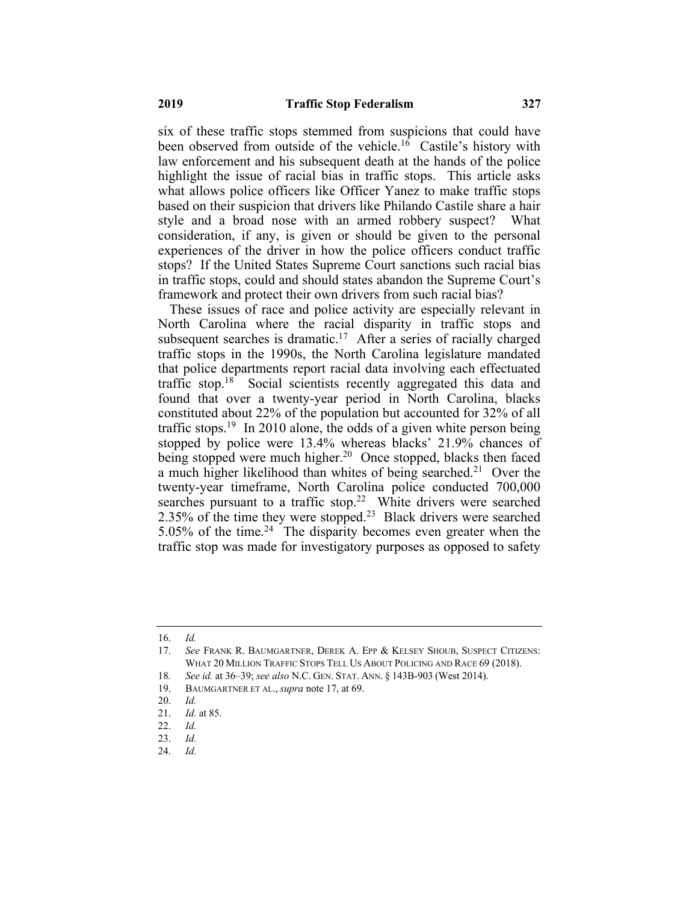six of these traffic stops stemmed from suspicions that could have been observed from outside of the vehicle.[16] Castile's history with law enforcement and his subsequent death at the hands of the police highlight the issue of racial bias in traffic stops. This article asks what allows police officers like Officer Yanez to make traffic stops based on their suspicion that drivers like Philando Castile share a hair style and a broad nose with an armed robbery suspect? What consideration, if any, is given or should be given to the personal experiences of the driver in how the police officers conduct traffic stops? If the United States Supreme Court sanctions such racial bias in traffic stops, could and should states abandon the Supreme Court's framework and protect their own drivers from such racial bias?

These issues of race and police activity are especially relevant in North Carolina where the racial disparity in traffic stops and subsequent searches is dramatic.[17] After a series of racially charged traffic stops in the 1990s, the North Carolina legislature mandated that police departments report racial data involving each effectuated traffic stop.[18] Social scientists recently aggregated this data and found that over a twenty-year period in North Carolina, blacks constituted about 22% of the population but accounted for 32% of all traffic stops.[19] In 2010 alone, the odds of a given white person being stopped by police were 13.4% whereas blacks' 21.9% chances of being stopped were much higher.[20] Once stopped, blacks then faced a much higher likelihood than whites of being searched.[21] Over the twenty-year timeframe, North Carolina police conducted 700,000 searches pursuant to a traffic stop.[22] White drivers were searched 2.35% of the time they were stopped.[23] Black drivers were searched 5.05% of the time.[24] The disparity becomes even greater when the traffic stop was made for investigatory purposes as opposed to safety

---

16. *Id.*
17. *See* FRANK R. BAUMGARTNER, DEREK A. EPP & KELSEY SHOUB, SUSPECT CITIZENS: WHAT 20 MILLION TRAFFIC STOPS TELL US ABOUT POLICING AND RACE 69 (2018).
18. *See id.* at 36–39; *see also* N.C. GEN. STAT. ANN. § 143B-903 (West 2014).
19. BAUMGARTNER ET AL., *supra* note 17, at 69.
20. *Id.*
21. *Id.* at 85.
22. *Id.*
23. *Id.*
24. *Id.*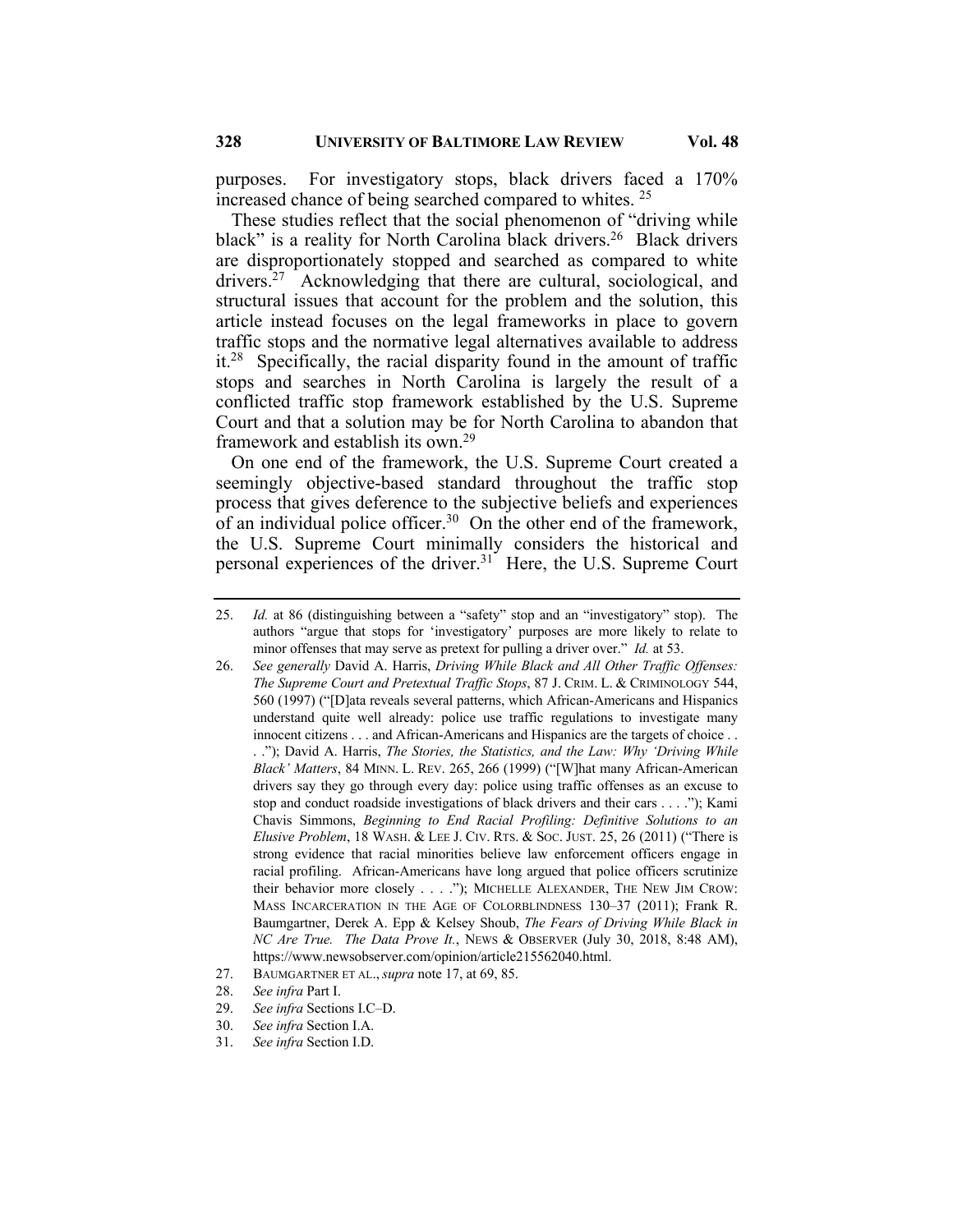purposes. For investigatory stops, black drivers faced a 170% increased chance of being searched compared to whites. [25]

These studies reflect that the social phenomenon of "driving while black" is a reality for North Carolina black drivers.[26] Black drivers are disproportionately stopped and searched as compared to white drivers.[27] Acknowledging that there are cultural, sociological, and structural issues that account for the problem and the solution, this article instead focuses on the legal frameworks in place to govern traffic stops and the normative legal alternatives available to address it.[28] Specifically, the racial disparity found in the amount of traffic stops and searches in North Carolina is largely the result of a conflicted traffic stop framework established by the U.S. Supreme Court and that a solution may be for North Carolina to abandon that framework and establish its own.[29]

On one end of the framework, the U.S. Supreme Court created a seemingly objective-based standard throughout the traffic stop process that gives deference to the subjective beliefs and experiences of an individual police officer.[30] On the other end of the framework, the U.S. Supreme Court minimally considers the historical and personal experiences of the driver.[31] Here, the U.S. Supreme Court

---

25. *Id.* at 86 (distinguishing between a "safety" stop and an "investigatory" stop). The authors "argue that stops for 'investigatory' purposes are more likely to relate to minor offenses that may serve as pretext for pulling a driver over." *Id.* at 53.
26. *See generally* David A. Harris, *Driving While Black and All Other Traffic Offenses: The Supreme Court and Pretextual Traffic Stops*, 87 J. CRIM. L. & CRIMINOLOGY 544, 560 (1997) ("[D]ata reveals several patterns, which African-Americans and Hispanics understand quite well already: police use traffic regulations to investigate many innocent citizens . . . and African-Americans and Hispanics are the targets of choice . . . ."); David A. Harris, *The Stories, the Statistics, and the Law: Why 'Driving While Black' Matters*, 84 MINN. L. REV. 265, 266 (1999) ("[W]hat many African-American drivers say they go through every day: police using traffic offenses as an excuse to stop and conduct roadside investigations of black drivers and their cars . . . ."); Kami Chavis Simmons, *Beginning to End Racial Profiling: Definitive Solutions to an Elusive Problem*, 18 WASH. & LEE J. CIV. RTS. & SOC. JUST. 25, 26 (2011) ("There is strong evidence that racial minorities believe law enforcement officers engage in racial profiling. African-Americans have long argued that police officers scrutinize their behavior more closely . . . ."); MICHELLE ALEXANDER, THE NEW JIM CROW: MASS INCARCERATION IN THE AGE OF COLORBLINDNESS 130–37 (2011); Frank R. Baumgartner, Derek A. Epp & Kelsey Shoub, *The Fears of Driving While Black in NC Are True. The Data Prove It.*, NEWS & OBSERVER (July 30, 2018, 8:48 AM), https://www.newsobserver.com/opinion/article215562040.html.
27. BAUMGARTNER ET AL., *supra* note 17, at 69, 85.
28. *See infra* Part I.
29. *See infra* Sections I.C–D.
30. *See infra* Section I.A.
31. *See infra* Section I.D.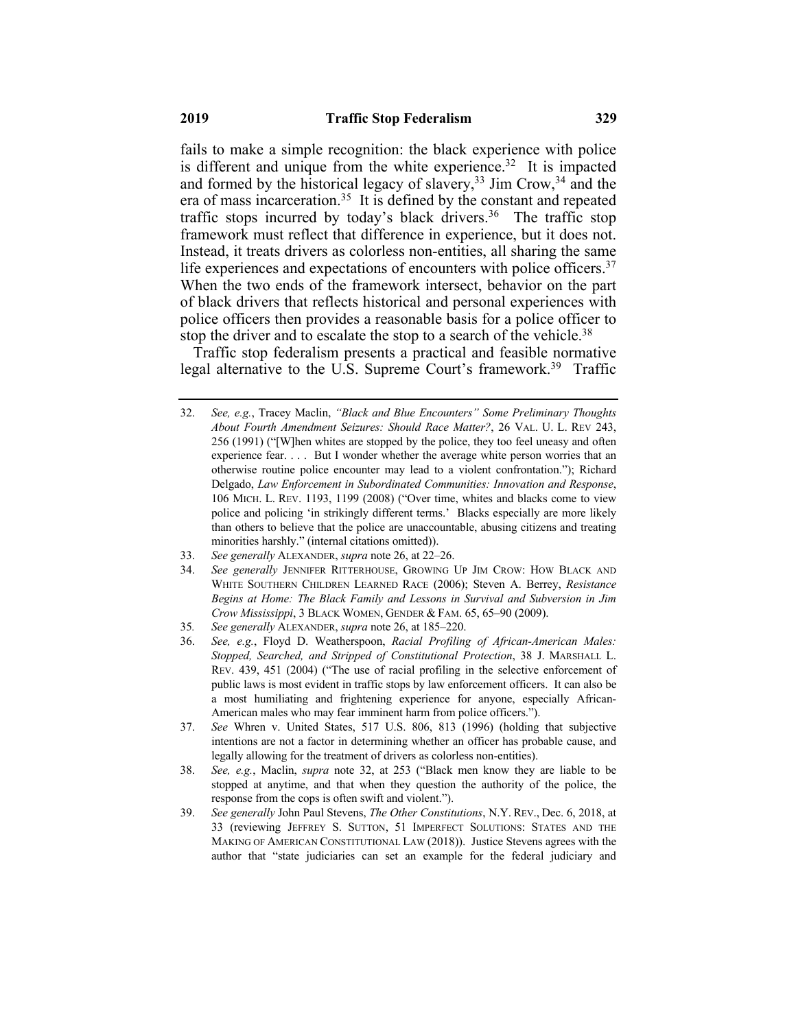fails to make a simple recognition: the black experience with police is different and unique from the white experience.[32] It is impacted and formed by the historical legacy of slavery,[33] Jim Crow,[34] and the era of mass incarceration.[35] It is defined by the constant and repeated traffic stops incurred by today's black drivers.[36] The traffic stop framework must reflect that difference in experience, but it does not. Instead, it treats drivers as colorless non-entities, all sharing the same life experiences and expectations of encounters with police officers.[37] When the two ends of the framework intersect, behavior on the part of black drivers that reflects historical and personal experiences with police officers then provides a reasonable basis for a police officer to stop the driver and to escalate the stop to a search of the vehicle.[38]

Traffic stop federalism presents a practical and feasible normative legal alternative to the U.S. Supreme Court's framework.[39] Traffic

---

32. *See, e.g.*, Tracey Maclin, *"Black and Blue Encounters" Some Preliminary Thoughts About Fourth Amendment Seizures: Should Race Matter?*, 26 VAL. U. L. REV 243, 256 (1991) ("[W]hen whites are stopped by the police, they too feel uneasy and often experience fear. . . . But I wonder whether the average white person worries that an otherwise routine police encounter may lead to a violent confrontation."); Richard Delgado, *Law Enforcement in Subordinated Communities: Innovation and Response*, 106 MICH. L. REV. 1193, 1199 (2008) ("Over time, whites and blacks come to view police and policing 'in strikingly different terms.' Blacks especially are more likely than others to believe that the police are unaccountable, abusing citizens and treating minorities harshly." (internal citations omitted)).
33. *See generally* ALEXANDER, *supra* note 26, at 22–26.
34. *See generally* JENNIFER RITTERHOUSE, GROWING UP JIM CROW: HOW BLACK AND WHITE SOUTHERN CHILDREN LEARNED RACE (2006); Steven A. Berrey, *Resistance Begins at Home: The Black Family and Lessons in Survival and Subversion in Jim Crow Mississippi*, 3 BLACK WOMEN, GENDER & FAM. 65, 65–90 (2009).
35. *See generally* ALEXANDER, *supra* note 26, at 185–220.
36. *See, e.g.*, Floyd D. Weatherspoon, *Racial Profiling of African-American Males: Stopped, Searched, and Stripped of Constitutional Protection*, 38 J. MARSHALL L. REV. 439, 451 (2004) ("The use of racial profiling in the selective enforcement of public laws is most evident in traffic stops by law enforcement officers. It can also be a most humiliating and frightening experience for anyone, especially African-American males who may fear imminent harm from police officers.").
37. *See* Whren v. United States, 517 U.S. 806, 813 (1996) (holding that subjective intentions are not a factor in determining whether an officer has probable cause, and legally allowing for the treatment of drivers as colorless non-entities).
38. *See, e.g.*, Maclin, *supra* note 32, at 253 ("Black men know they are liable to be stopped at anytime, and that when they question the authority of the police, the response from the cops is often swift and violent.").
39. *See generally* John Paul Stevens, *The Other Constitutions*, N.Y. REV., Dec. 6, 2018, at 33 (reviewing JEFFREY S. SUTTON, 51 IMPERFECT SOLUTIONS: STATES AND THE MAKING OF AMERICAN CONSTITUTIONAL LAW (2018)). Justice Stevens agrees with the author that "state judiciaries can set an example for the federal judiciary and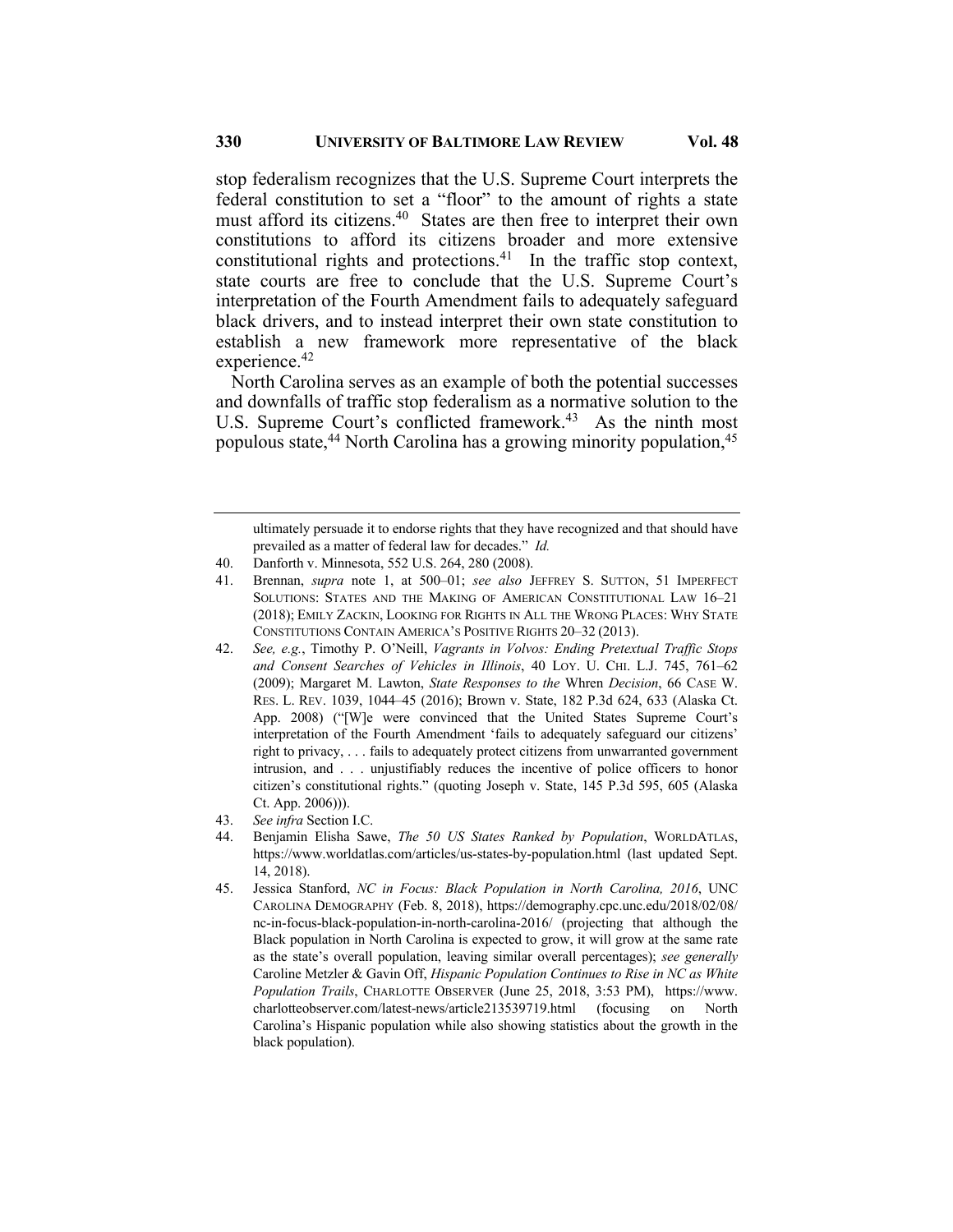stop federalism recognizes that the U.S. Supreme Court interprets the federal constitution to set a "floor" to the amount of rights a state must afford its citizens.[40] States are then free to interpret their own constitutions to afford its citizens broader and more extensive constitutional rights and protections.[41] In the traffic stop context, state courts are free to conclude that the U.S. Supreme Court's interpretation of the Fourth Amendment fails to adequately safeguard black drivers, and to instead interpret their own state constitution to establish a new framework more representative of the black experience.[42]

North Carolina serves as an example of both the potential successes and downfalls of traffic stop federalism as a normative solution to the U.S. Supreme Court's conflicted framework.[43] As the ninth most populous state,[44] North Carolina has a growing minority population,[45]

---

ultimately persuade it to endorse rights that they have recognized and that should have prevailed as a matter of federal law for decades." *Id.*

40. Danforth v. Minnesota, 552 U.S. 264, 280 (2008).
41. Brennan, *supra* note 1, at 500–01; *see also* JEFFREY S. SUTTON, 51 IMPERFECT SOLUTIONS: STATES AND THE MAKING OF AMERICAN CONSTITUTIONAL LAW 16–21 (2018); EMILY ZACKIN, LOOKING FOR RIGHTS IN ALL THE WRONG PLACES: WHY STATE CONSTITUTIONS CONTAIN AMERICA'S POSITIVE RIGHTS 20–32 (2013).
42. *See, e.g.*, Timothy P. O'Neill, *Vagrants in Volvos: Ending Pretextual Traffic Stops and Consent Searches of Vehicles in Illinois*, 40 LOY. U. CHI. L.J. 745, 761–62 (2009); Margaret M. Lawton, *State Responses to the* Whren *Decision*, 66 CASE W. RES. L. REV. 1039, 1044–45 (2016); Brown v. State, 182 P.3d 624, 633 (Alaska Ct. App. 2008) ("[W]e were convinced that the United States Supreme Court's interpretation of the Fourth Amendment 'fails to adequately safeguard our citizens' right to privacy, . . . fails to adequately protect citizens from unwarranted government intrusion, and . . . unjustifiably reduces the incentive of police officers to honor citizen's constitutional rights." (quoting Joseph v. State, 145 P.3d 595, 605 (Alaska Ct. App. 2006))).
43. *See infra* Section I.C.
44. Benjamin Elisha Sawe, *The 50 US States Ranked by Population*, WORLDATLAS, https://www.worldatlas.com/articles/us-states-by-population.html (last updated Sept. 14, 2018).
45. Jessica Stanford, *NC in Focus: Black Population in North Carolina, 2016*, UNC CAROLINA DEMOGRAPHY (Feb. 8, 2018), https://demography.cpc.unc.edu/2018/02/08/nc-in-focus-black-population-in-north-carolina-2016/ (projecting that although the Black population in North Carolina is expected to grow, it will grow at the same rate as the state's overall population, leaving similar overall percentages); *see generally* Caroline Metzler & Gavin Off, *Hispanic Population Continues to Rise in NC as White Population Trails*, CHARLOTTE OBSERVER (June 25, 2018, 3:53 PM), https://www.charlotteobserver.com/latest-news/article213539719.html (focusing on North Carolina's Hispanic population while also showing statistics about the growth in the black population).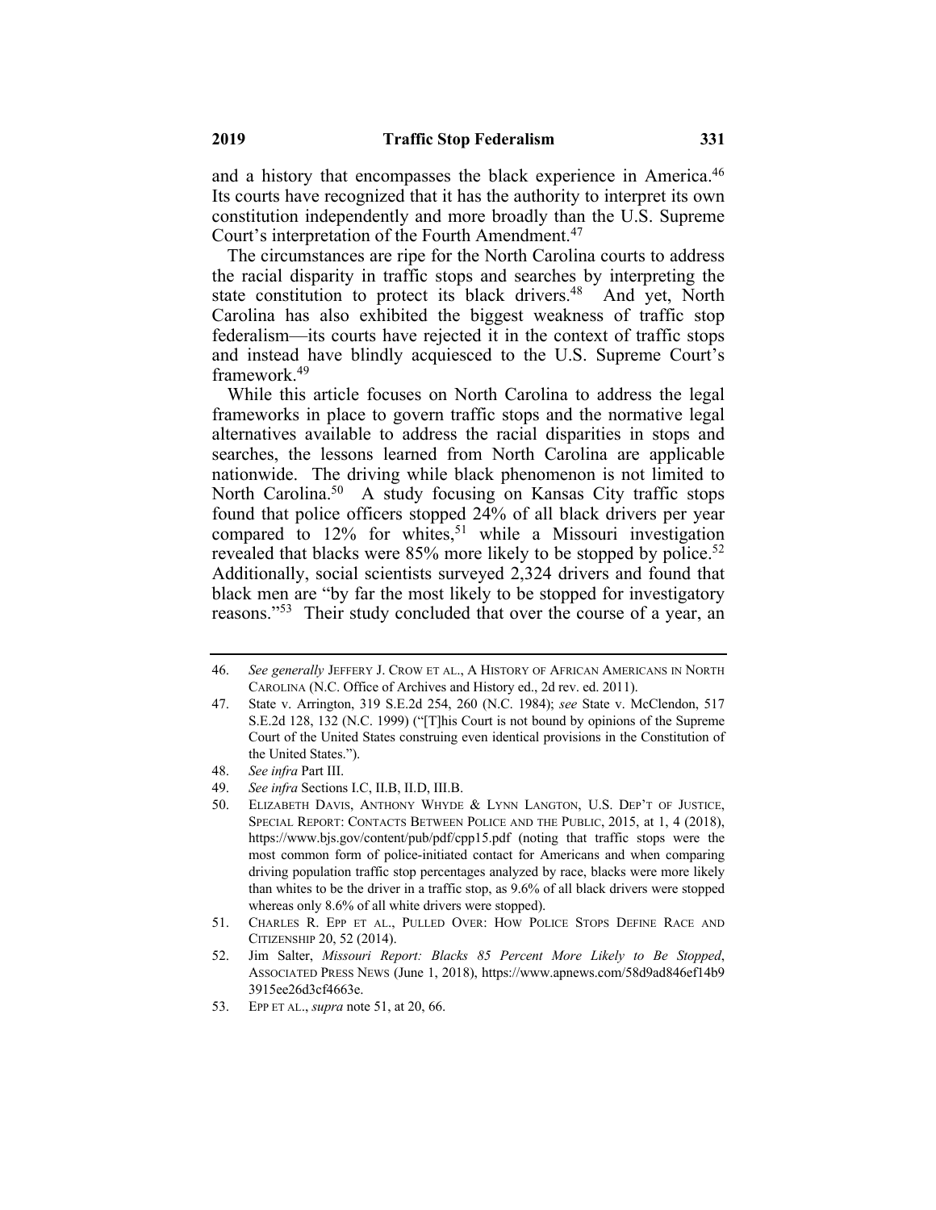and a history that encompasses the black experience in America.[46] Its courts have recognized that it has the authority to interpret its own constitution independently and more broadly than the U.S. Supreme Court's interpretation of the Fourth Amendment.[47]

The circumstances are ripe for the North Carolina courts to address the racial disparity in traffic stops and searches by interpreting the state constitution to protect its black drivers.[48] And yet, North Carolina has also exhibited the biggest weakness of traffic stop federalism—its courts have rejected it in the context of traffic stops and instead have blindly acquiesced to the U.S. Supreme Court's framework.[49]

While this article focuses on North Carolina to address the legal frameworks in place to govern traffic stops and the normative legal alternatives available to address the racial disparities in stops and searches, the lessons learned from North Carolina are applicable nationwide. The driving while black phenomenon is not limited to North Carolina.[50] A study focusing on Kansas City traffic stops found that police officers stopped 24% of all black drivers per year compared to 12% for whites,[51] while a Missouri investigation revealed that blacks were 85% more likely to be stopped by police.[52] Additionally, social scientists surveyed 2,324 drivers and found that black men are "by far the most likely to be stopped for investigatory reasons."[53] Their study concluded that over the course of a year, an

---

46. *See generally* JEFFERY J. CROW ET AL., A HISTORY OF AFRICAN AMERICANS IN NORTH CAROLINA (N.C. Office of Archives and History ed., 2d rev. ed. 2011).

47. State v. Arrington, 319 S.E.2d 254, 260 (N.C. 1984); *see* State v. McClendon, 517 S.E.2d 128, 132 (N.C. 1999) ("[T]his Court is not bound by opinions of the Supreme Court of the United States construing even identical provisions in the Constitution of the United States.").

48. *See infra* Part III.

49. *See infra* Sections I.C, II.B, II.D, III.B.

50. ELIZABETH DAVIS, ANTHONY WHYDE & LYNN LANGTON, U.S. DEP'T OF JUSTICE, SPECIAL REPORT: CONTACTS BETWEEN POLICE AND THE PUBLIC, 2015, at 1, 4 (2018), https://www.bjs.gov/content/pub/pdf/cpp15.pdf (noting that traffic stops were the most common form of police-initiated contact for Americans and when comparing driving population traffic stop percentages analyzed by race, blacks were more likely than whites to be the driver in a traffic stop, as 9.6% of all black drivers were stopped whereas only 8.6% of all white drivers were stopped).

51. CHARLES R. EPP ET AL., PULLED OVER: HOW POLICE STOPS DEFINE RACE AND CITIZENSHIP 20, 52 (2014).

52. Jim Salter, *Missouri Report: Blacks 85 Percent More Likely to Be Stopped*, ASSOCIATED PRESS NEWS (June 1, 2018), https://www.apnews.com/58d9ad846ef14b93915ee26d3cf4663e.

53. EPP ET AL., *supra* note 51, at 20, 66.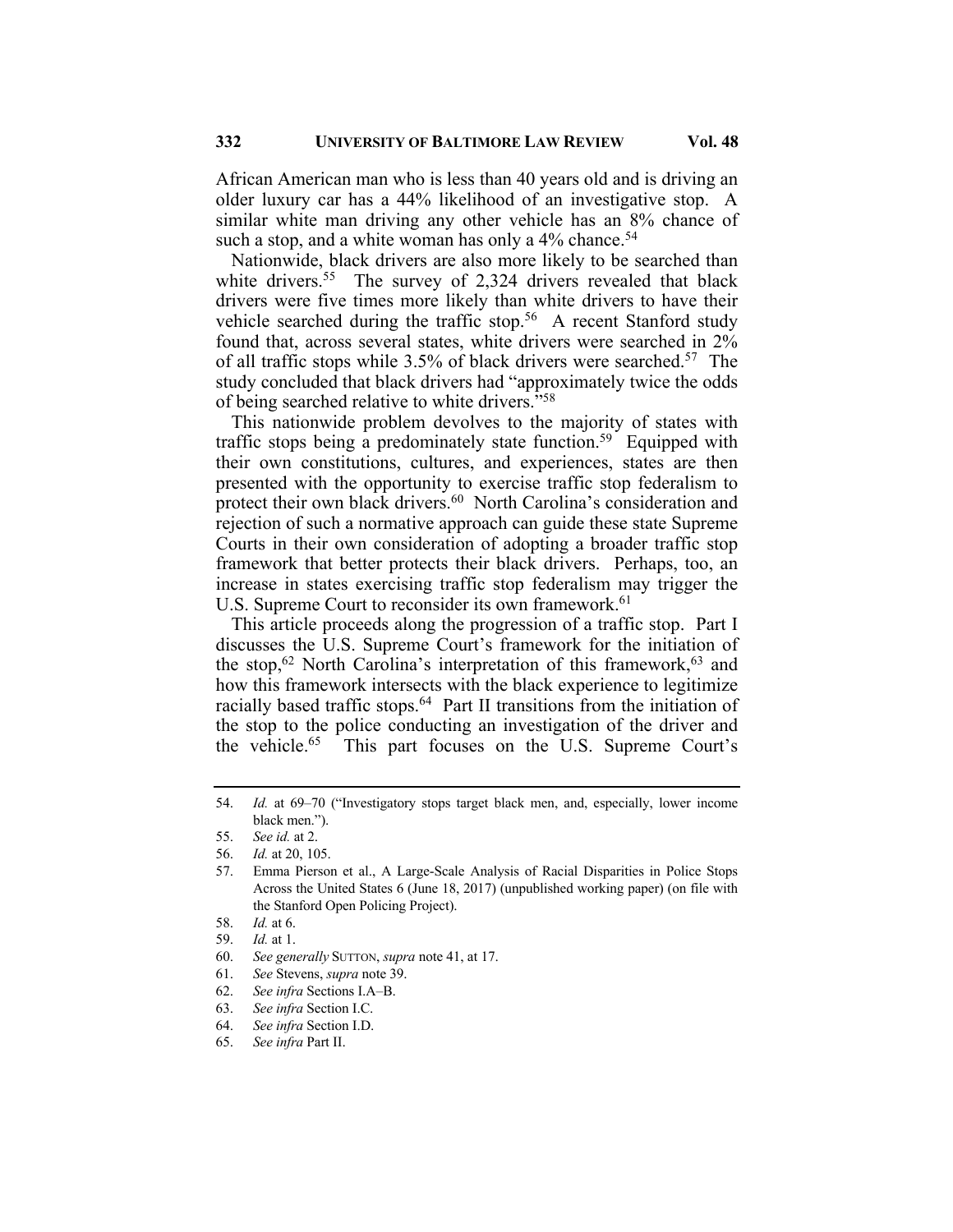African American man who is less than 40 years old and is driving an older luxury car has a 44% likelihood of an investigative stop. A similar white man driving any other vehicle has an 8% chance of such a stop, and a white woman has only a 4% chance.[54]

Nationwide, black drivers are also more likely to be searched than white drivers.[55] The survey of 2,324 drivers revealed that black drivers were five times more likely than white drivers to have their vehicle searched during the traffic stop.[56] A recent Stanford study found that, across several states, white drivers were searched in 2% of all traffic stops while 3.5% of black drivers were searched.[57] The study concluded that black drivers had "approximately twice the odds of being searched relative to white drivers."[58]

This nationwide problem devolves to the majority of states with traffic stops being a predominately state function.[59] Equipped with their own constitutions, cultures, and experiences, states are then presented with the opportunity to exercise traffic stop federalism to protect their own black drivers.[60] North Carolina's consideration and rejection of such a normative approach can guide these state Supreme Courts in their own consideration of adopting a broader traffic stop framework that better protects their black drivers. Perhaps, too, an increase in states exercising traffic stop federalism may trigger the U.S. Supreme Court to reconsider its own framework.[61]

This article proceeds along the progression of a traffic stop. Part I discusses the U.S. Supreme Court's framework for the initiation of the stop,[62] North Carolina's interpretation of this framework,[63] and how this framework intersects with the black experience to legitimize racially based traffic stops.[64] Part II transitions from the initiation of the stop to the police conducting an investigation of the driver and the vehicle.[65] This part focuses on the U.S. Supreme Court's

---

54. *Id.* at 69–70 ("Investigatory stops target black men, and, especially, lower income black men.").
55. *See id.* at 2.
56. *Id.* at 20, 105.
57. Emma Pierson et al., A Large-Scale Analysis of Racial Disparities in Police Stops Across the United States 6 (June 18, 2017) (unpublished working paper) (on file with the Stanford Open Policing Project).
58. *Id.* at 6.
59. *Id.* at 1.
60. *See generally* SUTTON, *supra* note 41, at 17.
61. *See* Stevens, *supra* note 39.
62. *See infra* Sections I.A–B.
63. *See infra* Section I.C.
64. *See infra* Section I.D.
65. *See infra* Part II.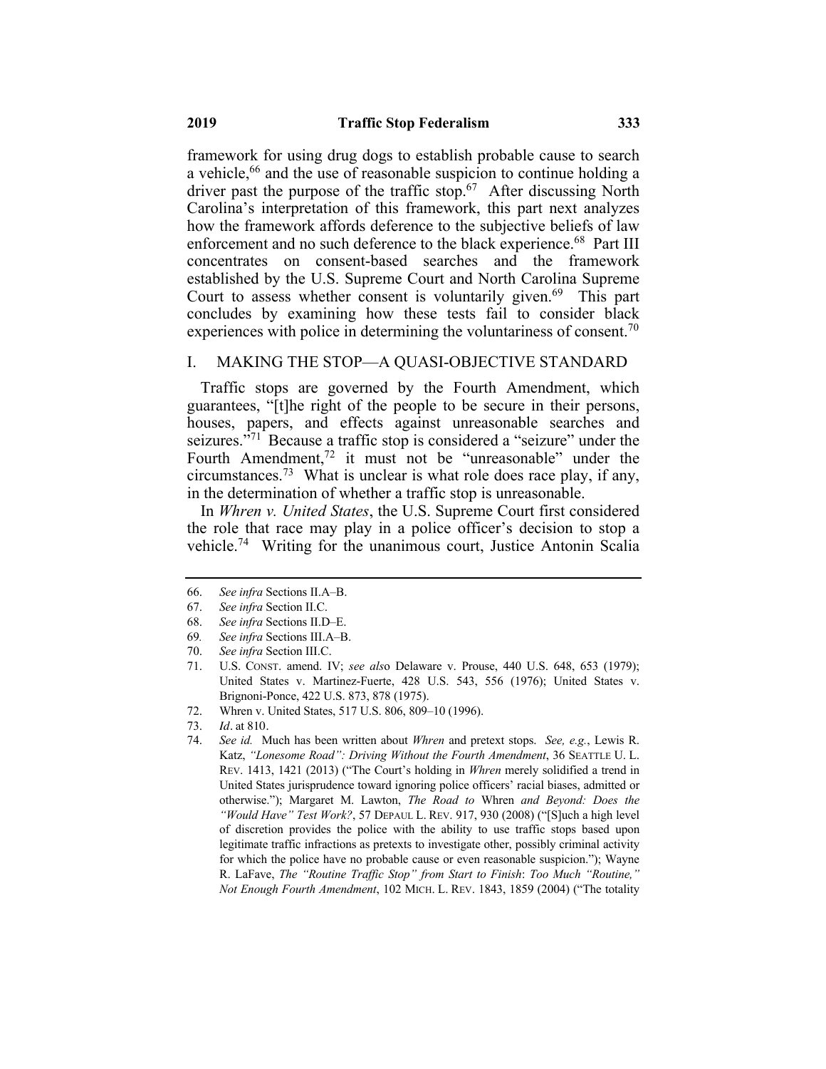framework for using drug dogs to establish probable cause to search a vehicle,[66] and the use of reasonable suspicion to continue holding a driver past the purpose of the traffic stop.[67] After discussing North Carolina's interpretation of this framework, this part next analyzes how the framework affords deference to the subjective beliefs of law enforcement and no such deference to the black experience.[68] Part III concentrates on consent-based searches and the framework established by the U.S. Supreme Court and North Carolina Supreme Court to assess whether consent is voluntarily given.[69] This part concludes by examining how these tests fail to consider black experiences with police in determining the voluntariness of consent.[70]

## I. MAKING THE STOP—A QUASI-OBJECTIVE STANDARD

Traffic stops are governed by the Fourth Amendment, which guarantees, "[t]he right of the people to be secure in their persons, houses, papers, and effects against unreasonable searches and seizures."[71] Because a traffic stop is considered a "seizure" under the Fourth Amendment,[72] it must not be "unreasonable" under the circumstances.[73] What is unclear is what role does race play, if any, in the determination of whether a traffic stop is unreasonable.

In *Whren v. United States*, the U.S. Supreme Court first considered the role that race may play in a police officer's decision to stop a vehicle.[74] Writing for the unanimous court, Justice Antonin Scalia

---

66. *See infra* Sections II.A–B.
67. *See infra* Section II.C.
68. *See infra* Sections II.D–E.
69. *See infra* Sections III.A–B.
70. *See infra* Section III.C.
71. U.S. CONST. amend. IV; *see also* Delaware v. Prouse, 440 U.S. 648, 653 (1979); United States v. Martinez-Fuerte, 428 U.S. 543, 556 (1976); United States v. Brignoni-Ponce, 422 U.S. 873, 878 (1975).
72. Whren v. United States, 517 U.S. 806, 809–10 (1996).
73. *Id*. at 810.
74. *See id.* Much has been written about *Whren* and pretext stops. *See, e.g.*, Lewis R. Katz, *"Lonesome Road": Driving Without the Fourth Amendment*, 36 SEATTLE U. L. REV. 1413, 1421 (2013) ("The Court's holding in *Whren* merely solidified a trend in United States jurisprudence toward ignoring police officers' racial biases, admitted or otherwise."); Margaret M. Lawton, *The Road to* Whren *and Beyond: Does the "Would Have" Test Work?*, 57 DEPAUL L. REV. 917, 930 (2008) ("[S]uch a high level of discretion provides the police with the ability to use traffic stops based upon legitimate traffic infractions as pretexts to investigate other, possibly criminal activity for which the police have no probable cause or even reasonable suspicion."); Wayne R. LaFave, *The "Routine Traffic Stop" from Start to Finish*: *Too Much "Routine," Not Enough Fourth Amendment*, 102 MICH. L. REV. 1843, 1859 (2004) ("The totality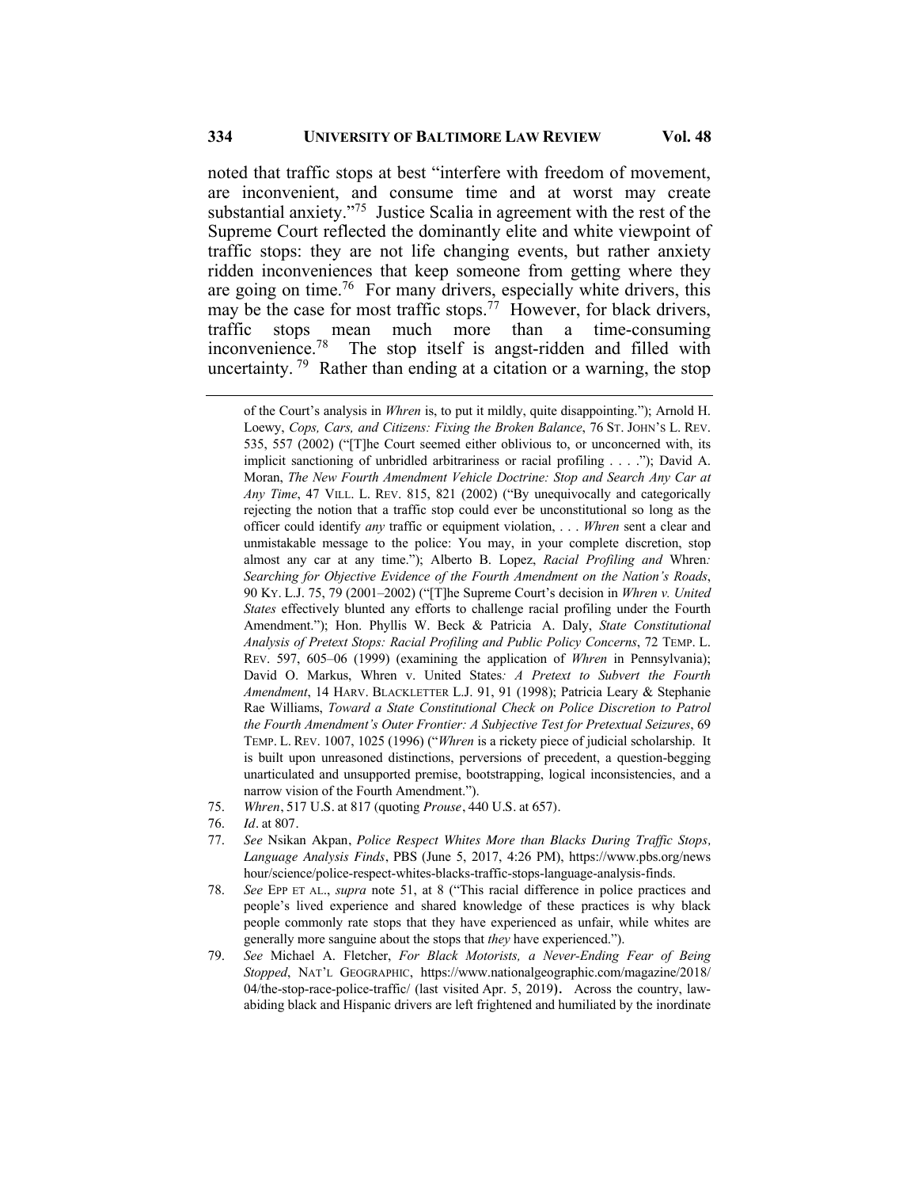noted that traffic stops at best "interfere with freedom of movement, are inconvenient, and consume time and at worst may create substantial anxiety."[75] Justice Scalia in agreement with the rest of the Supreme Court reflected the dominantly elite and white viewpoint of traffic stops: they are not life changing events, but rather anxiety ridden inconveniences that keep someone from getting where they are going on time.[76] For many drivers, especially white drivers, this may be the case for most traffic stops.[77] However, for black drivers, traffic stops mean much more than a time-consuming inconvenience.[78] The stop itself is angst-ridden and filled with uncertainty.[79] Rather than ending at a citation or a warning, the stop

---

of the Court's analysis in *Whren* is, to put it mildly, quite disappointing."); Arnold H. Loewy, *Cops, Cars, and Citizens: Fixing the Broken Balance*, 76 ST. JOHN'S L. REV. 535, 557 (2002) ("[T]he Court seemed either oblivious to, or unconcerned with, its implicit sanctioning of unbridled arbitrariness or racial profiling . . . ."); David A. Moran, *The New Fourth Amendment Vehicle Doctrine: Stop and Search Any Car at Any Time*, 47 VILL. L. REV. 815, 821 (2002) ("By unequivocally and categorically rejecting the notion that a traffic stop could ever be unconstitutional so long as the officer could identify *any* traffic or equipment violation, . . . *Whren* sent a clear and unmistakable message to the police: You may, in your complete discretion, stop almost any car at any time."); Alberto B. Lopez, *Racial Profiling and* Whren*: Searching for Objective Evidence of the Fourth Amendment on the Nation's Roads*, 90 KY. L.J. 75, 79 (2001–2002) ("[T]he Supreme Court's decision in *Whren v. United States* effectively blunted any efforts to challenge racial profiling under the Fourth Amendment."); Hon. Phyllis W. Beck & Patricia A. Daly, *State Constitutional Analysis of Pretext Stops: Racial Profiling and Public Policy Concerns*, 72 TEMP. L. REV. 597, 605–06 (1999) (examining the application of *Whren* in Pennsylvania); David O. Markus, Whren v. United States*: A Pretext to Subvert the Fourth Amendment*, 14 HARV. BLACKLETTER L.J. 91, 91 (1998); Patricia Leary & Stephanie Rae Williams, *Toward a State Constitutional Check on Police Discretion to Patrol the Fourth Amendment's Outer Frontier: A Subjective Test for Pretextual Seizures*, 69 TEMP. L. REV. 1007, 1025 (1996) ("*Whren* is a rickety piece of judicial scholarship. It is built upon unreasoned distinctions, perversions of precedent, a question-begging unarticulated and unsupported premise, bootstrapping, logical inconsistencies, and a narrow vision of the Fourth Amendment.").

75. *Whren*, 517 U.S. at 817 (quoting *Prouse*, 440 U.S. at 657).
76. *Id*. at 807.
77. *See* Nsikan Akpan, *Police Respect Whites More than Blacks During Traffic Stops, Language Analysis Finds*, PBS (June 5, 2017, 4:26 PM), https://www.pbs.org/newshour/science/police-respect-whites-blacks-traffic-stops-language-analysis-finds.
78. *See* EPP ET AL., *supra* note 51, at 8 ("This racial difference in police practices and people's lived experience and shared knowledge of these practices is why black people commonly rate stops that they have experienced as unfair, while whites are generally more sanguine about the stops that *they* have experienced.").
79. *See* Michael A. Fletcher, *For Black Motorists, a Never-Ending Fear of Being Stopped*, NAT'L GEOGRAPHIC, https://www.nationalgeographic.com/magazine/2018/04/the-stop-race-police-traffic/ (last visited Apr. 5, 2019). Across the country, law-abiding black and Hispanic drivers are left frightened and humiliated by the inordinate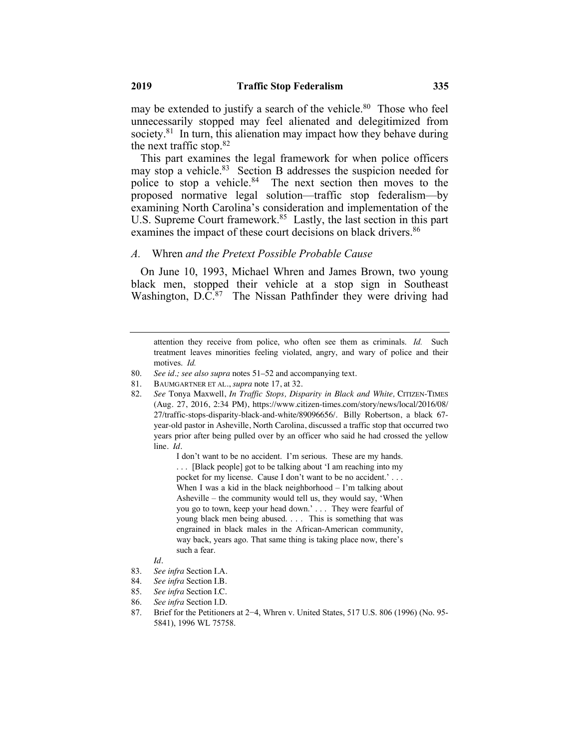may be extended to justify a search of the vehicle.[80] Those who feel unnecessarily stopped may feel alienated and delegitimized from society.[81] In turn, this alienation may impact how they behave during the next traffic stop.[82]

This part examines the legal framework for when police officers may stop a vehicle.[83] Section B addresses the suspicion needed for police to stop a vehicle.[84] The next section then moves to the proposed normative legal solution—traffic stop federalism—by examining North Carolina's consideration and implementation of the U.S. Supreme Court framework.[85] Lastly, the last section in this part examines the impact of these court decisions on black drivers.[86]

### *A.* Whren *and the Pretext Possible Probable Cause*

On June 10, 1993, Michael Whren and James Brown, two young black men, stopped their vehicle at a stop sign in Southeast Washington, D.C.[87] The Nissan Pathfinder they were driving had

---

attention they receive from police, who often see them as criminals. *Id.* Such treatment leaves minorities feeling violated, angry, and wary of police and their motives. *Id.*

80. *See id.; see also supra* notes 51–52 and accompanying text.

81. BAUMGARTNER ET AL., *supra* note 17, at 32.

82. *See* Tonya Maxwell, *In Traffic Stops, Disparity in Black and White,* CITIZEN-TIMES (Aug. 27, 2016, 2:34 PM), https://www.citizen-times.com/story/news/local/2016/08/27/traffic-stops-disparity-black-and-white/89096656/. Billy Robertson, a black 67-year-old pastor in Asheville, North Carolina, discussed a traffic stop that occurred two years prior after being pulled over by an officer who said he had crossed the yellow line. *Id*.

> I don't want to be no accident. I'm serious. These are my hands. . . . [Black people] got to be talking about 'I am reaching into my pocket for my license. Cause I don't want to be no accident.' . . . When I was a kid in the black neighborhood – I'm talking about Asheville – the community would tell us, they would say, 'When you go to town, keep your head down.' . . . They were fearful of young black men being abused. . . . This is something that was engrained in black males in the African-American community, way back, years ago. That same thing is taking place now, there's such a fear.

*Id*.

83. *See infra* Section I.A.

84. *See infra* Section I.B.

85. *See infra* Section I.C.

86. *See infra* Section I.D.

87. Brief for the Petitioners at 2−4, Whren v. United States, 517 U.S. 806 (1996) (No. 95-5841), 1996 WL 75758.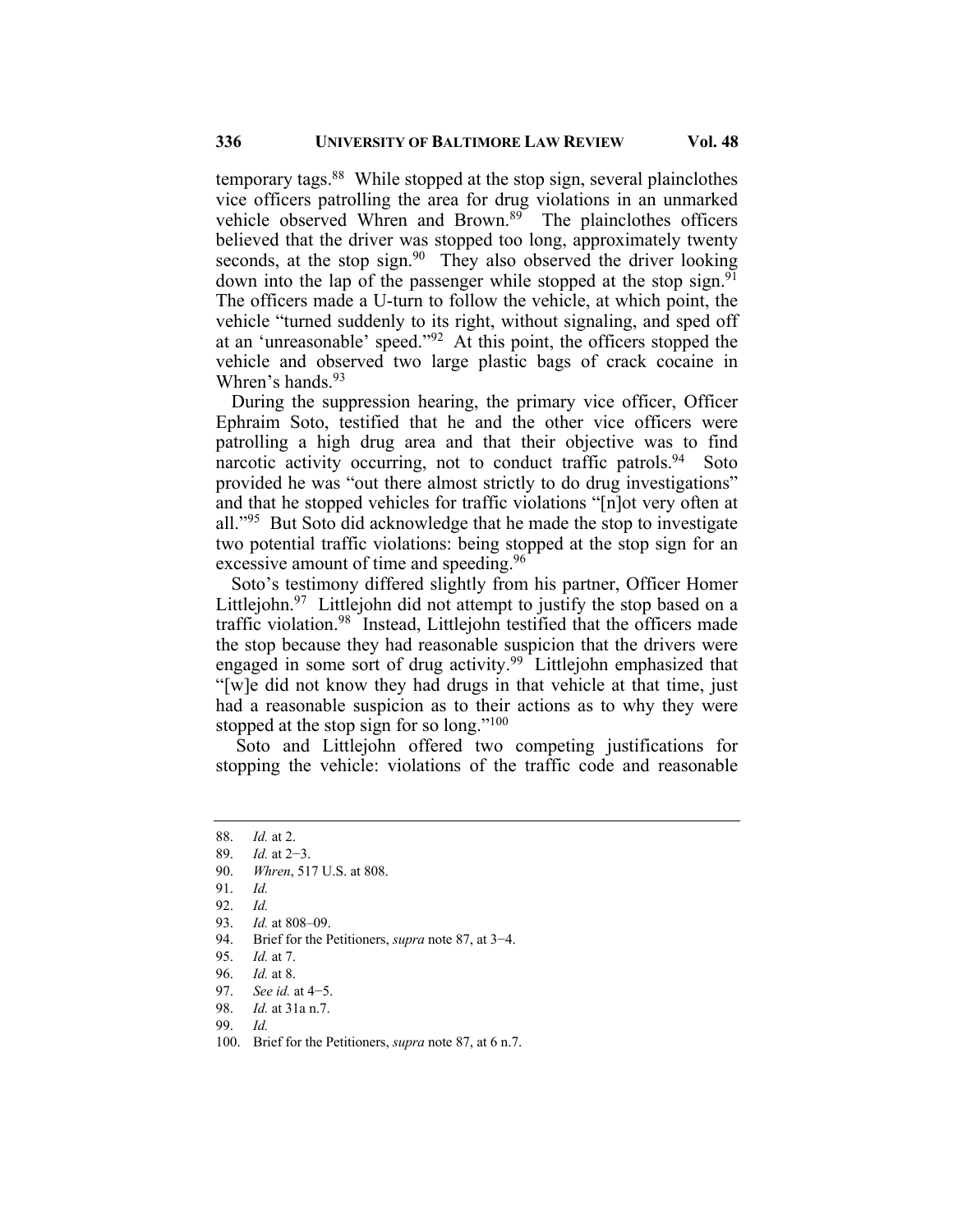temporary tags.[88] While stopped at the stop sign, several plainclothes vice officers patrolling the area for drug violations in an unmarked vehicle observed Whren and Brown.[89] The plainclothes officers believed that the driver was stopped too long, approximately twenty seconds, at the stop sign.[90] They also observed the driver looking down into the lap of the passenger while stopped at the stop sign.[91] The officers made a U-turn to follow the vehicle, at which point, the vehicle "turned suddenly to its right, without signaling, and sped off at an 'unreasonable' speed."[92] At this point, the officers stopped the vehicle and observed two large plastic bags of crack cocaine in Whren's hands.[93]

During the suppression hearing, the primary vice officer, Officer Ephraim Soto, testified that he and the other vice officers were patrolling a high drug area and that their objective was to find narcotic activity occurring, not to conduct traffic patrols.[94] Soto provided he was "out there almost strictly to do drug investigations" and that he stopped vehicles for traffic violations "[n]ot very often at all."[95] But Soto did acknowledge that he made the stop to investigate two potential traffic violations: being stopped at the stop sign for an excessive amount of time and speeding.[96]

Soto's testimony differed slightly from his partner, Officer Homer Littlejohn.[97] Littlejohn did not attempt to justify the stop based on a traffic violation.[98] Instead, Littlejohn testified that the officers made the stop because they had reasonable suspicion that the drivers were engaged in some sort of drug activity.[99] Littlejohn emphasized that "[w]e did not know they had drugs in that vehicle at that time, just had a reasonable suspicion as to their actions as to why they were stopped at the stop sign for so long."[100]

Soto and Littlejohn offered two competing justifications for stopping the vehicle: violations of the traffic code and reasonable

---

88. *Id.* at 2.
89. *Id.* at 2−3.
90. *Whren*, 517 U.S. at 808.
91. *Id.*
92. *Id.*
93. *Id.* at 808–09.
94. Brief for the Petitioners, *supra* note 87, at 3−4.
95. *Id.* at 7.
96. *Id.* at 8.
97. *See id.* at 4−5.
98. *Id.* at 31a n.7.
99. *Id.*
100. Brief for the Petitioners, *supra* note 87, at 6 n.7.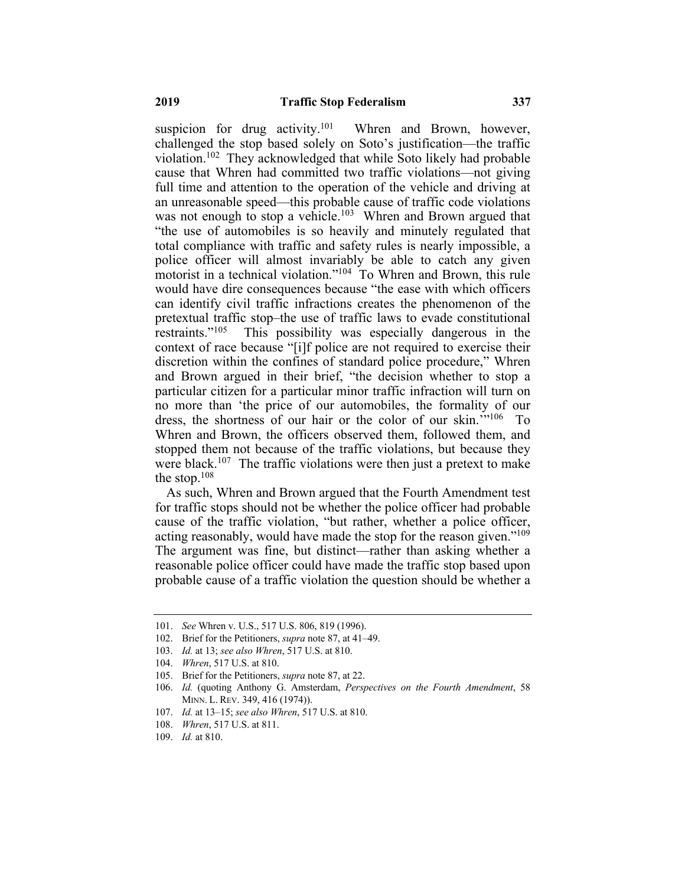suspicion for drug activity.[101] Whren and Brown, however, challenged the stop based solely on Soto's justification—the traffic violation.[102] They acknowledged that while Soto likely had probable cause that Whren had committed two traffic violations—not giving full time and attention to the operation of the vehicle and driving at an unreasonable speed—this probable cause of traffic code violations was not enough to stop a vehicle.[103] Whren and Brown argued that "the use of automobiles is so heavily and minutely regulated that total compliance with traffic and safety rules is nearly impossible, a police officer will almost invariably be able to catch any given motorist in a technical violation."[104] To Whren and Brown, this rule would have dire consequences because "the ease with which officers can identify civil traffic infractions creates the phenomenon of the pretextual traffic stop–the use of traffic laws to evade constitutional restraints."[105] This possibility was especially dangerous in the context of race because "[i]f police are not required to exercise their discretion within the confines of standard police procedure," Whren and Brown argued in their brief, "the decision whether to stop a particular citizen for a particular minor traffic infraction will turn on no more than 'the price of our automobiles, the formality of our dress, the shortness of our hair or the color of our skin.'"[106] To Whren and Brown, the officers observed them, followed them, and stopped them not because of the traffic violations, but because they were black.[107] The traffic violations were then just a pretext to make the stop.[108]

As such, Whren and Brown argued that the Fourth Amendment test for traffic stops should not be whether the police officer had probable cause of the traffic violation, "but rather, whether a police officer, acting reasonably, would have made the stop for the reason given."[109] The argument was fine, but distinct—rather than asking whether a reasonable police officer could have made the traffic stop based upon probable cause of a traffic violation the question should be whether a

---

101. *See* Whren v. U.S., 517 U.S. 806, 819 (1996).

102. Brief for the Petitioners, *supra* note 87, at 41–49.

103. *Id.* at 13; *see also Whren*, 517 U.S. at 810.

104. *Whren*, 517 U.S. at 810.

105. Brief for the Petitioners, *supra* note 87, at 22.

106. *Id.* (quoting Anthony G. Amsterdam, *Perspectives on the Fourth Amendment*, 58 MINN. L. REV. 349, 416 (1974)).

107. *Id.* at 13–15; *see also Whren*, 517 U.S. at 810.

108. *Whren*, 517 U.S. at 811.

109. *Id.* at 810.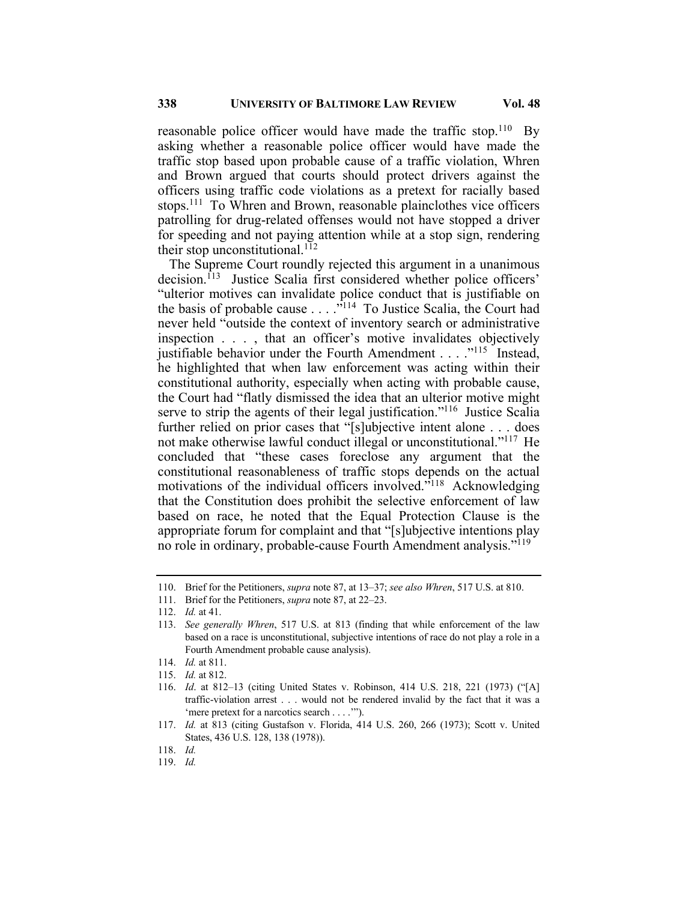reasonable police officer would have made the traffic stop.[110] By asking whether a reasonable police officer would have made the traffic stop based upon probable cause of a traffic violation, Whren and Brown argued that courts should protect drivers against the officers using traffic code violations as a pretext for racially based stops.[111] To Whren and Brown, reasonable plainclothes vice officers patrolling for drug-related offenses would not have stopped a driver for speeding and not paying attention while at a stop sign, rendering their stop unconstitutional.[112]

The Supreme Court roundly rejected this argument in a unanimous decision.[113] Justice Scalia first considered whether police officers' "ulterior motives can invalidate police conduct that is justifiable on the basis of probable cause . . . ."[114] To Justice Scalia, the Court had never held "outside the context of inventory search or administrative inspection . . . , that an officer's motive invalidates objectively justifiable behavior under the Fourth Amendment . . . ."[115] Instead, he highlighted that when law enforcement was acting within their constitutional authority, especially when acting with probable cause, the Court had "flatly dismissed the idea that an ulterior motive might serve to strip the agents of their legal justification."[116] Justice Scalia further relied on prior cases that "[s]ubjective intent alone . . . does not make otherwise lawful conduct illegal or unconstitutional."[117] He concluded that "these cases foreclose any argument that the constitutional reasonableness of traffic stops depends on the actual motivations of the individual officers involved."[118] Acknowledging that the Constitution does prohibit the selective enforcement of law based on race, he noted that the Equal Protection Clause is the appropriate forum for complaint and that "[s]ubjective intentions play no role in ordinary, probable-cause Fourth Amendment analysis."[119]

---

110. Brief for the Petitioners, *supra* note 87, at 13–37; *see also Whren*, 517 U.S. at 810.
111. Brief for the Petitioners, *supra* note 87, at 22–23.
112. *Id.* at 41.
113. *See generally Whren*, 517 U.S. at 813 (finding that while enforcement of the law based on a race is unconstitutional, subjective intentions of race do not play a role in a Fourth Amendment probable cause analysis).
114. *Id.* at 811.
115. *Id.* at 812.
116. *Id*. at 812–13 (citing United States v. Robinson, 414 U.S. 218, 221 (1973) ("[A] traffic-violation arrest . . . would not be rendered invalid by the fact that it was a 'mere pretext for a narcotics search . . . .'").
117. *Id.* at 813 (citing Gustafson v. Florida, 414 U.S. 260, 266 (1973); Scott v. United States, 436 U.S. 128, 138 (1978)).
118. *Id.*
119. *Id.*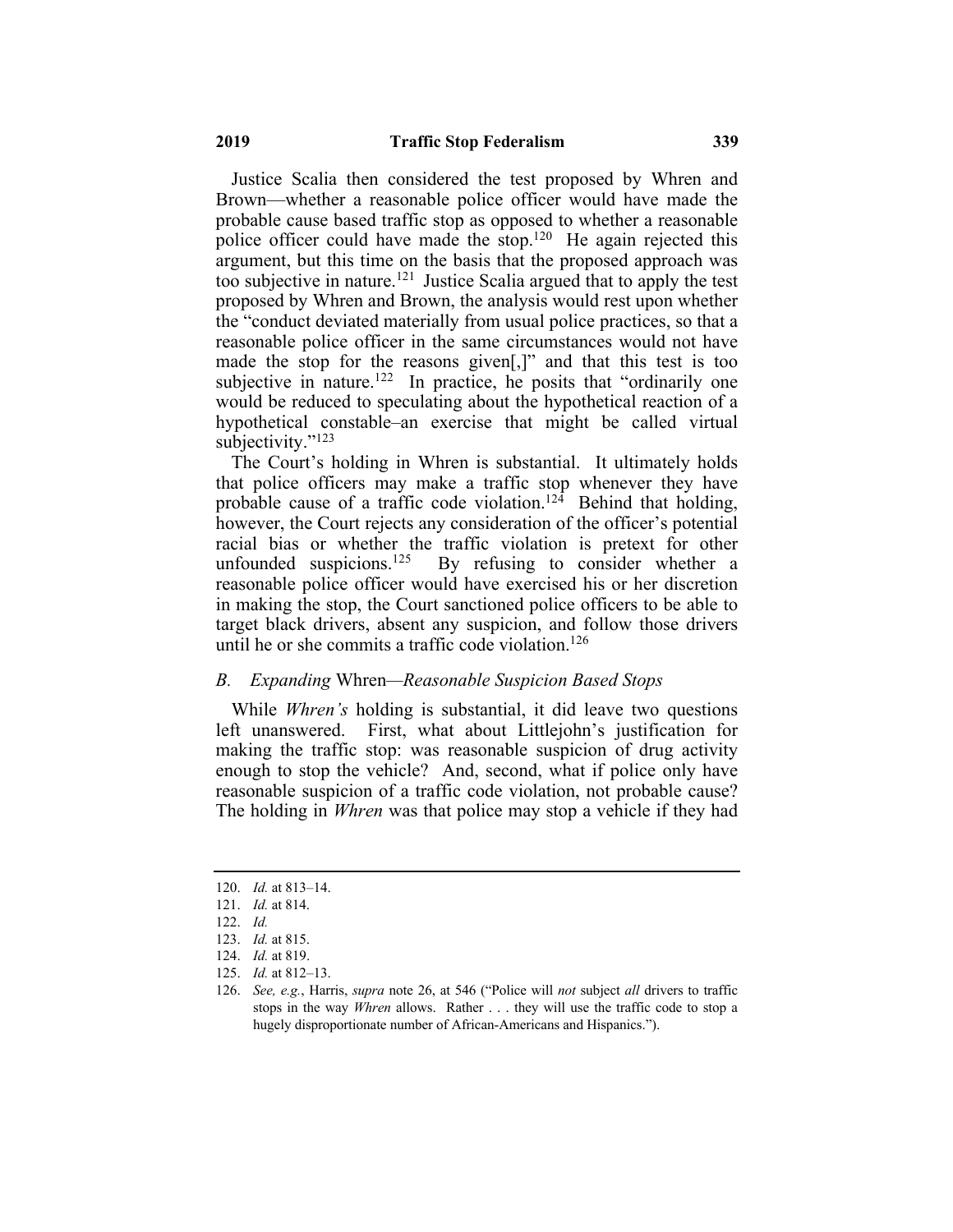Justice Scalia then considered the test proposed by Whren and Brown—whether a reasonable police officer would have made the probable cause based traffic stop as opposed to whether a reasonable police officer could have made the stop.[120] He again rejected this argument, but this time on the basis that the proposed approach was too subjective in nature.[121] Justice Scalia argued that to apply the test proposed by Whren and Brown, the analysis would rest upon whether the "conduct deviated materially from usual police practices, so that a reasonable police officer in the same circumstances would not have made the stop for the reasons given[,]" and that this test is too subjective in nature.[122] In practice, he posits that "ordinarily one would be reduced to speculating about the hypothetical reaction of a hypothetical constable–an exercise that might be called virtual subjectivity."[123]

The Court's holding in Whren is substantial. It ultimately holds that police officers may make a traffic stop whenever they have probable cause of a traffic code violation.[124] Behind that holding, however, the Court rejects any consideration of the officer's potential racial bias or whether the traffic violation is pretext for other unfounded suspicions.[125] By refusing to consider whether a reasonable police officer would have exercised his or her discretion in making the stop, the Court sanctioned police officers to be able to target black drivers, absent any suspicion, and follow those drivers until he or she commits a traffic code violation.[126]

### B. *Expanding* Whren—*Reasonable Suspicion Based Stops*

While *Whren's* holding is substantial, it did leave two questions left unanswered. First, what about Littlejohn's justification for making the traffic stop: was reasonable suspicion of drug activity enough to stop the vehicle? And, second, what if police only have reasonable suspicion of a traffic code violation, not probable cause? The holding in *Whren* was that police may stop a vehicle if they had

---

120. *Id.* at 813–14.

121. *Id.* at 814.

122. *Id.*

123. *Id.* at 815.

124. *Id.* at 819.

125. *Id.* at 812–13.

126. *See, e.g.*, Harris, *supra* note 26, at 546 ("Police will *not* subject *all* drivers to traffic stops in the way *Whren* allows. Rather . . . they will use the traffic code to stop a hugely disproportionate number of African-Americans and Hispanics.").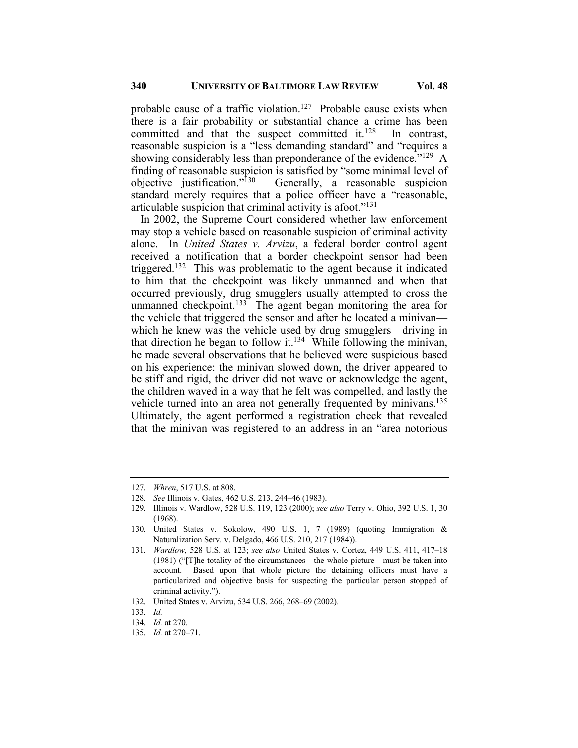probable cause of a traffic violation.[127] Probable cause exists when there is a fair probability or substantial chance a crime has been committed and that the suspect committed it.[128] In contrast, reasonable suspicion is a "less demanding standard" and "requires a showing considerably less than preponderance of the evidence."[129] A finding of reasonable suspicion is satisfied by "some minimal level of objective justification."[130] Generally, a reasonable suspicion standard merely requires that a police officer have a "reasonable, articulable suspicion that criminal activity is afoot."[131]

In 2002, the Supreme Court considered whether law enforcement may stop a vehicle based on reasonable suspicion of criminal activity alone. In *United States v. Arvizu*, a federal border control agent received a notification that a border checkpoint sensor had been triggered.[132] This was problematic to the agent because it indicated to him that the checkpoint was likely unmanned and when that occurred previously, drug smugglers usually attempted to cross the unmanned checkpoint.[133] The agent began monitoring the area for the vehicle that triggered the sensor and after he located a minivan—which he knew was the vehicle used by drug smugglers—driving in that direction he began to follow it.[134] While following the minivan, he made several observations that he believed were suspicious based on his experience: the minivan slowed down, the driver appeared to be stiff and rigid, the driver did not wave or acknowledge the agent, the children waved in a way that he felt was compelled, and lastly the vehicle turned into an area not generally frequented by minivans.[135] Ultimately, the agent performed a registration check that revealed that the minivan was registered to an address in an "area notorious

---

127. *Whren*, 517 U.S. at 808.
128. *See* Illinois v. Gates, 462 U.S. 213, 244–46 (1983).
129. Illinois v. Wardlow, 528 U.S. 119, 123 (2000); *see also* Terry v. Ohio, 392 U.S. 1, 30 (1968).
130. United States v. Sokolow, 490 U.S. 1, 7 (1989) (quoting Immigration & Naturalization Serv. v. Delgado, 466 U.S. 210, 217 (1984)).
131. *Wardlow*, 528 U.S. at 123; *see also* United States v. Cortez, 449 U.S. 411, 417–18 (1981) ("[T]he totality of the circumstances—the whole picture—must be taken into account. Based upon that whole picture the detaining officers must have a particularized and objective basis for suspecting the particular person stopped of criminal activity.").
132. United States v. Arvizu, 534 U.S. 266, 268–69 (2002).
133. *Id.*
134. *Id.* at 270.
135. *Id.* at 270–71.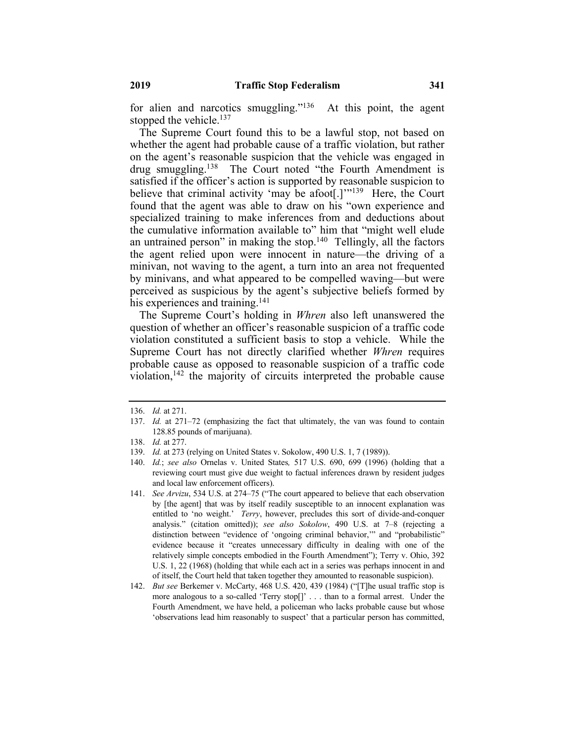for alien and narcotics smuggling."[136] At this point, the agent stopped the vehicle.[137]

The Supreme Court found this to be a lawful stop, not based on whether the agent had probable cause of a traffic violation, but rather on the agent's reasonable suspicion that the vehicle was engaged in drug smuggling.[138] The Court noted "the Fourth Amendment is satisfied if the officer's action is supported by reasonable suspicion to believe that criminal activity 'may be afoot[.]'"[139] Here, the Court found that the agent was able to draw on his "own experience and specialized training to make inferences from and deductions about the cumulative information available to" him that "might well elude an untrained person" in making the stop.[140] Tellingly, all the factors the agent relied upon were innocent in nature—the driving of a minivan, not waving to the agent, a turn into an area not frequented by minivans, and what appeared to be compelled waving—but were perceived as suspicious by the agent's subjective beliefs formed by his experiences and training.[141]

The Supreme Court's holding in *Whren* also left unanswered the question of whether an officer's reasonable suspicion of a traffic code violation constituted a sufficient basis to stop a vehicle. While the Supreme Court has not directly clarified whether *Whren* requires probable cause as opposed to reasonable suspicion of a traffic code violation,[142] the majority of circuits interpreted the probable cause

---

136. *Id.* at 271.

137. *Id.* at 271–72 (emphasizing the fact that ultimately, the van was found to contain 128.85 pounds of marijuana).

138. *Id.* at 277.

139. *Id.* at 273 (relying on United States v. Sokolow, 490 U.S. 1, 7 (1989)).

140. *Id.*; *see also* Ornelas v. United States*,* 517 U.S. 690, 699 (1996) (holding that a reviewing court must give due weight to factual inferences drawn by resident judges and local law enforcement officers).

141. *See Arvizu*, 534 U.S. at 274–75 ("The court appeared to believe that each observation by [the agent] that was by itself readily susceptible to an innocent explanation was entitled to 'no weight.' *Terry*, however, precludes this sort of divide-and-conquer analysis." (citation omitted)); *see also Sokolow*, 490 U.S. at 7–8 (rejecting a distinction between "evidence of 'ongoing criminal behavior,'" and "probabilistic" evidence because it "creates unnecessary difficulty in dealing with one of the relatively simple concepts embodied in the Fourth Amendment"); Terry v. Ohio, 392 U.S. 1, 22 (1968) (holding that while each act in a series was perhaps innocent in and of itself, the Court held that taken together they amounted to reasonable suspicion).

142. *But see* Berkemer v. McCarty, 468 U.S. 420, 439 (1984) ("[T]he usual traffic stop is more analogous to a so-called 'Terry stop[]' . . . than to a formal arrest. Under the Fourth Amendment, we have held, a policeman who lacks probable cause but whose 'observations lead him reasonably to suspect' that a particular person has committed,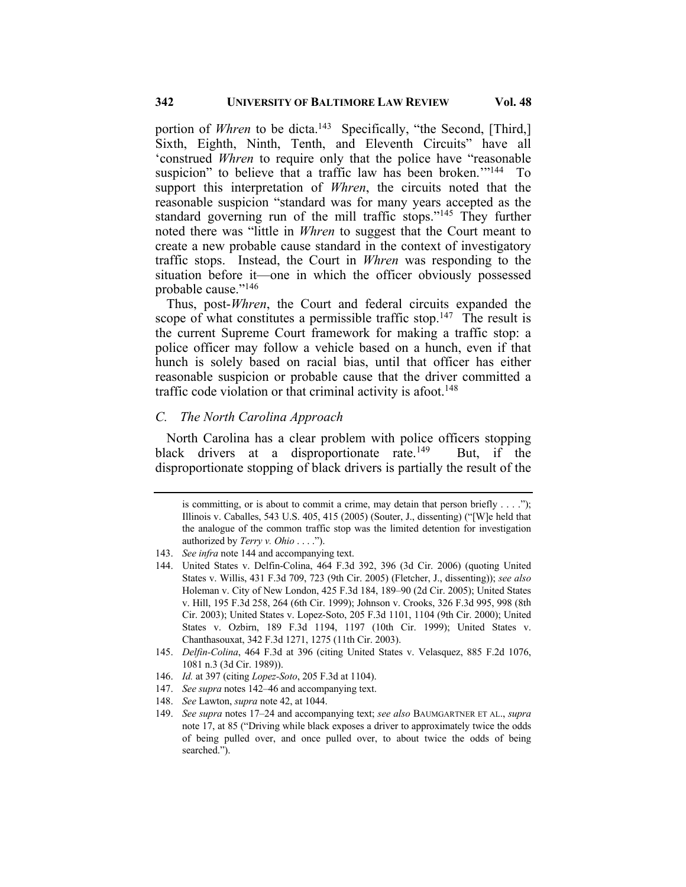portion of *Whren* to be dicta.[143] Specifically, "the Second, [Third,] Sixth, Eighth, Ninth, Tenth, and Eleventh Circuits" have all 'construed *Whren* to require only that the police have "reasonable suspicion" to believe that a traffic law has been broken.'"[144] To support this interpretation of *Whren*, the circuits noted that the reasonable suspicion "standard was for many years accepted as the standard governing run of the mill traffic stops."[145] They further noted there was "little in *Whren* to suggest that the Court meant to create a new probable cause standard in the context of investigatory traffic stops. Instead, the Court in *Whren* was responding to the situation before it—one in which the officer obviously possessed probable cause."[146]

Thus, post-*Whren*, the Court and federal circuits expanded the scope of what constitutes a permissible traffic stop.[147] The result is the current Supreme Court framework for making a traffic stop: a police officer may follow a vehicle based on a hunch, even if that hunch is solely based on racial bias, until that officer has either reasonable suspicion or probable cause that the driver committed a traffic code violation or that criminal activity is afoot.[148]

### *C. The North Carolina Approach*

North Carolina has a clear problem with police officers stopping black drivers at a disproportionate rate.[149] But, if the disproportionate stopping of black drivers is partially the result of the

---

is committing, or is about to commit a crime, may detain that person briefly . . . ."); Illinois v. Caballes, 543 U.S. 405, 415 (2005) (Souter, J., dissenting) ("[W]e held that the analogue of the common traffic stop was the limited detention for investigation authorized by *Terry v. Ohio* . . . .").

143. *See infra* note 144 and accompanying text.

144. United States v. Delfin-Colina, 464 F.3d 392, 396 (3d Cir. 2006) (quoting United States v. Willis, 431 F.3d 709, 723 (9th Cir. 2005) (Fletcher, J., dissenting)); *see also* Holeman v. City of New London, 425 F.3d 184, 189–90 (2d Cir. 2005); United States v. Hill, 195 F.3d 258, 264 (6th Cir. 1999); Johnson v. Crooks, 326 F.3d 995, 998 (8th Cir. 2003); United States v. Lopez-Soto, 205 F.3d 1101, 1104 (9th Cir. 2000); United States v. Ozbirn, 189 F.3d 1194, 1197 (10th Cir. 1999); United States v. Chanthasouxat, 342 F.3d 1271, 1275 (11th Cir. 2003).

145. *Delfin-Colina*, 464 F.3d at 396 (citing United States v. Velasquez, 885 F.2d 1076, 1081 n.3 (3d Cir. 1989)).

146. *Id.* at 397 (citing *Lopez-Soto*, 205 F.3d at 1104).

147. *See supra* notes 142–46 and accompanying text.

148. *See* Lawton, *supra* note 42, at 1044.

149. *See supra* notes 17–24 and accompanying text; *see also* BAUMGARTNER ET AL., *supra* note 17, at 85 ("Driving while black exposes a driver to approximately twice the odds of being pulled over, and once pulled over, to about twice the odds of being searched.").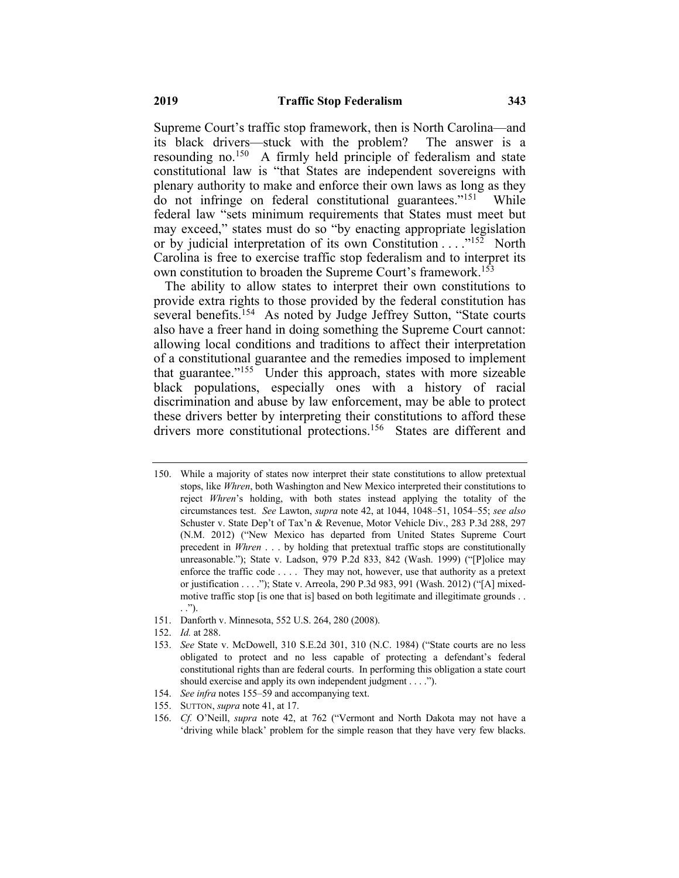Supreme Court's traffic stop framework, then is North Carolina—and its black drivers—stuck with the problem? The answer is a resounding no.[150] A firmly held principle of federalism and state constitutional law is "that States are independent sovereigns with plenary authority to make and enforce their own laws as long as they do not infringe on federal constitutional guarantees."[151] While federal law "sets minimum requirements that States must meet but may exceed," states must do so "by enacting appropriate legislation or by judicial interpretation of its own Constitution . . . ."[152] North Carolina is free to exercise traffic stop federalism and to interpret its own constitution to broaden the Supreme Court's framework.[153]

The ability to allow states to interpret their own constitutions to provide extra rights to those provided by the federal constitution has several benefits.[154] As noted by Judge Jeffrey Sutton, "State courts also have a freer hand in doing something the Supreme Court cannot: allowing local conditions and traditions to affect their interpretation of a constitutional guarantee and the remedies imposed to implement that guarantee."[155] Under this approach, states with more sizeable black populations, especially ones with a history of racial discrimination and abuse by law enforcement, may be able to protect these drivers better by interpreting their constitutions to afford these drivers more constitutional protections.[156] States are different and

---

150. While a majority of states now interpret their state constitutions to allow pretextual stops, like *Whren*, both Washington and New Mexico interpreted their constitutions to reject *Whren*'s holding, with both states instead applying the totality of the circumstances test. *See* Lawton, *supra* note 42, at 1044, 1048–51, 1054–55; *see also* Schuster v. State Dep't of Tax'n & Revenue, Motor Vehicle Div., 283 P.3d 288, 297 (N.M. 2012) ("New Mexico has departed from United States Supreme Court precedent in *Whren* . . . by holding that pretextual traffic stops are constitutionally unreasonable."); State v. Ladson, 979 P.2d 833, 842 (Wash. 1999) ("[P]olice may enforce the traffic code . . . . They may not, however, use that authority as a pretext or justification . . . ."); State v. Arreola, 290 P.3d 983, 991 (Wash. 2012) ("[A] mixed-motive traffic stop [is one that is] based on both legitimate and illegitimate grounds . . . .").

151. Danforth v. Minnesota, 552 U.S. 264, 280 (2008).

152. *Id.* at 288.

153. *See* State v. McDowell, 310 S.E.2d 301, 310 (N.C. 1984) ("State courts are no less obligated to protect and no less capable of protecting a defendant's federal constitutional rights than are federal courts. In performing this obligation a state court should exercise and apply its own independent judgment . . . .").

154. *See infra* notes 155–59 and accompanying text.

155. SUTTON, *supra* note 41, at 17.

156. *Cf.* O'Neill, *supra* note 42, at 762 ("Vermont and North Dakota may not have a 'driving while black' problem for the simple reason that they have very few blacks.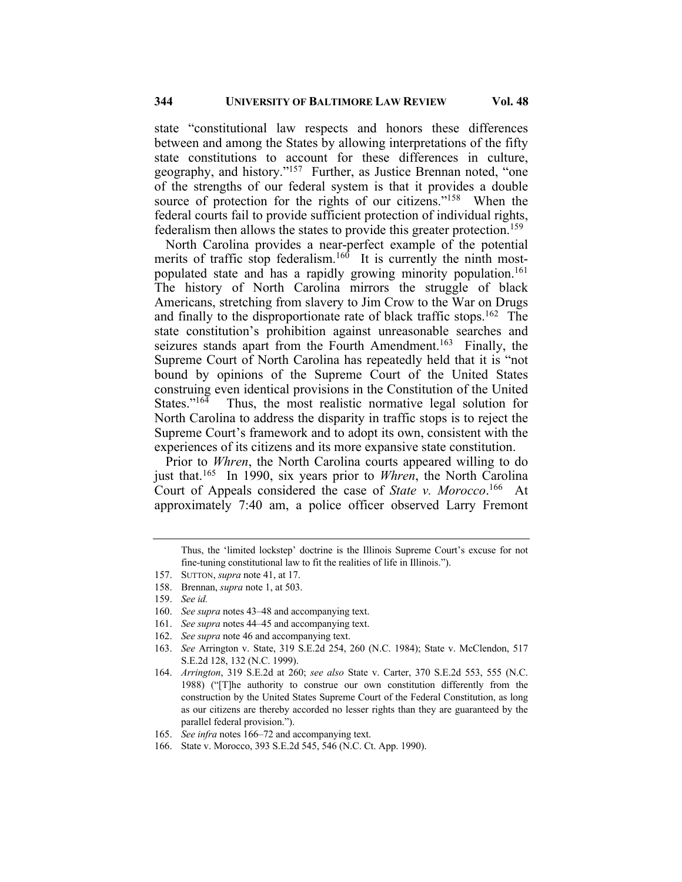state "constitutional law respects and honors these differences between and among the States by allowing interpretations of the fifty state constitutions to account for these differences in culture, geography, and history."[157] Further, as Justice Brennan noted, "one of the strengths of our federal system is that it provides a double source of protection for the rights of our citizens."[158] When the federal courts fail to provide sufficient protection of individual rights, federalism then allows the states to provide this greater protection.[159]

North Carolina provides a near-perfect example of the potential merits of traffic stop federalism.[160] It is currently the ninth most-populated state and has a rapidly growing minority population.[161] The history of North Carolina mirrors the struggle of black Americans, stretching from slavery to Jim Crow to the War on Drugs and finally to the disproportionate rate of black traffic stops.[162] The state constitution's prohibition against unreasonable searches and seizures stands apart from the Fourth Amendment.[163] Finally, the Supreme Court of North Carolina has repeatedly held that it is "not bound by opinions of the Supreme Court of the United States construing even identical provisions in the Constitution of the United States."[164] Thus, the most realistic normative legal solution for North Carolina to address the disparity in traffic stops is to reject the Supreme Court's framework and to adopt its own, consistent with the experiences of its citizens and its more expansive state constitution.

Prior to *Whren*, the North Carolina courts appeared willing to do just that.[165] In 1990, six years prior to *Whren*, the North Carolina Court of Appeals considered the case of *State v. Morocco*.[166] At approximately 7:40 am, a police officer observed Larry Fremont

---

Thus, the 'limited lockstep' doctrine is the Illinois Supreme Court's excuse for not fine-tuning constitutional law to fit the realities of life in Illinois.").

157. SUTTON, *supra* note 41, at 17.
158. Brennan, *supra* note 1, at 503.
159. *See id.*
160. *See supra* notes 43–48 and accompanying text.
161. *See supra* notes 44–45 and accompanying text.
162. *See supra* note 46 and accompanying text.
163. *See* Arrington v. State, 319 S.E.2d 254, 260 (N.C. 1984); State v. McClendon, 517 S.E.2d 128, 132 (N.C. 1999).
164. *Arrington*, 319 S.E.2d at 260; *see also* State v. Carter, 370 S.E.2d 553, 555 (N.C. 1988) ("[T]he authority to construe our own constitution differently from the construction by the United States Supreme Court of the Federal Constitution, as long as our citizens are thereby accorded no lesser rights than they are guaranteed by the parallel federal provision.").
165. *See infra* notes 166–72 and accompanying text.
166. State v. Morocco, 393 S.E.2d 545, 546 (N.C. Ct. App. 1990).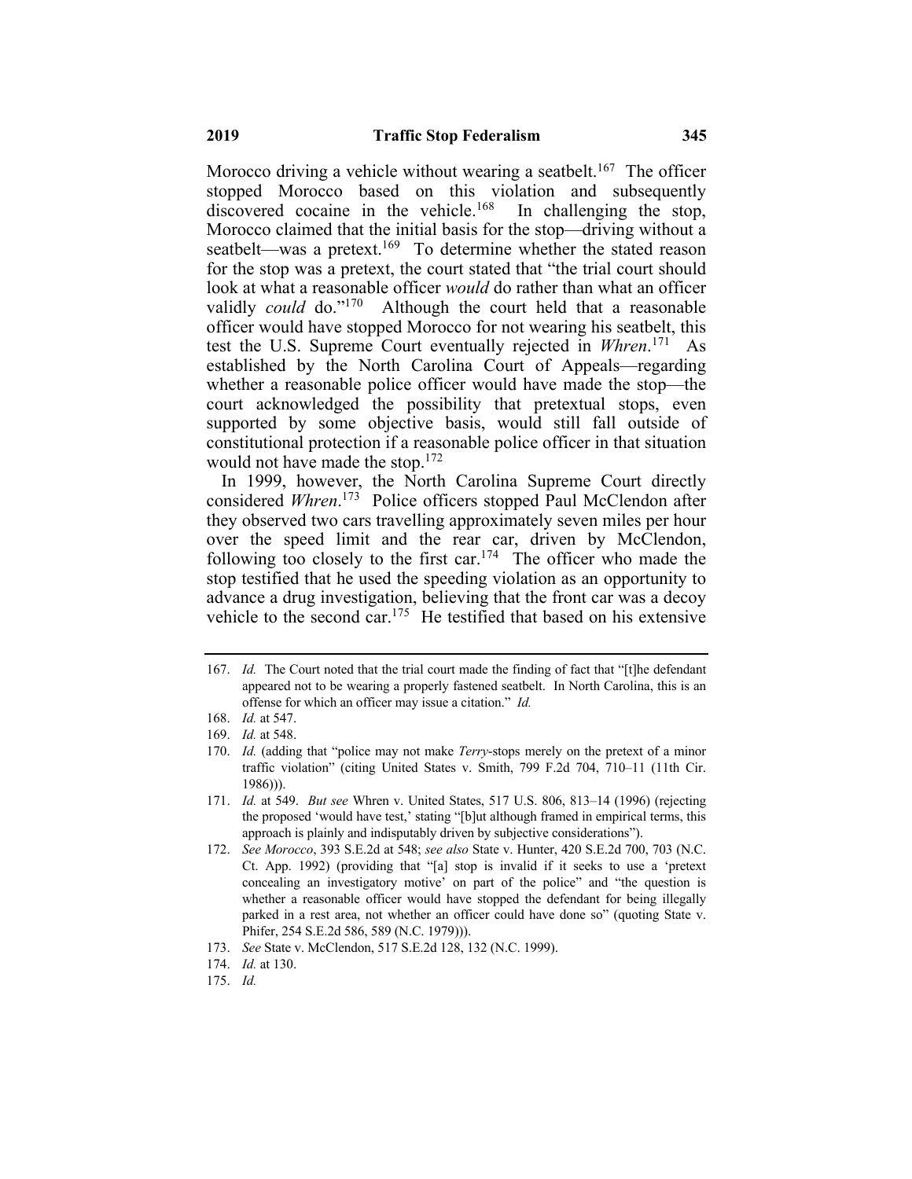Morocco driving a vehicle without wearing a seatbelt.[167] The officer stopped Morocco based on this violation and subsequently discovered cocaine in the vehicle.[168] In challenging the stop, Morocco claimed that the initial basis for the stop—driving without a seatbelt—was a pretext.[169] To determine whether the stated reason for the stop was a pretext, the court stated that "the trial court should look at what a reasonable officer *would* do rather than what an officer validly *could* do."[170] Although the court held that a reasonable officer would have stopped Morocco for not wearing his seatbelt, this test the U.S. Supreme Court eventually rejected in *Whren*.[171] As established by the North Carolina Court of Appeals—regarding whether a reasonable police officer would have made the stop—the court acknowledged the possibility that pretextual stops, even supported by some objective basis, would still fall outside of constitutional protection if a reasonable police officer in that situation would not have made the stop.[172]

In 1999, however, the North Carolina Supreme Court directly considered *Whren*.[173] Police officers stopped Paul McClendon after they observed two cars travelling approximately seven miles per hour over the speed limit and the rear car, driven by McClendon, following too closely to the first car.[174] The officer who made the stop testified that he used the speeding violation as an opportunity to advance a drug investigation, believing that the front car was a decoy vehicle to the second car.[175] He testified that based on his extensive

---

167. *Id.* The Court noted that the trial court made the finding of fact that "[t]he defendant appeared not to be wearing a properly fastened seatbelt. In North Carolina, this is an offense for which an officer may issue a citation." *Id.*

168. *Id.* at 547.

169. *Id.* at 548.

170. *Id.* (adding that "police may not make *Terry*-stops merely on the pretext of a minor traffic violation" (citing United States v. Smith, 799 F.2d 704, 710–11 (11th Cir. 1986))).

171. *Id.* at 549. *But see* Whren v. United States, 517 U.S. 806, 813–14 (1996) (rejecting the proposed 'would have test,' stating "[b]ut although framed in empirical terms, this approach is plainly and indisputably driven by subjective considerations").

172. *See Morocco*, 393 S.E.2d at 548; *see also* State v. Hunter, 420 S.E.2d 700, 703 (N.C. Ct. App. 1992) (providing that "[a] stop is invalid if it seeks to use a 'pretext concealing an investigatory motive' on part of the police" and "the question is whether a reasonable officer would have stopped the defendant for being illegally parked in a rest area, not whether an officer could have done so" (quoting State v. Phifer, 254 S.E.2d 586, 589 (N.C. 1979))).

173. *See* State v. McClendon, 517 S.E.2d 128, 132 (N.C. 1999).

174. *Id.* at 130.

175. *Id.*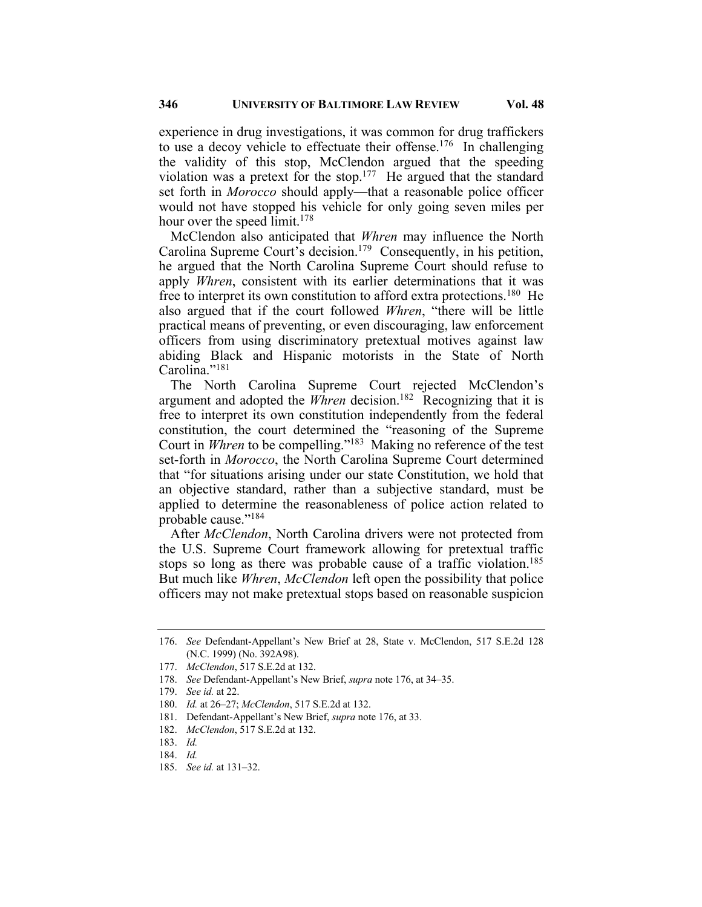experience in drug investigations, it was common for drug traffickers to use a decoy vehicle to effectuate their offense.[176] In challenging the validity of this stop, McClendon argued that the speeding violation was a pretext for the stop.[177] He argued that the standard set forth in *Morocco* should apply—that a reasonable police officer would not have stopped his vehicle for only going seven miles per hour over the speed limit.[178]

McClendon also anticipated that *Whren* may influence the North Carolina Supreme Court's decision.[179] Consequently, in his petition, he argued that the North Carolina Supreme Court should refuse to apply *Whren*, consistent with its earlier determinations that it was free to interpret its own constitution to afford extra protections.[180] He also argued that if the court followed *Whren*, "there will be little practical means of preventing, or even discouraging, law enforcement officers from using discriminatory pretextual motives against law abiding Black and Hispanic motorists in the State of North Carolina."[181]

The North Carolina Supreme Court rejected McClendon's argument and adopted the *Whren* decision.[182] Recognizing that it is free to interpret its own constitution independently from the federal constitution, the court determined the "reasoning of the Supreme Court in *Whren* to be compelling."[183] Making no reference of the test set-forth in *Morocco*, the North Carolina Supreme Court determined that "for situations arising under our state Constitution, we hold that an objective standard, rather than a subjective standard, must be applied to determine the reasonableness of police action related to probable cause."[184]

After *McClendon*, North Carolina drivers were not protected from the U.S. Supreme Court framework allowing for pretextual traffic stops so long as there was probable cause of a traffic violation.[185] But much like *Whren*, *McClendon* left open the possibility that police officers may not make pretextual stops based on reasonable suspicion

---

176. *See* Defendant-Appellant's New Brief at 28, State v. McClendon, 517 S.E.2d 128 (N.C. 1999) (No. 392A98).

177. *McClendon*, 517 S.E.2d at 132.

178. *See* Defendant-Appellant's New Brief, *supra* note 176, at 34–35.

179. *See id.* at 22.

180. *Id.* at 26–27; *McClendon*, 517 S.E.2d at 132.

181. Defendant-Appellant's New Brief, *supra* note 176, at 33.

182. *McClendon*, 517 S.E.2d at 132.

183. *Id.*

184. *Id.*

185. *See id.* at 131–32.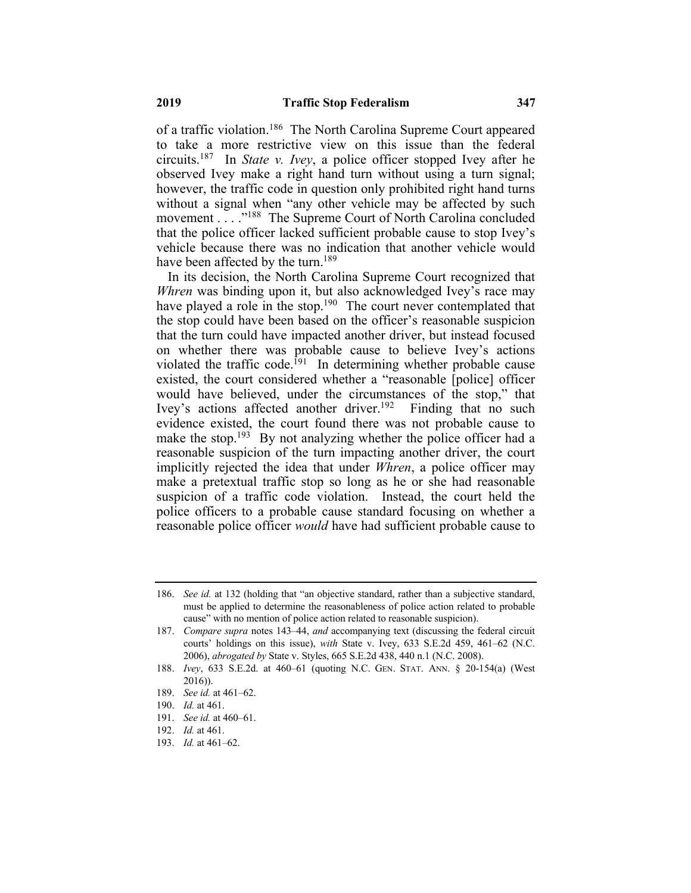of a traffic violation.[186] The North Carolina Supreme Court appeared to take a more restrictive view on this issue than the federal circuits.[187] In *State v. Ivey*, a police officer stopped Ivey after he observed Ivey make a right hand turn without using a turn signal; however, the traffic code in question only prohibited right hand turns without a signal when "any other vehicle may be affected by such movement . . . ."[188] The Supreme Court of North Carolina concluded that the police officer lacked sufficient probable cause to stop Ivey's vehicle because there was no indication that another vehicle would have been affected by the turn.[189]

In its decision, the North Carolina Supreme Court recognized that *Whren* was binding upon it, but also acknowledged Ivey's race may have played a role in the stop.[190] The court never contemplated that the stop could have been based on the officer's reasonable suspicion that the turn could have impacted another driver, but instead focused on whether there was probable cause to believe Ivey's actions violated the traffic code.[191] In determining whether probable cause existed, the court considered whether a "reasonable [police] officer would have believed, under the circumstances of the stop," that Ivey's actions affected another driver.[192] Finding that no such evidence existed, the court found there was not probable cause to make the stop.[193] By not analyzing whether the police officer had a reasonable suspicion of the turn impacting another driver, the court implicitly rejected the idea that under *Whren*, a police officer may make a pretextual traffic stop so long as he or she had reasonable suspicion of a traffic code violation. Instead, the court held the police officers to a probable cause standard focusing on whether a reasonable police officer *would* have had sufficient probable cause to

---

186. *See id.* at 132 (holding that "an objective standard, rather than a subjective standard, must be applied to determine the reasonableness of police action related to probable cause" with no mention of police action related to reasonable suspicion).

187. *Compare supra* notes 143–44, *and* accompanying text (discussing the federal circuit courts' holdings on this issue), *with* State v. Ivey, 633 S.E.2d 459, 461–62 (N.C. 2006), *abrogated by* State v. Styles, 665 S.E.2d 438, 440 n.1 (N.C. 2008).

188. *Ivey*, 633 S.E.2d. at 460–61 (quoting N.C. GEN. STAT. ANN. § 20-154(a) (West 2016)).

189. *See id.* at 461–62.

190. *Id.* at 461.

191. *See id.* at 460–61.

192. *Id.* at 461.

193. *Id.* at 461–62.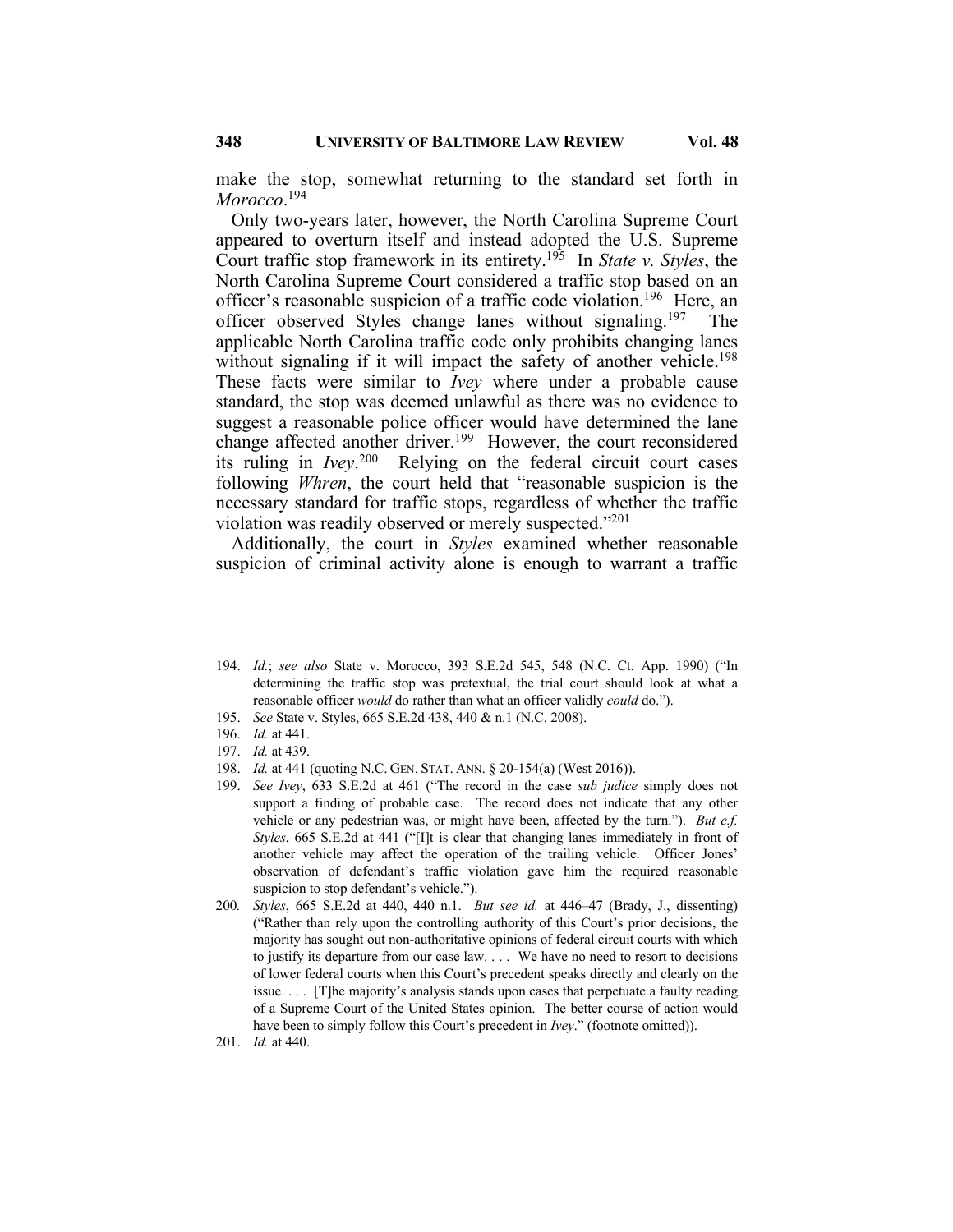make the stop, somewhat returning to the standard set forth in *Morocco*.[194]

Only two-years later, however, the North Carolina Supreme Court appeared to overturn itself and instead adopted the U.S. Supreme Court traffic stop framework in its entirety.[195] In *State v. Styles*, the North Carolina Supreme Court considered a traffic stop based on an officer's reasonable suspicion of a traffic code violation.[196] Here, an officer observed Styles change lanes without signaling.[197] The applicable North Carolina traffic code only prohibits changing lanes without signaling if it will impact the safety of another vehicle.[198] These facts were similar to *Ivey* where under a probable cause standard, the stop was deemed unlawful as there was no evidence to suggest a reasonable police officer would have determined the lane change affected another driver.[199] However, the court reconsidered its ruling in *Ivey*.[200] Relying on the federal circuit court cases following *Whren*, the court held that "reasonable suspicion is the necessary standard for traffic stops, regardless of whether the traffic violation was readily observed or merely suspected."[201]

Additionally, the court in *Styles* examined whether reasonable suspicion of criminal activity alone is enough to warrant a traffic

---

194. *Id.*; *see also* State v. Morocco, 393 S.E.2d 545, 548 (N.C. Ct. App. 1990) ("In determining the traffic stop was pretextual, the trial court should look at what a reasonable officer *would* do rather than what an officer validly *could* do.").

195. *See* State v. Styles, 665 S.E.2d 438, 440 & n.1 (N.C. 2008).

196. *Id.* at 441.

197. *Id.* at 439.

198. *Id.* at 441 (quoting N.C. GEN. STAT. ANN. § 20-154(a) (West 2016)).

199. *See Ivey*, 633 S.E.2d at 461 ("The record in the case *sub judice* simply does not support a finding of probable case. The record does not indicate that any other vehicle or any pedestrian was, or might have been, affected by the turn."). *But c.f. Styles*, 665 S.E.2d at 441 ("[I]t is clear that changing lanes immediately in front of another vehicle may affect the operation of the trailing vehicle. Officer Jones' observation of defendant's traffic violation gave him the required reasonable suspicion to stop defendant's vehicle.").

200. *Styles*, 665 S.E.2d at 440, 440 n.1. *But see id.* at 446–47 (Brady, J., dissenting) ("Rather than rely upon the controlling authority of this Court's prior decisions, the majority has sought out non-authoritative opinions of federal circuit courts with which to justify its departure from our case law. . . . We have no need to resort to decisions of lower federal courts when this Court's precedent speaks directly and clearly on the issue. . . . [T]he majority's analysis stands upon cases that perpetuate a faulty reading of a Supreme Court of the United States opinion. The better course of action would have been to simply follow this Court's precedent in *Ivey*." (footnote omitted)).

201. *Id.* at 440.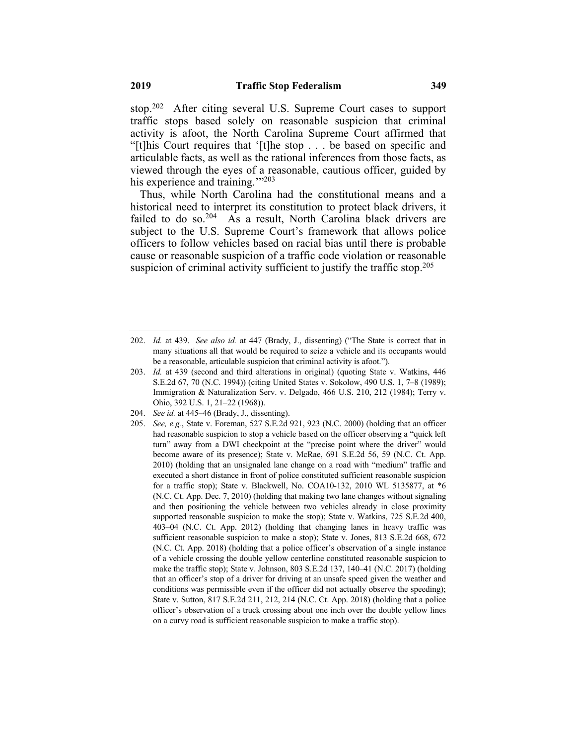stop.[202] After citing several U.S. Supreme Court cases to support traffic stops based solely on reasonable suspicion that criminal activity is afoot, the North Carolina Supreme Court affirmed that "[t]his Court requires that '[t]he stop . . . be based on specific and articulable facts, as well as the rational inferences from those facts, as viewed through the eyes of a reasonable, cautious officer, guided by his experience and training.'"[203]

Thus, while North Carolina had the constitutional means and a historical need to interpret its constitution to protect black drivers, it failed to do so.[204] As a result, North Carolina black drivers are subject to the U.S. Supreme Court's framework that allows police officers to follow vehicles based on racial bias until there is probable cause or reasonable suspicion of a traffic code violation or reasonable suspicion of criminal activity sufficient to justify the traffic stop.[205]

---

202. *Id.* at 439. *See also id.* at 447 (Brady, J., dissenting) ("The State is correct that in many situations all that would be required to seize a vehicle and its occupants would be a reasonable, articulable suspicion that criminal activity is afoot.").

203. *Id.* at 439 (second and third alterations in original) (quoting State v. Watkins, 446 S.E.2d 67, 70 (N.C. 1994)) (citing United States v. Sokolow, 490 U.S. 1, 7–8 (1989); Immigration & Naturalization Serv. v. Delgado, 466 U.S. 210, 212 (1984); Terry v. Ohio, 392 U.S. 1, 21–22 (1968)).

204. *See id.* at 445–46 (Brady, J., dissenting).

205. *See, e.g.*, State v. Foreman, 527 S.E.2d 921, 923 (N.C. 2000) (holding that an officer had reasonable suspicion to stop a vehicle based on the officer observing a "quick left turn" away from a DWI checkpoint at the "precise point where the driver" would become aware of its presence); State v. McRae, 691 S.E.2d 56, 59 (N.C. Ct. App. 2010) (holding that an unsignaled lane change on a road with "medium" traffic and executed a short distance in front of police constituted sufficient reasonable suspicion for a traffic stop); State v. Blackwell, No. COA10-132, 2010 WL 5135877, at *6 (N.C. Ct. App. Dec. 7, 2010) (holding that making two lane changes without signaling and then positioning the vehicle between two vehicles already in close proximity supported reasonable suspicion to make the stop); State v. Watkins, 725 S.E.2d 400, 403–04 (N.C. Ct. App. 2012) (holding that changing lanes in heavy traffic was sufficient reasonable suspicion to make a stop); State v. Jones, 813 S.E.2d 668, 672 (N.C. Ct. App. 2018) (holding that a police officer's observation of a single instance of a vehicle crossing the double yellow centerline constituted reasonable suspicion to make the traffic stop); State v. Johnson, 803 S.E.2d 137, 140–41 (N.C. 2017) (holding that an officer's stop of a driver for driving at an unsafe speed given the weather and conditions was permissible even if the officer did not actually observe the speeding); State v. Sutton, 817 S.E.2d 211, 212, 214 (N.C. Ct. App. 2018) (holding that a police officer's observation of a truck crossing about one inch over the double yellow lines on a curvy road is sufficient reasonable suspicion to make a traffic stop).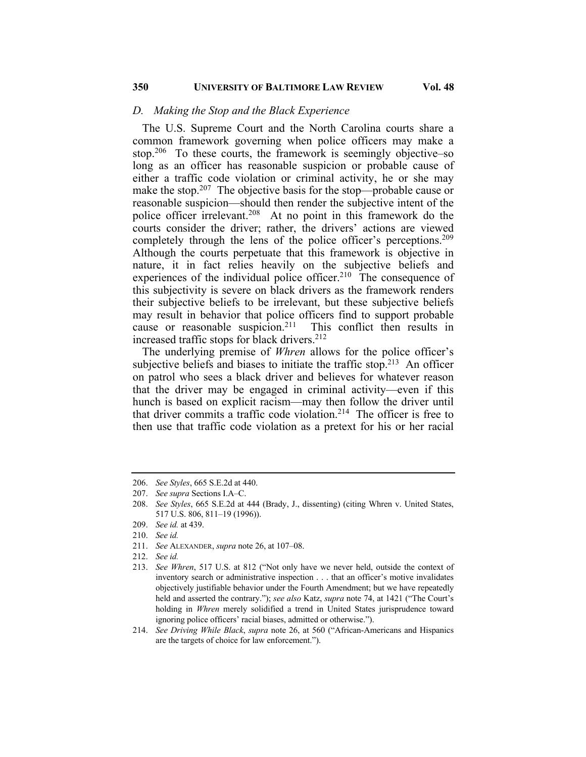### D. Making the Stop and the Black Experience

The U.S. Supreme Court and the North Carolina courts share a common framework governing when police officers may make a stop.[206] To these courts, the framework is seemingly objective–so long as an officer has reasonable suspicion or probable cause of either a traffic code violation or criminal activity, he or she may make the stop.[207] The objective basis for the stop—probable cause or reasonable suspicion—should then render the subjective intent of the police officer irrelevant.[208] At no point in this framework do the courts consider the driver; rather, the drivers' actions are viewed completely through the lens of the police officer's perceptions.[209] Although the courts perpetuate that this framework is objective in nature, it in fact relies heavily on the subjective beliefs and experiences of the individual police officer.[210] The consequence of this subjectivity is severe on black drivers as the framework renders their subjective beliefs to be irrelevant, but these subjective beliefs may result in behavior that police officers find to support probable cause or reasonable suspicion.[211] This conflict then results in increased traffic stops for black drivers.[212]

The underlying premise of *Whren* allows for the police officer's subjective beliefs and biases to initiate the traffic stop.[213] An officer on patrol who sees a black driver and believes for whatever reason that the driver may be engaged in criminal activity—even if this hunch is based on explicit racism—may then follow the driver until that driver commits a traffic code violation.[214] The officer is free to then use that traffic code violation as a pretext for his or her racial

---

206. *See Styles*, 665 S.E.2d at 440.

207. *See supra* Sections I.A–C.

208. *See Styles*, 665 S.E.2d at 444 (Brady, J., dissenting) (citing Whren v. United States, 517 U.S. 806, 811–19 (1996)).

209. *See id.* at 439.

210. *See id.*

211. *See* ALEXANDER, *supra* note 26, at 107–08.

212. *See id.*

213. *See Whren*, 517 U.S. at 812 ("Not only have we never held, outside the context of inventory search or administrative inspection . . . that an officer's motive invalidates objectively justifiable behavior under the Fourth Amendment; but we have repeatedly held and asserted the contrary."); *see also* Katz, *supra* note 74, at 1421 ("The Court's holding in *Whren* merely solidified a trend in United States jurisprudence toward ignoring police officers' racial biases, admitted or otherwise.").

214. *See Driving While Black*, *supra* note 26, at 560 ("African-Americans and Hispanics are the targets of choice for law enforcement.").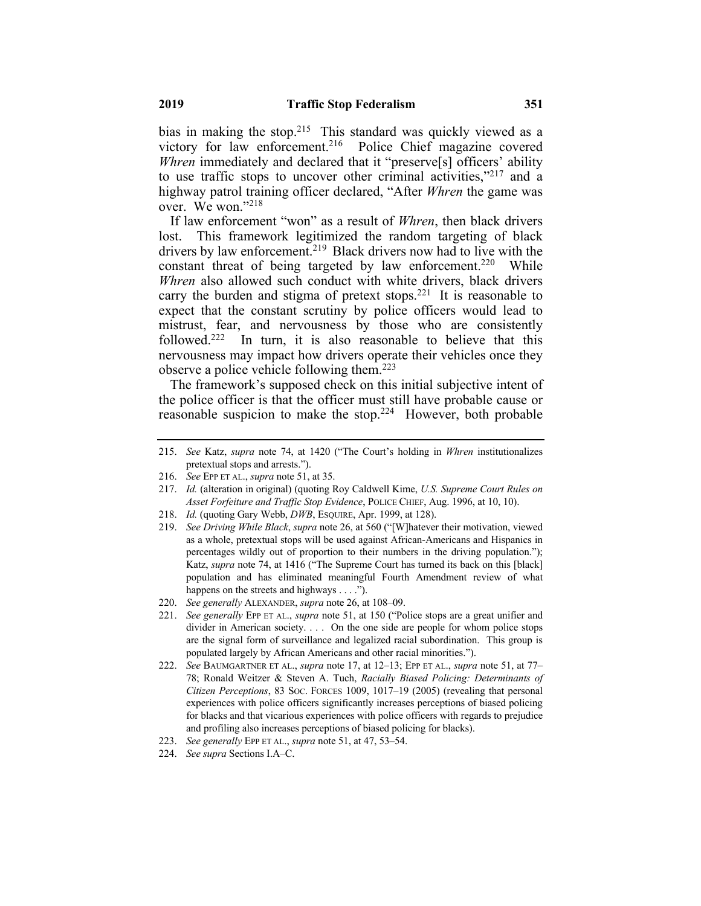bias in making the stop.[215] This standard was quickly viewed as a victory for law enforcement.[216] Police Chief magazine covered *Whren* immediately and declared that it "preserve[s] officers' ability to use traffic stops to uncover other criminal activities,"[217] and a highway patrol training officer declared, "After *Whren* the game was over. We won."[218]

If law enforcement "won" as a result of *Whren*, then black drivers lost. This framework legitimized the random targeting of black drivers by law enforcement.[219] Black drivers now had to live with the constant threat of being targeted by law enforcement.[220] While *Whren* also allowed such conduct with white drivers, black drivers carry the burden and stigma of pretext stops.[221] It is reasonable to expect that the constant scrutiny by police officers would lead to mistrust, fear, and nervousness by those who are consistently followed.[222] In turn, it is also reasonable to believe that this nervousness may impact how drivers operate their vehicles once they observe a police vehicle following them.[223]

The framework's supposed check on this initial subjective intent of the police officer is that the officer must still have probable cause or reasonable suspicion to make the stop.[224] However, both probable

---

215. *See* Katz, *supra* note 74, at 1420 ("The Court's holding in *Whren* institutionalizes pretextual stops and arrests.").

216. *See* EPP ET AL., *supra* note 51, at 35.

217. *Id.* (alteration in original) (quoting Roy Caldwell Kime, *U.S. Supreme Court Rules on Asset Forfeiture and Traffic Stop Evidence*, POLICE CHIEF, Aug. 1996, at 10, 10).

218. *Id.* (quoting Gary Webb, *DWB*, ESQUIRE, Apr. 1999, at 128).

219. *See Driving While Black*, *supra* note 26, at 560 ("[W]hatever their motivation, viewed as a whole, pretextual stops will be used against African-Americans and Hispanics in percentages wildly out of proportion to their numbers in the driving population."); Katz, *supra* note 74, at 1416 ("The Supreme Court has turned its back on this [black] population and has eliminated meaningful Fourth Amendment review of what happens on the streets and highways . . . .").

220. *See generally* ALEXANDER, *supra* note 26, at 108–09.

221. *See generally* EPP ET AL., *supra* note 51, at 150 ("Police stops are a great unifier and divider in American society. . . . On the one side are people for whom police stops are the signal form of surveillance and legalized racial subordination. This group is populated largely by African Americans and other racial minorities.").

222. *See* BAUMGARTNER ET AL., *supra* note 17, at 12–13; EPP ET AL., *supra* note 51, at 77–78; Ronald Weitzer & Steven A. Tuch, *Racially Biased Policing: Determinants of Citizen Perceptions*, 83 SOC. FORCES 1009, 1017–19 (2005) (revealing that personal experiences with police officers significantly increases perceptions of biased policing for blacks and that vicarious experiences with police officers with regards to prejudice and profiling also increases perceptions of biased policing for blacks).

223. *See generally* EPP ET AL., *supra* note 51, at 47, 53–54.

224. *See supra* Sections I.A–C.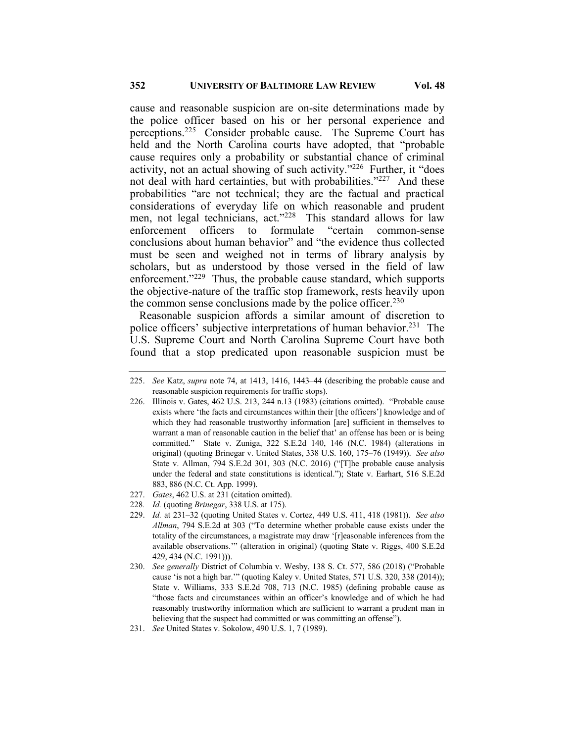cause and reasonable suspicion are on-site determinations made by the police officer based on his or her personal experience and perceptions.[225] Consider probable cause. The Supreme Court has held and the North Carolina courts have adopted, that "probable cause requires only a probability or substantial chance of criminal activity, not an actual showing of such activity."[226] Further, it "does not deal with hard certainties, but with probabilities."[227] And these probabilities "are not technical; they are the factual and practical considerations of everyday life on which reasonable and prudent men, not legal technicians, act."[228] This standard allows for law enforcement officers to formulate "certain common-sense conclusions about human behavior" and "the evidence thus collected must be seen and weighed not in terms of library analysis by scholars, but as understood by those versed in the field of law enforcement."[229] Thus, the probable cause standard, which supports the objective-nature of the traffic stop framework, rests heavily upon the common sense conclusions made by the police officer.[230]

Reasonable suspicion affords a similar amount of discretion to police officers' subjective interpretations of human behavior.[231] The U.S. Supreme Court and North Carolina Supreme Court have both found that a stop predicated upon reasonable suspicion must be

---

225. *See* Katz, *supra* note 74, at 1413, 1416, 1443–44 (describing the probable cause and reasonable suspicion requirements for traffic stops).

226. Illinois v. Gates, 462 U.S. 213, 244 n.13 (1983) (citations omitted). "Probable cause exists where 'the facts and circumstances within their [the officers'] knowledge and of which they had reasonable trustworthy information [are] sufficient in themselves to warrant a man of reasonable caution in the belief that' an offense has been or is being committed." State v. Zuniga, 322 S.E.2d 140, 146 (N.C. 1984) (alterations in original) (quoting Brinegar v. United States, 338 U.S. 160, 175–76 (1949)). *See also* State v. Allman, 794 S.E.2d 301, 303 (N.C. 2016) ("[T]he probable cause analysis under the federal and state constitutions is identical."); State v. Earhart, 516 S.E.2d 883, 886 (N.C. Ct. App. 1999).

227. *Gates*, 462 U.S. at 231 (citation omitted).

228. *Id.* (quoting *Brinegar*, 338 U.S. at 175).

229. *Id.* at 231–32 (quoting United States v. Cortez, 449 U.S. 411, 418 (1981)). *See also* *Allman*, 794 S.E.2d at 303 ("To determine whether probable cause exists under the totality of the circumstances, a magistrate may draw '[r]easonable inferences from the available observations.'" (alteration in original) (quoting State v. Riggs, 400 S.E.2d 429, 434 (N.C. 1991))).

230. *See generally* District of Columbia v. Wesby, 138 S. Ct. 577, 586 (2018) ("Probable cause 'is not a high bar.'" (quoting Kaley v. United States, 571 U.S. 320, 338 (2014)); State v. Williams, 333 S.E.2d 708, 713 (N.C. 1985) (defining probable cause as "those facts and circumstances within an officer's knowledge and of which he had reasonably trustworthy information which are sufficient to warrant a prudent man in believing that the suspect had committed or was committing an offense").

231. *See* United States v. Sokolow, 490 U.S. 1, 7 (1989).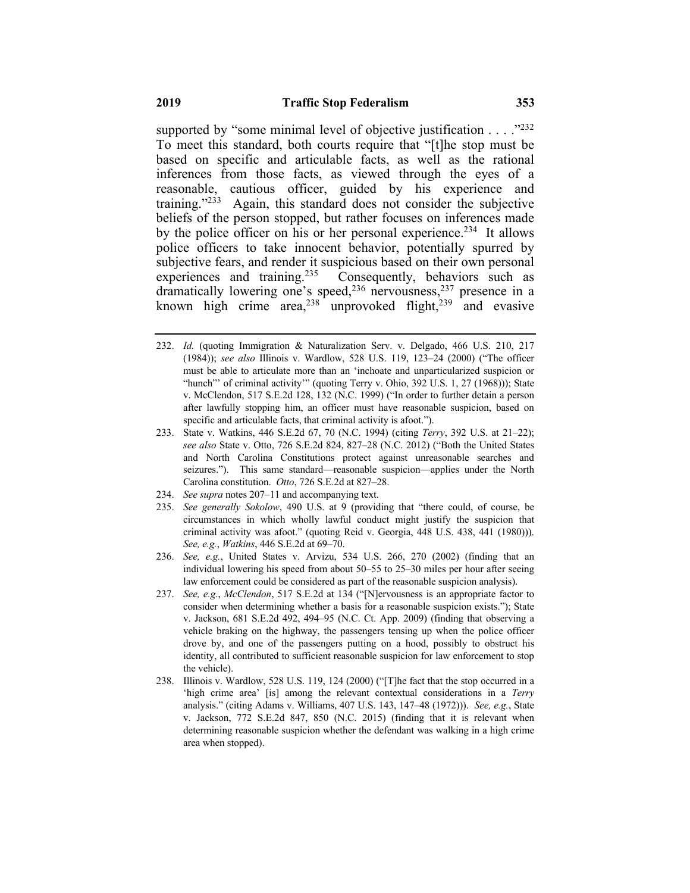supported by "some minimal level of objective justification . . . ."[232] To meet this standard, both courts require that "[t]he stop must be based on specific and articulable facts, as well as the rational inferences from those facts, as viewed through the eyes of a reasonable, cautious officer, guided by his experience and training."[233] Again, this standard does not consider the subjective beliefs of the person stopped, but rather focuses on inferences made by the police officer on his or her personal experience.[234] It allows police officers to take innocent behavior, potentially spurred by subjective fears, and render it suspicious based on their own personal experiences and training.[235] Consequently, behaviors such as dramatically lowering one's speed,[236] nervousness,[237] presence in a known high crime area,[238] unprovoked flight,[239] and evasive

---

232. *Id.* (quoting Immigration & Naturalization Serv. v. Delgado, 466 U.S. 210, 217 (1984)); *see also* Illinois v. Wardlow, 528 U.S. 119, 123–24 (2000) ("The officer must be able to articulate more than an 'inchoate and unparticularized suspicion or "hunch"' of criminal activity'" (quoting Terry v. Ohio, 392 U.S. 1, 27 (1968))); State v. McClendon, 517 S.E.2d 128, 132 (N.C. 1999) ("In order to further detain a person after lawfully stopping him, an officer must have reasonable suspicion, based on specific and articulable facts, that criminal activity is afoot.").

233. State v. Watkins, 446 S.E.2d 67, 70 (N.C. 1994) (citing *Terry*, 392 U.S. at 21–22); *see also* State v. Otto, 726 S.E.2d 824, 827–28 (N.C. 2012) ("Both the United States and North Carolina Constitutions protect against unreasonable searches and seizures."). This same standard—reasonable suspicion—applies under the North Carolina constitution. *Otto*, 726 S.E.2d at 827–28.

234. *See supra* notes 207–11 and accompanying text.

235. *See generally Sokolow*, 490 U.S. at 9 (providing that "there could, of course, be circumstances in which wholly lawful conduct might justify the suspicion that criminal activity was afoot." (quoting Reid v. Georgia, 448 U.S. 438, 441 (1980))). *See, e.g.*, *Watkins*, 446 S.E.2d at 69–70.

236. *See, e.g.*, United States v. Arvizu, 534 U.S. 266, 270 (2002) (finding that an individual lowering his speed from about 50–55 to 25–30 miles per hour after seeing law enforcement could be considered as part of the reasonable suspicion analysis).

237. *See, e.g.*, *McClendon*, 517 S.E.2d at 134 ("[N]ervousness is an appropriate factor to consider when determining whether a basis for a reasonable suspicion exists."); State v. Jackson, 681 S.E.2d 492, 494–95 (N.C. Ct. App. 2009) (finding that observing a vehicle braking on the highway, the passengers tensing up when the police officer drove by, and one of the passengers putting on a hood, possibly to obstruct his identity, all contributed to sufficient reasonable suspicion for law enforcement to stop the vehicle).

238. Illinois v. Wardlow, 528 U.S. 119, 124 (2000) ("[T]he fact that the stop occurred in a 'high crime area' [is] among the relevant contextual considerations in a *Terry* analysis." (citing Adams v. Williams, 407 U.S. 143, 147–48 (1972))). *See, e.g.*, State v. Jackson, 772 S.E.2d 847, 850 (N.C. 2015) (finding that it is relevant when determining reasonable suspicion whether the defendant was walking in a high crime area when stopped).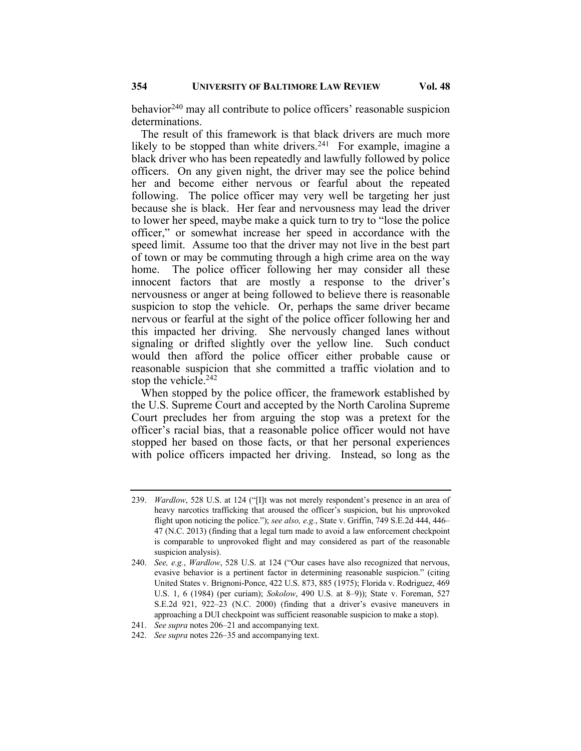behavior[240] may all contribute to police officers' reasonable suspicion determinations.

The result of this framework is that black drivers are much more likely to be stopped than white drivers.[241] For example, imagine a black driver who has been repeatedly and lawfully followed by police officers. On any given night, the driver may see the police behind her and become either nervous or fearful about the repeated following. The police officer may very well be targeting her just because she is black. Her fear and nervousness may lead the driver to lower her speed, maybe make a quick turn to try to "lose the police officer," or somewhat increase her speed in accordance with the speed limit. Assume too that the driver may not live in the best part of town or may be commuting through a high crime area on the way home. The police officer following her may consider all these innocent factors that are mostly a response to the driver's nervousness or anger at being followed to believe there is reasonable suspicion to stop the vehicle. Or, perhaps the same driver became nervous or fearful at the sight of the police officer following her and this impacted her driving. She nervously changed lanes without signaling or drifted slightly over the yellow line. Such conduct would then afford the police officer either probable cause or reasonable suspicion that she committed a traffic violation and to stop the vehicle.[242]

When stopped by the police officer, the framework established by the U.S. Supreme Court and accepted by the North Carolina Supreme Court precludes her from arguing the stop was a pretext for the officer's racial bias, that a reasonable police officer would not have stopped her based on those facts, or that her personal experiences with police officers impacted her driving. Instead, so long as the

---

239. *Wardlow*, 528 U.S. at 124 ("[I]t was not merely respondent's presence in an area of heavy narcotics trafficking that aroused the officer's suspicion, but his unprovoked flight upon noticing the police."); *see also, e.g.*, State v. Griffin, 749 S.E.2d 444, 446–47 (N.C. 2013) (finding that a legal turn made to avoid a law enforcement checkpoint is comparable to unprovoked flight and may considered as part of the reasonable suspicion analysis).

240. *See, e.g.*, *Wardlow*, 528 U.S. at 124 ("Our cases have also recognized that nervous, evasive behavior is a pertinent factor in determining reasonable suspicion." (citing United States v. Brignoni-Ponce, 422 U.S. 873, 885 (1975); Florida v. Rodriguez, 469 U.S. 1, 6 (1984) (per curiam); *Sokolow*, 490 U.S. at 8–9)); State v. Foreman, 527 S.E.2d 921, 922–23 (N.C. 2000) (finding that a driver's evasive maneuvers in approaching a DUI checkpoint was sufficient reasonable suspicion to make a stop).

241. *See supra* notes 206–21 and accompanying text.

242. *See supra* notes 226–35 and accompanying text.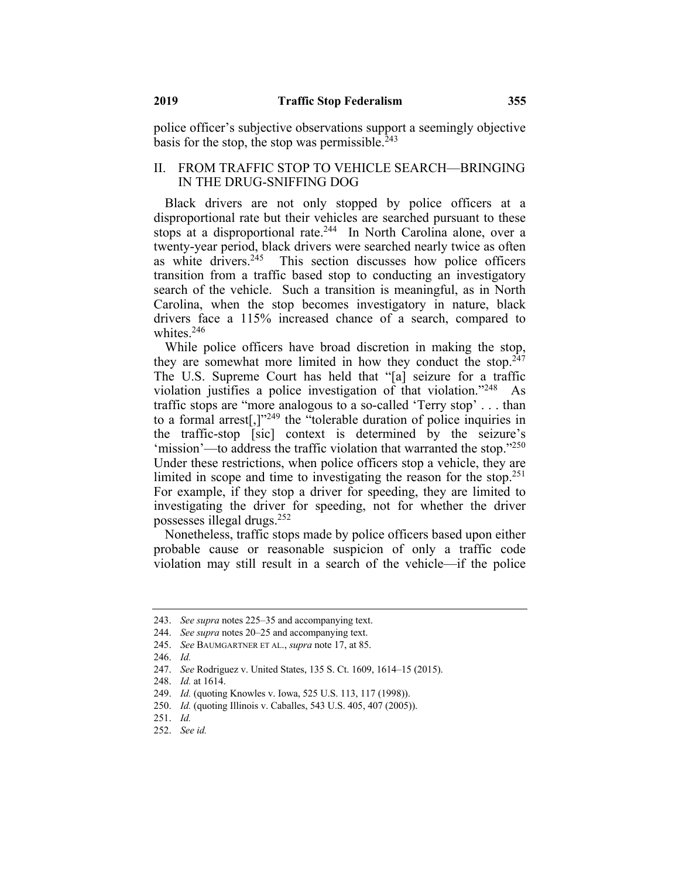police officer's subjective observations support a seemingly objective basis for the stop, the stop was permissible.[243]

## II. FROM TRAFFIC STOP TO VEHICLE SEARCH—BRINGING IN THE DRUG-SNIFFING DOG

Black drivers are not only stopped by police officers at a disproportional rate but their vehicles are searched pursuant to these stops at a disproportional rate.[244] In North Carolina alone, over a twenty-year period, black drivers were searched nearly twice as often as white drivers.[245] This section discusses how police officers transition from a traffic based stop to conducting an investigatory search of the vehicle. Such a transition is meaningful, as in North Carolina, when the stop becomes investigatory in nature, black drivers face a 115% increased chance of a search, compared to whites.[246]

While police officers have broad discretion in making the stop, they are somewhat more limited in how they conduct the stop.[247] The U.S. Supreme Court has held that "[a] seizure for a traffic violation justifies a police investigation of that violation."[248] As traffic stops are "more analogous to a so-called 'Terry stop' . . . than to a formal arrest[,]"[249] the "tolerable duration of police inquiries in the traffic-stop [sic] context is determined by the seizure's 'mission'—to address the traffic violation that warranted the stop."[250] Under these restrictions, when police officers stop a vehicle, they are limited in scope and time to investigating the reason for the stop.[251] For example, if they stop a driver for speeding, they are limited to investigating the driver for speeding, not for whether the driver possesses illegal drugs.[252]

Nonetheless, traffic stops made by police officers based upon either probable cause or reasonable suspicion of only a traffic code violation may still result in a search of the vehicle—if the police

---

243. *See supra* notes 225–35 and accompanying text.

244. *See supra* notes 20–25 and accompanying text.

245. *See* BAUMGARTNER ET AL., *supra* note 17, at 85.

246. *Id.*

247. *See* Rodriguez v. United States, 135 S. Ct. 1609, 1614–15 (2015).

248. *Id.* at 1614.

249. *Id.* (quoting Knowles v. Iowa, 525 U.S. 113, 117 (1998)).

250. *Id.* (quoting Illinois v. Caballes, 543 U.S. 405, 407 (2005)).

251. *Id.*

252. *See id.*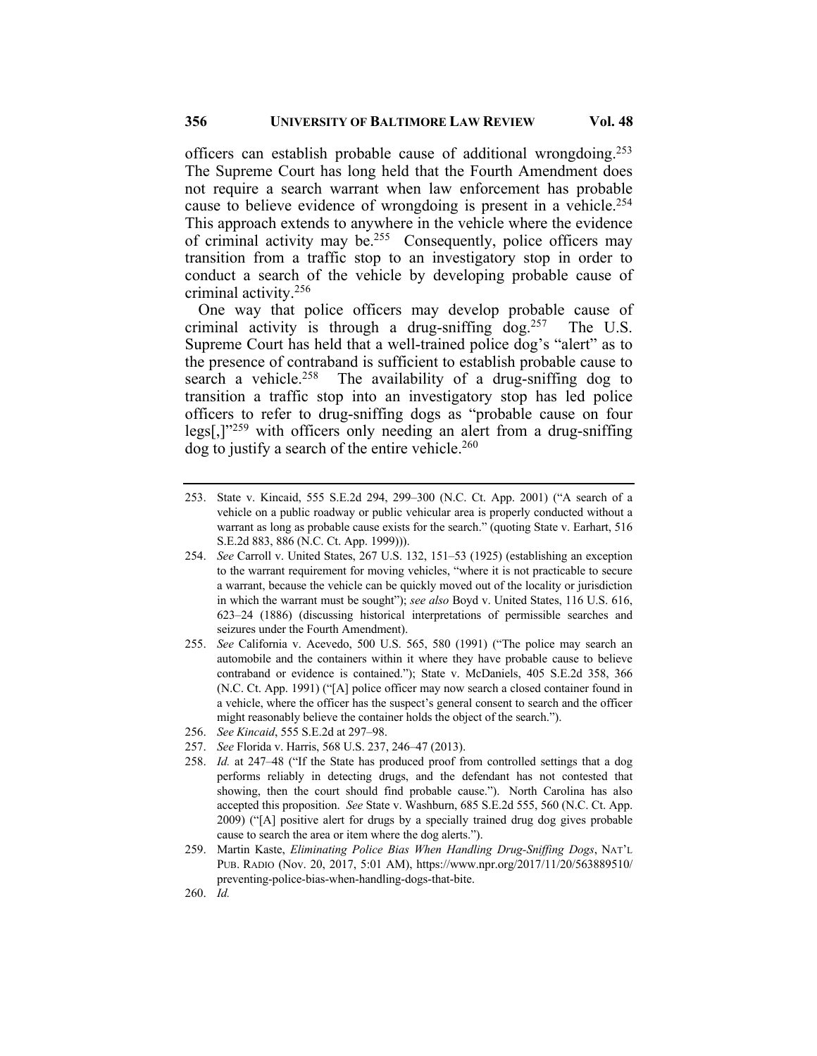officers can establish probable cause of additional wrongdoing.[253] The Supreme Court has long held that the Fourth Amendment does not require a search warrant when law enforcement has probable cause to believe evidence of wrongdoing is present in a vehicle.[254] This approach extends to anywhere in the vehicle where the evidence of criminal activity may be.[255] Consequently, police officers may transition from a traffic stop to an investigatory stop in order to conduct a search of the vehicle by developing probable cause of criminal activity.[256]

One way that police officers may develop probable cause of criminal activity is through a drug-sniffing dog.[257] The U.S. Supreme Court has held that a well-trained police dog's "alert" as to the presence of contraband is sufficient to establish probable cause to search a vehicle.[258] The availability of a drug-sniffing dog to transition a traffic stop into an investigatory stop has led police officers to refer to drug-sniffing dogs as "probable cause on four legs[,]"[259] with officers only needing an alert from a drug-sniffing dog to justify a search of the entire vehicle.[260]

---

253. State v. Kincaid, 555 S.E.2d 294, 299–300 (N.C. Ct. App. 2001) ("A search of a vehicle on a public roadway or public vehicular area is properly conducted without a warrant as long as probable cause exists for the search." (quoting State v. Earhart, 516 S.E.2d 883, 886 (N.C. Ct. App. 1999))).

254. *See* Carroll v. United States, 267 U.S. 132, 151–53 (1925) (establishing an exception to the warrant requirement for moving vehicles, "where it is not practicable to secure a warrant, because the vehicle can be quickly moved out of the locality or jurisdiction in which the warrant must be sought"); *see also* Boyd v. United States, 116 U.S. 616, 623–24 (1886) (discussing historical interpretations of permissible searches and seizures under the Fourth Amendment).

255. *See* California v. Acevedo, 500 U.S. 565, 580 (1991) ("The police may search an automobile and the containers within it where they have probable cause to believe contraband or evidence is contained."); State v. McDaniels, 405 S.E.2d 358, 366 (N.C. Ct. App. 1991) ("[A] police officer may now search a closed container found in a vehicle, where the officer has the suspect's general consent to search and the officer might reasonably believe the container holds the object of the search.").

256. *See Kincaid*, 555 S.E.2d at 297–98.

257. *See* Florida v. Harris, 568 U.S. 237, 246–47 (2013).

258. *Id.* at 247–48 ("If the State has produced proof from controlled settings that a dog performs reliably in detecting drugs, and the defendant has not contested that showing, then the court should find probable cause."). North Carolina has also accepted this proposition. *See* State v. Washburn, 685 S.E.2d 555, 560 (N.C. Ct. App. 2009) ("[A] positive alert for drugs by a specially trained drug dog gives probable cause to search the area or item where the dog alerts.").

259. Martin Kaste, *Eliminating Police Bias When Handling Drug-Sniffing Dogs*, NAT'L PUB. RADIO (Nov. 20, 2017, 5:01 AM), https://www.npr.org/2017/11/20/563889510/preventing-police-bias-when-handling-dogs-that-bite.

260. *Id.*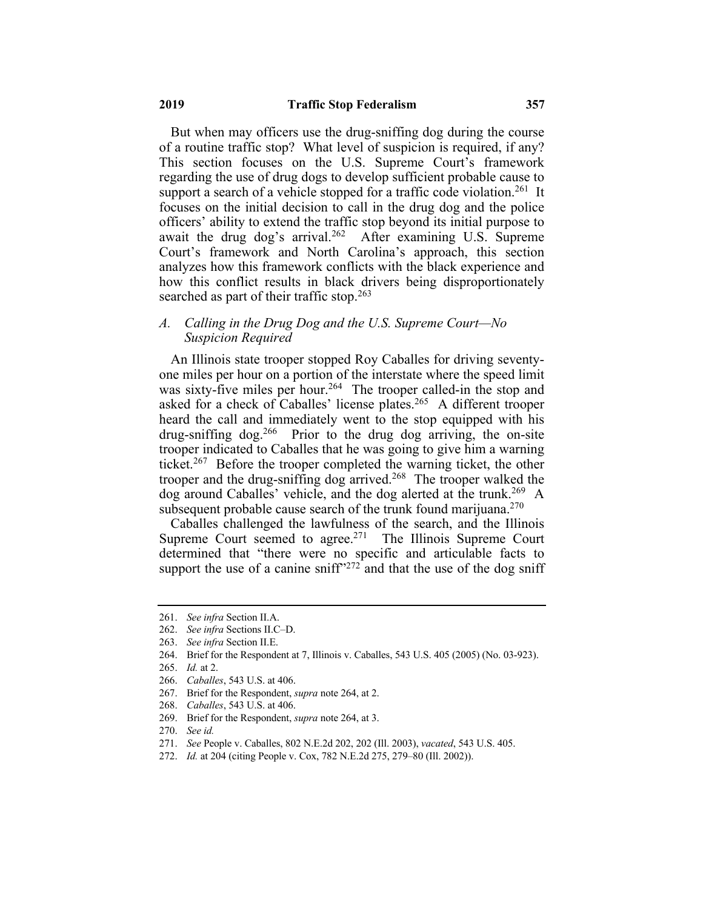But when may officers use the drug-sniffing dog during the course of a routine traffic stop? What level of suspicion is required, if any? This section focuses on the U.S. Supreme Court's framework regarding the use of drug dogs to develop sufficient probable cause to support a search of a vehicle stopped for a traffic code violation.[261] It focuses on the initial decision to call in the drug dog and the police officers' ability to extend the traffic stop beyond its initial purpose to await the drug dog's arrival.[262] After examining U.S. Supreme Court's framework and North Carolina's approach, this section analyzes how this framework conflicts with the black experience and how this conflict results in black drivers being disproportionately searched as part of their traffic stop.[263]

### A. *Calling in the Drug Dog and the U.S. Supreme Court—No Suspicion Required*

An Illinois state trooper stopped Roy Caballes for driving seventy-one miles per hour on a portion of the interstate where the speed limit was sixty-five miles per hour.[264] The trooper called-in the stop and asked for a check of Caballes' license plates.[265] A different trooper heard the call and immediately went to the stop equipped with his drug-sniffing dog.[266] Prior to the drug dog arriving, the on-site trooper indicated to Caballes that he was going to give him a warning ticket.[267] Before the trooper completed the warning ticket, the other trooper and the drug-sniffing dog arrived.[268] The trooper walked the dog around Caballes' vehicle, and the dog alerted at the trunk.[269] A subsequent probable cause search of the trunk found marijuana.[270]

Caballes challenged the lawfulness of the search, and the Illinois Supreme Court seemed to agree.[271] The Illinois Supreme Court determined that "there were no specific and articulable facts to support the use of a canine sniff"[272] and that the use of the dog sniff

---

261. *See infra* Section II.A.

262. *See infra* Sections II.C–D.

263. *See infra* Section II.E.

264. Brief for the Respondent at 7, Illinois v. Caballes, 543 U.S. 405 (2005) (No. 03-923).

265. *Id.* at 2.

266. *Caballes*, 543 U.S. at 406.

267. Brief for the Respondent, *supra* note 264, at 2.

268. *Caballes*, 543 U.S. at 406.

269. Brief for the Respondent, *supra* note 264, at 3.

270. *See id.*

271. *See* People v. Caballes, 802 N.E.2d 202, 202 (Ill. 2003), *vacated*, 543 U.S. 405.

272. *Id.* at 204 (citing People v. Cox, 782 N.E.2d 275, 279–80 (Ill. 2002)).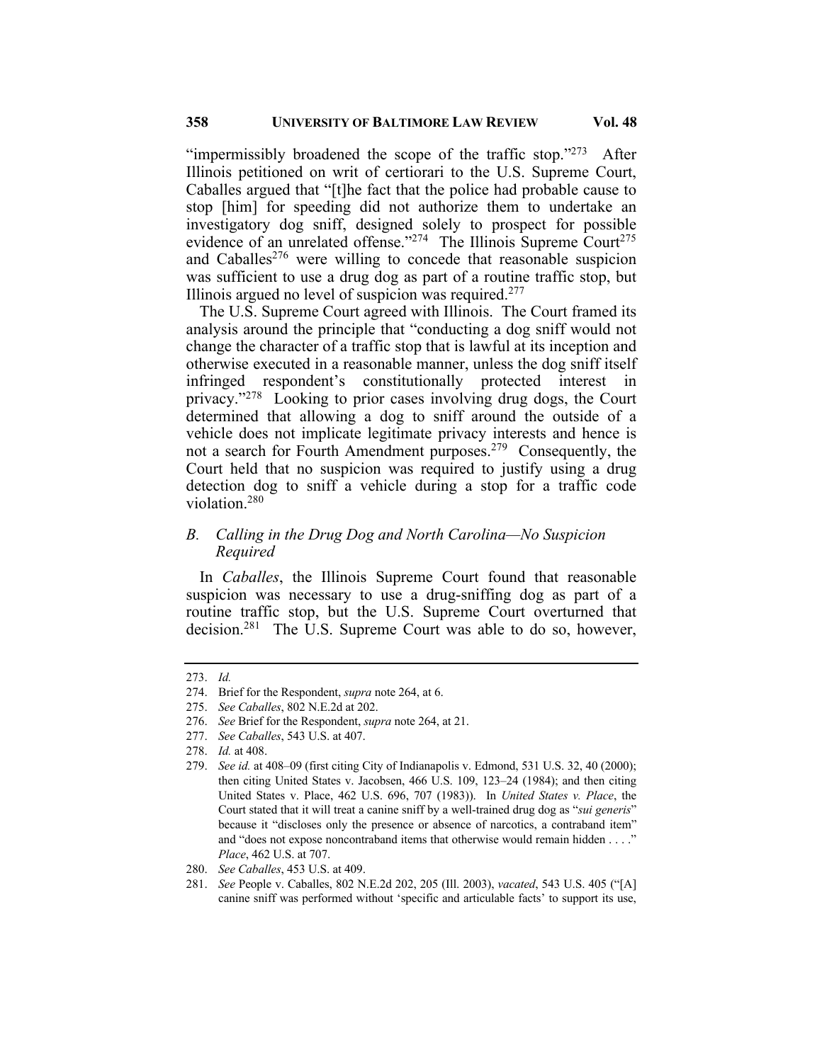"impermissibly broadened the scope of the traffic stop."[273] After Illinois petitioned on writ of certiorari to the U.S. Supreme Court, Caballes argued that "[t]he fact that the police had probable cause to stop [him] for speeding did not authorize them to undertake an investigatory dog sniff, designed solely to prospect for possible evidence of an unrelated offense."[274] The Illinois Supreme Court[275] and Caballes[276] were willing to concede that reasonable suspicion was sufficient to use a drug dog as part of a routine traffic stop, but Illinois argued no level of suspicion was required.[277]

The U.S. Supreme Court agreed with Illinois. The Court framed its analysis around the principle that "conducting a dog sniff would not change the character of a traffic stop that is lawful at its inception and otherwise executed in a reasonable manner, unless the dog sniff itself infringed respondent's constitutionally protected interest in privacy."[278] Looking to prior cases involving drug dogs, the Court determined that allowing a dog to sniff around the outside of a vehicle does not implicate legitimate privacy interests and hence is not a search for Fourth Amendment purposes.[279] Consequently, the Court held that no suspicion was required to justify using a drug detection dog to sniff a vehicle during a stop for a traffic code violation.[280]

### *B. Calling in the Drug Dog and North Carolina—No Suspicion Required*

In *Caballes*, the Illinois Supreme Court found that reasonable suspicion was necessary to use a drug-sniffing dog as part of a routine traffic stop, but the U.S. Supreme Court overturned that decision.[281] The U.S. Supreme Court was able to do so, however,

---

273. *Id.*

274. Brief for the Respondent, *supra* note 264, at 6.

275. *See Caballes*, 802 N.E.2d at 202.

276. *See* Brief for the Respondent, *supra* note 264, at 21.

277. *See Caballes*, 543 U.S. at 407.

278. *Id.* at 408.

279. *See id.* at 408–09 (first citing City of Indianapolis v. Edmond, 531 U.S. 32, 40 (2000); then citing United States v. Jacobsen, 466 U.S. 109, 123–24 (1984); and then citing United States v. Place, 462 U.S. 696, 707 (1983)). In *United States v. Place*, the Court stated that it will treat a canine sniff by a well-trained drug dog as "*sui generis*" because it "discloses only the presence or absence of narcotics, a contraband item" and "does not expose noncontraband items that otherwise would remain hidden . . . ." *Place*, 462 U.S. at 707.

280. *See Caballes*, 453 U.S. at 409.

281. *See* People v. Caballes, 802 N.E.2d 202, 205 (Ill. 2003), *vacated*, 543 U.S. 405 ("[A] canine sniff was performed without 'specific and articulable facts' to support its use,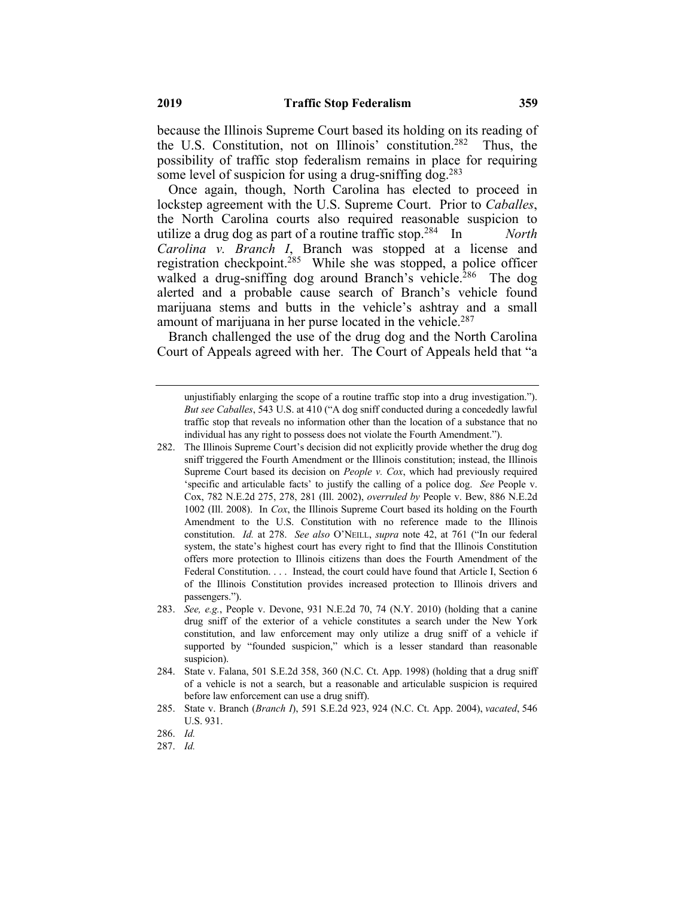because the Illinois Supreme Court based its holding on its reading of the U.S. Constitution, not on Illinois' constitution.[282] Thus, the possibility of traffic stop federalism remains in place for requiring some level of suspicion for using a drug-sniffing dog.[283]

Once again, though, North Carolina has elected to proceed in lockstep agreement with the U.S. Supreme Court. Prior to *Caballes*, the North Carolina courts also required reasonable suspicion to utilize a drug dog as part of a routine traffic stop.[284] In *North Carolina v. Branch I*, Branch was stopped at a license and registration checkpoint.[285] While she was stopped, a police officer walked a drug-sniffing dog around Branch's vehicle.[286] The dog alerted and a probable cause search of Branch's vehicle found marijuana stems and butts in the vehicle's ashtray and a small amount of marijuana in her purse located in the vehicle.[287]

Branch challenged the use of the drug dog and the North Carolina Court of Appeals agreed with her. The Court of Appeals held that "a

---

unjustifiably enlarging the scope of a routine traffic stop into a drug investigation."). *But see Caballes*, 543 U.S. at 410 ("A dog sniff conducted during a concededly lawful traffic stop that reveals no information other than the location of a substance that no individual has any right to possess does not violate the Fourth Amendment.").

282. The Illinois Supreme Court's decision did not explicitly provide whether the drug dog sniff triggered the Fourth Amendment or the Illinois constitution; instead, the Illinois Supreme Court based its decision on *People v. Cox*, which had previously required 'specific and articulable facts' to justify the calling of a police dog. *See* People v. Cox, 782 N.E.2d 275, 278, 281 (Ill. 2002), *overruled by* People v. Bew, 886 N.E.2d 1002 (Ill. 2008). In *Cox*, the Illinois Supreme Court based its holding on the Fourth Amendment to the U.S. Constitution with no reference made to the Illinois constitution. *Id.* at 278. *See also* O'NEILL, *supra* note 42, at 761 ("In our federal system, the state's highest court has every right to find that the Illinois Constitution offers more protection to Illinois citizens than does the Fourth Amendment of the Federal Constitution. . . . Instead, the court could have found that Article I, Section 6 of the Illinois Constitution provides increased protection to Illinois drivers and passengers.").

283. *See, e.g.*, People v. Devone, 931 N.E.2d 70, 74 (N.Y. 2010) (holding that a canine drug sniff of the exterior of a vehicle constitutes a search under the New York constitution, and law enforcement may only utilize a drug sniff of a vehicle if supported by "founded suspicion," which is a lesser standard than reasonable suspicion).

284. State v. Falana, 501 S.E.2d 358, 360 (N.C. Ct. App. 1998) (holding that a drug sniff of a vehicle is not a search, but a reasonable and articulable suspicion is required before law enforcement can use a drug sniff).

285. State v. Branch (*Branch I*), 591 S.E.2d 923, 924 (N.C. Ct. App. 2004), *vacated*, 546 U.S. 931.

286. *Id.*

287. *Id.*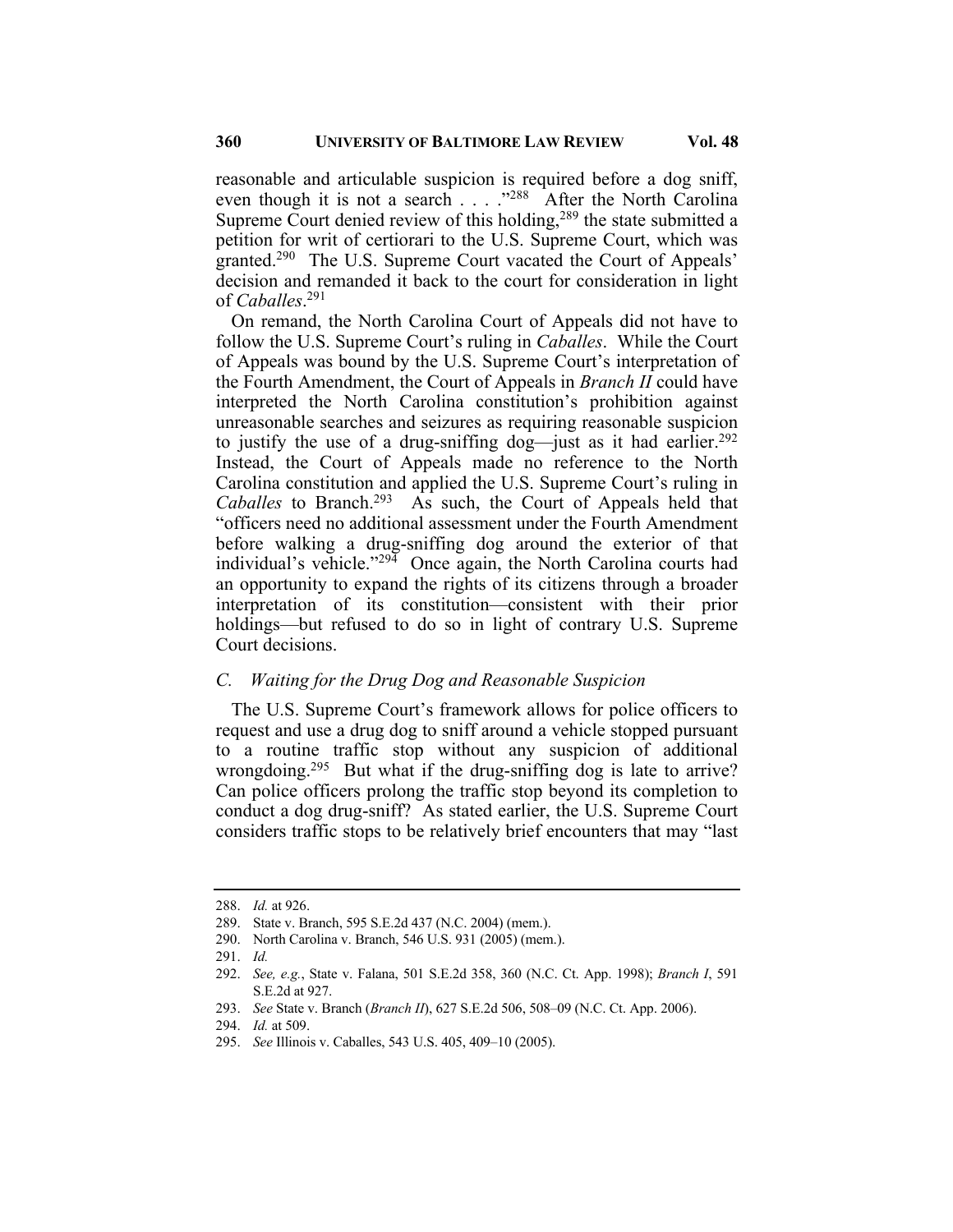reasonable and articulable suspicion is required before a dog sniff, even though it is not a search . . . ."[288] After the North Carolina Supreme Court denied review of this holding,[289] the state submitted a petition for writ of certiorari to the U.S. Supreme Court, which was granted.[290] The U.S. Supreme Court vacated the Court of Appeals' decision and remanded it back to the court for consideration in light of *Caballes*.[291]

On remand, the North Carolina Court of Appeals did not have to follow the U.S. Supreme Court's ruling in *Caballes*. While the Court of Appeals was bound by the U.S. Supreme Court's interpretation of the Fourth Amendment, the Court of Appeals in *Branch II* could have interpreted the North Carolina constitution's prohibition against unreasonable searches and seizures as requiring reasonable suspicion to justify the use of a drug-sniffing dog—just as it had earlier.[292] Instead, the Court of Appeals made no reference to the North Carolina constitution and applied the U.S. Supreme Court's ruling in *Caballes* to Branch.[293] As such, the Court of Appeals held that "officers need no additional assessment under the Fourth Amendment before walking a drug-sniffing dog around the exterior of that individual's vehicle."[294] Once again, the North Carolina courts had an opportunity to expand the rights of its citizens through a broader interpretation of its constitution—consistent with their prior holdings—but refused to do so in light of contrary U.S. Supreme Court decisions.

### *C. Waiting for the Drug Dog and Reasonable Suspicion*

The U.S. Supreme Court's framework allows for police officers to request and use a drug dog to sniff around a vehicle stopped pursuant to a routine traffic stop without any suspicion of additional wrongdoing.[295] But what if the drug-sniffing dog is late to arrive? Can police officers prolong the traffic stop beyond its completion to conduct a dog drug-sniff? As stated earlier, the U.S. Supreme Court considers traffic stops to be relatively brief encounters that may "last

---

288. *Id.* at 926.
289. State v. Branch, 595 S.E.2d 437 (N.C. 2004) (mem.).
290. North Carolina v. Branch, 546 U.S. 931 (2005) (mem.).
291. *Id.*
292. *See, e.g.*, State v. Falana, 501 S.E.2d 358, 360 (N.C. Ct. App. 1998); *Branch I*, 591 S.E.2d at 927.
293. *See* State v. Branch (*Branch II*), 627 S.E.2d 506, 508–09 (N.C. Ct. App. 2006).
294. *Id.* at 509.
295. *See* Illinois v. Caballes, 543 U.S. 405, 409–10 (2005).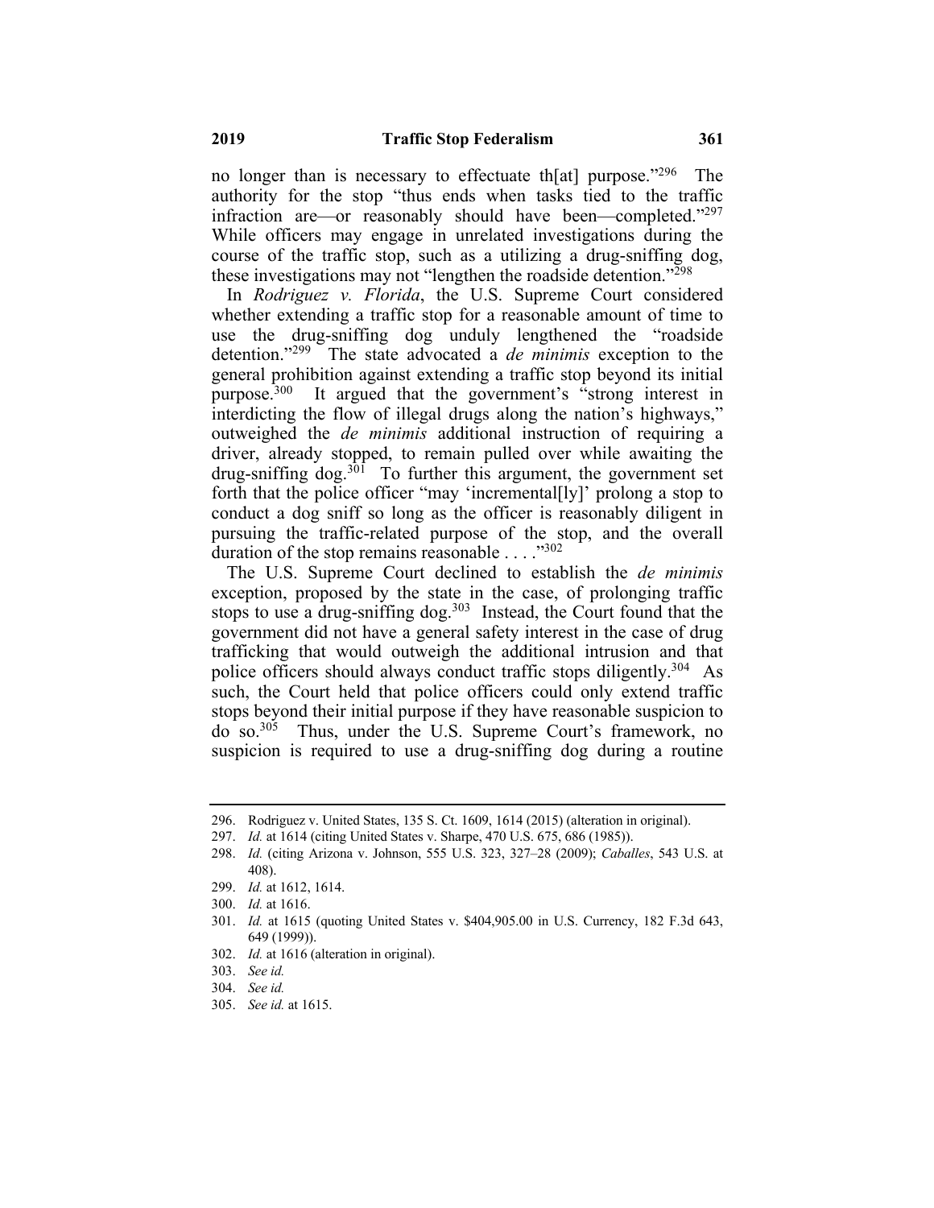no longer than is necessary to effectuate th[at] purpose."[296] The authority for the stop "thus ends when tasks tied to the traffic infraction are—or reasonably should have been—completed."[297] While officers may engage in unrelated investigations during the course of the traffic stop, such as a utilizing a drug-sniffing dog, these investigations may not "lengthen the roadside detention."[298]

In *Rodriguez v. Florida*, the U.S. Supreme Court considered whether extending a traffic stop for a reasonable amount of time to use the drug-sniffing dog unduly lengthened the "roadside detention."[299] The state advocated a *de minimis* exception to the general prohibition against extending a traffic stop beyond its initial purpose.[300] It argued that the government's "strong interest in interdicting the flow of illegal drugs along the nation's highways," outweighed the *de minimis* additional instruction of requiring a driver, already stopped, to remain pulled over while awaiting the drug-sniffing dog.[301] To further this argument, the government set forth that the police officer "may 'incremental[ly]' prolong a stop to conduct a dog sniff so long as the officer is reasonably diligent in pursuing the traffic-related purpose of the stop, and the overall duration of the stop remains reasonable . . . ."[302]

The U.S. Supreme Court declined to establish the *de minimis* exception, proposed by the state in the case, of prolonging traffic stops to use a drug-sniffing dog.[303] Instead, the Court found that the government did not have a general safety interest in the case of drug trafficking that would outweigh the additional intrusion and that police officers should always conduct traffic stops diligently.[304] As such, the Court held that police officers could only extend traffic stops beyond their initial purpose if they have reasonable suspicion to do so.[305] Thus, under the U.S. Supreme Court's framework, no suspicion is required to use a drug-sniffing dog during a routine

---

296. Rodriguez v. United States, 135 S. Ct. 1609, 1614 (2015) (alteration in original).

297. *Id.* at 1614 (citing United States v. Sharpe, 470 U.S. 675, 686 (1985)).

298. *Id.* (citing Arizona v. Johnson, 555 U.S. 323, 327–28 (2009); *Caballes*, 543 U.S. at 408).

299. *Id.* at 1612, 1614.

300. *Id.* at 1616.

301. *Id.* at 1615 (quoting United States v. $404,905.00 in U.S. Currency, 182 F.3d 643, 649 (1999)).

302. *Id.* at 1616 (alteration in original).

303. *See id.*

304. *See id.*

305. *See id.* at 1615.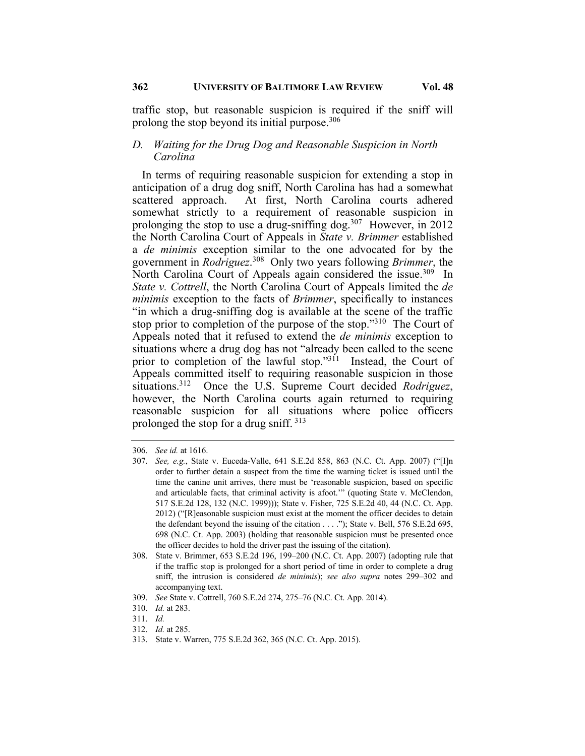traffic stop, but reasonable suspicion is required if the sniff will prolong the stop beyond its initial purpose.[306]

### D. *Waiting for the Drug Dog and Reasonable Suspicion in North Carolina*

In terms of requiring reasonable suspicion for extending a stop in anticipation of a drug dog sniff, North Carolina has had a somewhat scattered approach. At first, North Carolina courts adhered somewhat strictly to a requirement of reasonable suspicion in prolonging the stop to use a drug-sniffing dog.[307] However, in 2012 the North Carolina Court of Appeals in *State v. Brimmer* established a *de minimis* exception similar to the one advocated for by the government in *Rodriguez*.[308] Only two years following *Brimmer*, the North Carolina Court of Appeals again considered the issue.[309] In *State v. Cottrell*, the North Carolina Court of Appeals limited the *de minimis* exception to the facts of *Brimmer*, specifically to instances "in which a drug-sniffing dog is available at the scene of the traffic stop prior to completion of the purpose of the stop."[310] The Court of Appeals noted that it refused to extend the *de minimis* exception to situations where a drug dog has not "already been called to the scene prior to completion of the lawful stop."[311] Instead, the Court of Appeals committed itself to requiring reasonable suspicion in those situations.[312] Once the U.S. Supreme Court decided *Rodriguez*, however, the North Carolina courts again returned to requiring reasonable suspicion for all situations where police officers prolonged the stop for a drug sniff.[313]

---

306. *See id.* at 1616.

307. *See, e.g.*, State v. Euceda-Valle, 641 S.E.2d 858, 863 (N.C. Ct. App. 2007) ("[I]n order to further detain a suspect from the time the warning ticket is issued until the time the canine unit arrives, there must be 'reasonable suspicion, based on specific and articulable facts, that criminal activity is afoot.'" (quoting State v. McClendon, 517 S.E.2d 128, 132 (N.C. 1999))); State v. Fisher, 725 S.E.2d 40, 44 (N.C. Ct. App. 2012) ("[R]easonable suspicion must exist at the moment the officer decides to detain the defendant beyond the issuing of the citation . . . ."); State v. Bell, 576 S.E.2d 695, 698 (N.C. Ct. App. 2003) (holding that reasonable suspicion must be presented once the officer decides to hold the driver past the issuing of the citation).

308. State v. Brimmer, 653 S.E.2d 196, 199–200 (N.C. Ct. App. 2007) (adopting rule that if the traffic stop is prolonged for a short period of time in order to complete a drug sniff, the intrusion is considered *de minimis*); *see also supra* notes 299–302 and accompanying text.

309. *See* State v. Cottrell, 760 S.E.2d 274, 275–76 (N.C. Ct. App. 2014).

310. *Id.* at 283.

311. *Id.*

312. *Id.* at 285.

313. State v. Warren, 775 S.E.2d 362, 365 (N.C. Ct. App. 2015).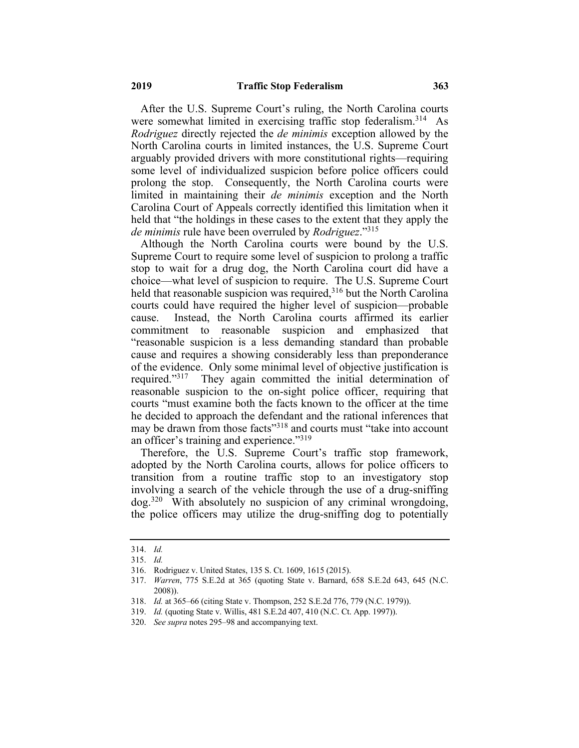After the U.S. Supreme Court's ruling, the North Carolina courts were somewhat limited in exercising traffic stop federalism.[314] As *Rodriguez* directly rejected the *de minimis* exception allowed by the North Carolina courts in limited instances, the U.S. Supreme Court arguably provided drivers with more constitutional rights—requiring some level of individualized suspicion before police officers could prolong the stop. Consequently, the North Carolina courts were limited in maintaining their *de minimis* exception and the North Carolina Court of Appeals correctly identified this limitation when it held that "the holdings in these cases to the extent that they apply the *de minimis* rule have been overruled by *Rodriguez*."[315]

Although the North Carolina courts were bound by the U.S. Supreme Court to require some level of suspicion to prolong a traffic stop to wait for a drug dog, the North Carolina court did have a choice—what level of suspicion to require. The U.S. Supreme Court held that reasonable suspicion was required,[316] but the North Carolina courts could have required the higher level of suspicion—probable cause. Instead, the North Carolina courts affirmed its earlier commitment to reasonable suspicion and emphasized that "reasonable suspicion is a less demanding standard than probable cause and requires a showing considerably less than preponderance of the evidence. Only some minimal level of objective justification is required."[317] They again committed the initial determination of reasonable suspicion to the on-sight police officer, requiring that courts "must examine both the facts known to the officer at the time he decided to approach the defendant and the rational inferences that may be drawn from those facts"[318] and courts must "take into account an officer's training and experience."[319]

Therefore, the U.S. Supreme Court's traffic stop framework, adopted by the North Carolina courts, allows for police officers to transition from a routine traffic stop to an investigatory stop involving a search of the vehicle through the use of a drug-sniffing dog.[320] With absolutely no suspicion of any criminal wrongdoing, the police officers may utilize the drug-sniffing dog to potentially

---

314. *Id.*

315. *Id.*

316. Rodriguez v. United States, 135 S. Ct. 1609, 1615 (2015).

317. *Warren*, 775 S.E.2d at 365 (quoting State v. Barnard, 658 S.E.2d 643, 645 (N.C. 2008)).

318. *Id.* at 365–66 (citing State v. Thompson, 252 S.E.2d 776, 779 (N.C. 1979)).

319. *Id.* (quoting State v. Willis, 481 S.E.2d 407, 410 (N.C. Ct. App. 1997)).

320. *See supra* notes 295–98 and accompanying text.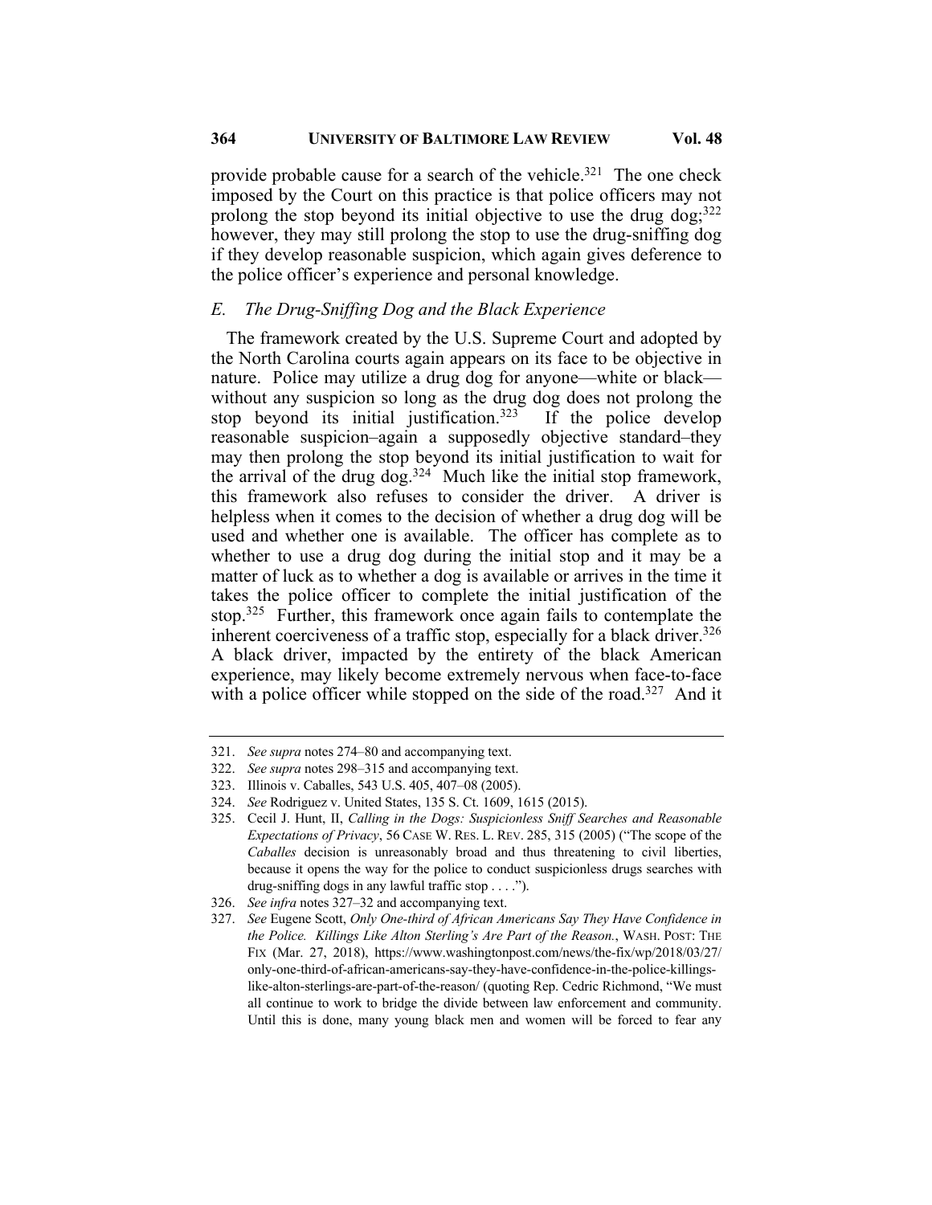provide probable cause for a search of the vehicle.[321] The one check imposed by the Court on this practice is that police officers may not prolong the stop beyond its initial objective to use the drug dog;[322] however, they may still prolong the stop to use the drug-sniffing dog if they develop reasonable suspicion, which again gives deference to the police officer's experience and personal knowledge.

### *E. The Drug-Sniffing Dog and the Black Experience*

The framework created by the U.S. Supreme Court and adopted by the North Carolina courts again appears on its face to be objective in nature. Police may utilize a drug dog for anyone—white or black—without any suspicion so long as the drug dog does not prolong the stop beyond its initial justification.[323] If the police develop reasonable suspicion–again a supposedly objective standard–they may then prolong the stop beyond its initial justification to wait for the arrival of the drug dog.[324] Much like the initial stop framework, this framework also refuses to consider the driver. A driver is helpless when it comes to the decision of whether a drug dog will be used and whether one is available. The officer has complete as to whether to use a drug dog during the initial stop and it may be a matter of luck as to whether a dog is available or arrives in the time it takes the police officer to complete the initial justification of the stop.[325] Further, this framework once again fails to contemplate the inherent coerciveness of a traffic stop, especially for a black driver.[326] A black driver, impacted by the entirety of the black American experience, may likely become extremely nervous when face-to-face with a police officer while stopped on the side of the road.[327] And it

---

321. *See supra* notes 274–80 and accompanying text.

322. *See supra* notes 298–315 and accompanying text.

323. Illinois v. Caballes, 543 U.S. 405, 407–08 (2005).

324. *See* Rodriguez v. United States, 135 S. Ct. 1609, 1615 (2015).

325. Cecil J. Hunt, II, *Calling in the Dogs: Suspicionless Sniff Searches and Reasonable Expectations of Privacy*, 56 CASE W. RES. L. REV. 285, 315 (2005) ("The scope of the *Caballes* decision is unreasonably broad and thus threatening to civil liberties, because it opens the way for the police to conduct suspicionless drugs searches with drug-sniffing dogs in any lawful traffic stop . . . .").

326. *See infra* notes 327–32 and accompanying text.

327. *See* Eugene Scott, *Only One-third of African Americans Say They Have Confidence in the Police. Killings Like Alton Sterling's Are Part of the Reason.*, WASH. POST: THE FIX (Mar. 27, 2018), https://www.washingtonpost.com/news/the-fix/wp/2018/03/27/only-one-third-of-african-americans-say-they-have-confidence-in-the-police-killings-like-alton-sterlings-are-part-of-the-reason/ (quoting Rep. Cedric Richmond, "We must all continue to work to bridge the divide between law enforcement and community. Until this is done, many young black men and women will be forced to fear any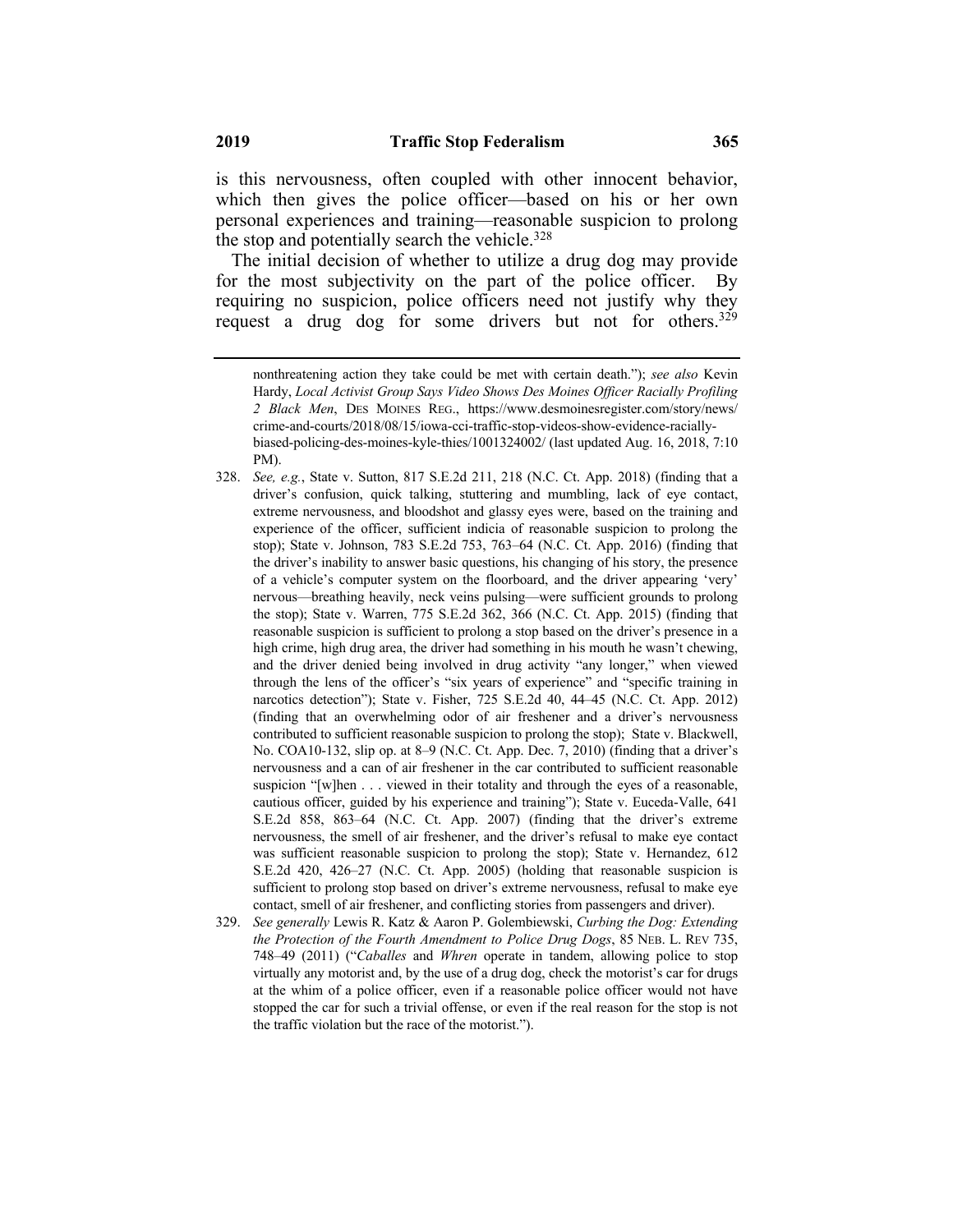is this nervousness, often coupled with other innocent behavior, which then gives the police officer—based on his or her own personal experiences and training—reasonable suspicion to prolong the stop and potentially search the vehicle.[328]

The initial decision of whether to utilize a drug dog may provide for the most subjectivity on the part of the police officer. By requiring no suspicion, police officers need not justify why they request a drug dog for some drivers but not for others.[329]

---

nonthreatening action they take could be met with certain death."); *see also* Kevin Hardy, *Local Activist Group Says Video Shows Des Moines Officer Racially Profiling 2 Black Men*, DES MOINES REG., https://www.desmoinesregister.com/story/news/crime-and-courts/2018/08/15/iowa-cci-traffic-stop-videos-show-evidence-racially-biased-policing-des-moines-kyle-thies/1001324002/ (last updated Aug. 16, 2018, 7:10 PM).

328. *See, e.g.*, State v. Sutton, 817 S.E.2d 211, 218 (N.C. Ct. App. 2018) (finding that a driver's confusion, quick talking, stuttering and mumbling, lack of eye contact, extreme nervousness, and bloodshot and glassy eyes were, based on the training and experience of the officer, sufficient indicia of reasonable suspicion to prolong the stop); State v. Johnson, 783 S.E.2d 753, 763–64 (N.C. Ct. App. 2016) (finding that the driver's inability to answer basic questions, his changing of his story, the presence of a vehicle's computer system on the floorboard, and the driver appearing 'very' nervous—breathing heavily, neck veins pulsing—were sufficient grounds to prolong the stop); State v. Warren, 775 S.E.2d 362, 366 (N.C. Ct. App. 2015) (finding that reasonable suspicion is sufficient to prolong a stop based on the driver's presence in a high crime, high drug area, the driver had something in his mouth he wasn't chewing, and the driver denied being involved in drug activity "any longer," when viewed through the lens of the officer's "six years of experience" and "specific training in narcotics detection"); State v. Fisher, 725 S.E.2d 40, 44–45 (N.C. Ct. App. 2012) (finding that an overwhelming odor of air freshener and a driver's nervousness contributed to sufficient reasonable suspicion to prolong the stop); State v. Blackwell, No. COA10-132, slip op. at 8–9 (N.C. Ct. App. Dec. 7, 2010) (finding that a driver's nervousness and a can of air freshener in the car contributed to sufficient reasonable suspicion "[w]hen . . . viewed in their totality and through the eyes of a reasonable, cautious officer, guided by his experience and training"); State v. Euceda-Valle, 641 S.E.2d 858, 863–64 (N.C. Ct. App. 2007) (finding that the driver's extreme nervousness, the smell of air freshener, and the driver's refusal to make eye contact was sufficient reasonable suspicion to prolong the stop); State v. Hernandez, 612 S.E.2d 420, 426–27 (N.C. Ct. App. 2005) (holding that reasonable suspicion is sufficient to prolong stop based on driver's extreme nervousness, refusal to make eye contact, smell of air freshener, and conflicting stories from passengers and driver).

329. *See generally* Lewis R. Katz & Aaron P. Golembiewski, *Curbing the Dog: Extending the Protection of the Fourth Amendment to Police Drug Dogs*, 85 NEB. L. REV 735, 748–49 (2011) ("*Caballes* and *Whren* operate in tandem, allowing police to stop virtually any motorist and, by the use of a drug dog, check the motorist's car for drugs at the whim of a police officer, even if a reasonable police officer would not have stopped the car for such a trivial offense, or even if the real reason for the stop is not the traffic violation but the race of the motorist.").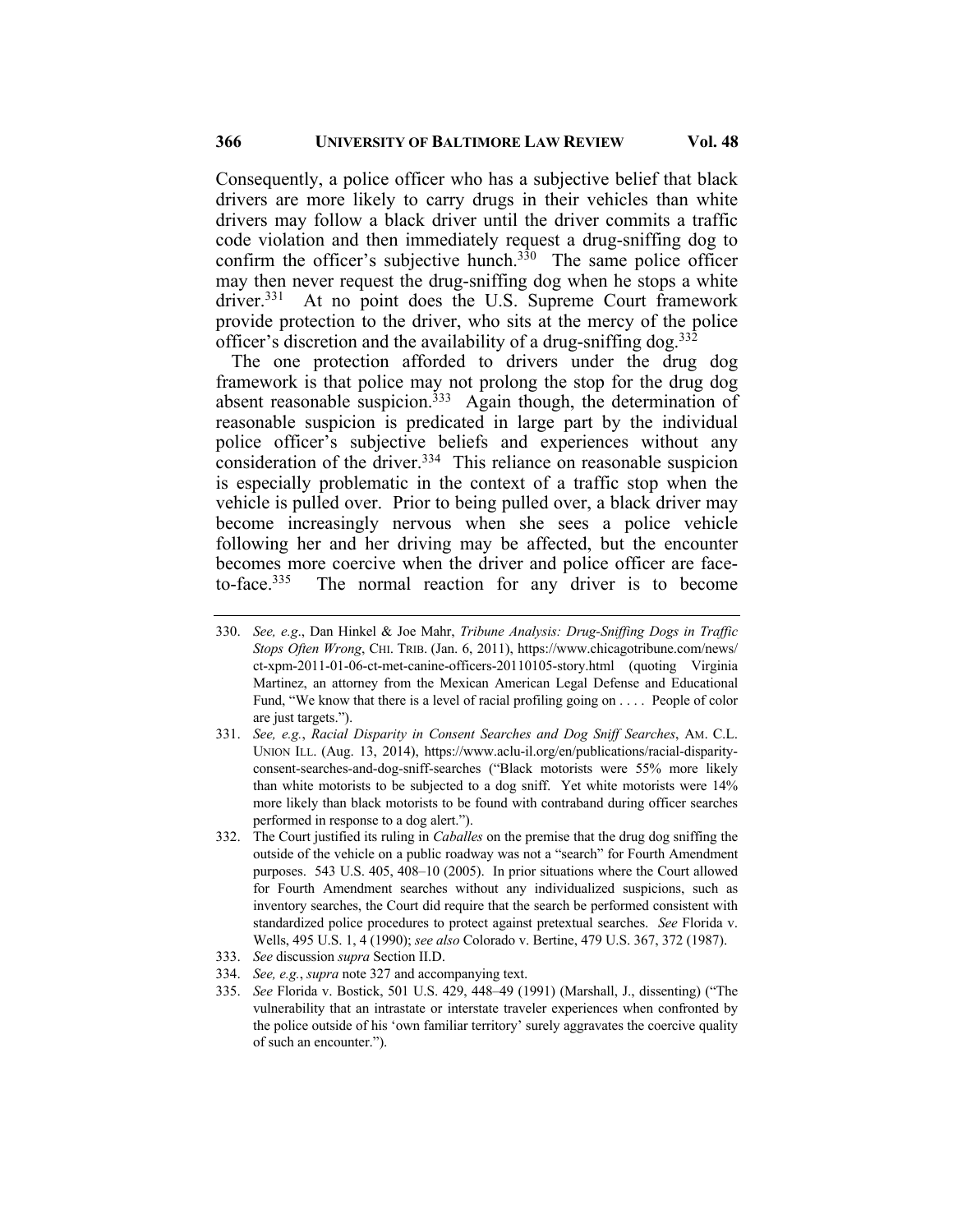Consequently, a police officer who has a subjective belief that black drivers are more likely to carry drugs in their vehicles than white drivers may follow a black driver until the driver commits a traffic code violation and then immediately request a drug-sniffing dog to confirm the officer's subjective hunch.[330] The same police officer may then never request the drug-sniffing dog when he stops a white driver.[331] At no point does the U.S. Supreme Court framework provide protection to the driver, who sits at the mercy of the police officer's discretion and the availability of a drug-sniffing dog.[332]

The one protection afforded to drivers under the drug dog framework is that police may not prolong the stop for the drug dog absent reasonable suspicion.[333] Again though, the determination of reasonable suspicion is predicated in large part by the individual police officer's subjective beliefs and experiences without any consideration of the driver.[334] This reliance on reasonable suspicion is especially problematic in the context of a traffic stop when the vehicle is pulled over. Prior to being pulled over, a black driver may become increasingly nervous when she sees a police vehicle following her and her driving may be affected, but the encounter becomes more coercive when the driver and police officer are face-to-face.[335] The normal reaction for any driver is to become

---

330. *See, e.g*., Dan Hinkel & Joe Mahr, *Tribune Analysis: Drug-Sniffing Dogs in Traffic Stops Often Wrong*, CHI. TRIB. (Jan. 6, 2011), https://www.chicagotribune.com/news/ct-xpm-2011-01-06-ct-met-canine-officers-20110105-story.html (quoting Virginia Martinez, an attorney from the Mexican American Legal Defense and Educational Fund, "We know that there is a level of racial profiling going on . . . . People of color are just targets.").

331. *See, e.g.*, *Racial Disparity in Consent Searches and Dog Sniff Searches*, AM. C.L. UNION ILL. (Aug. 13, 2014), https://www.aclu-il.org/en/publications/racial-disparity-consent-searches-and-dog-sniff-searches ("Black motorists were 55% more likely than white motorists to be subjected to a dog sniff. Yet white motorists were 14% more likely than black motorists to be found with contraband during officer searches performed in response to a dog alert.").

332. The Court justified its ruling in *Caballes* on the premise that the drug dog sniffing the outside of the vehicle on a public roadway was not a "search" for Fourth Amendment purposes. 543 U.S. 405, 408–10 (2005). In prior situations where the Court allowed for Fourth Amendment searches without any individualized suspicions, such as inventory searches, the Court did require that the search be performed consistent with standardized police procedures to protect against pretextual searches. *See* Florida v. Wells, 495 U.S. 1, 4 (1990); *see also* Colorado v. Bertine, 479 U.S. 367, 372 (1987).

333. *See* discussion *supra* Section II.D.

334. *See, e.g.*, *supra* note 327 and accompanying text.

335. *See* Florida v. Bostick, 501 U.S. 429, 448–49 (1991) (Marshall, J., dissenting) ("The vulnerability that an intrastate or interstate traveler experiences when confronted by the police outside of his 'own familiar territory' surely aggravates the coercive quality of such an encounter.").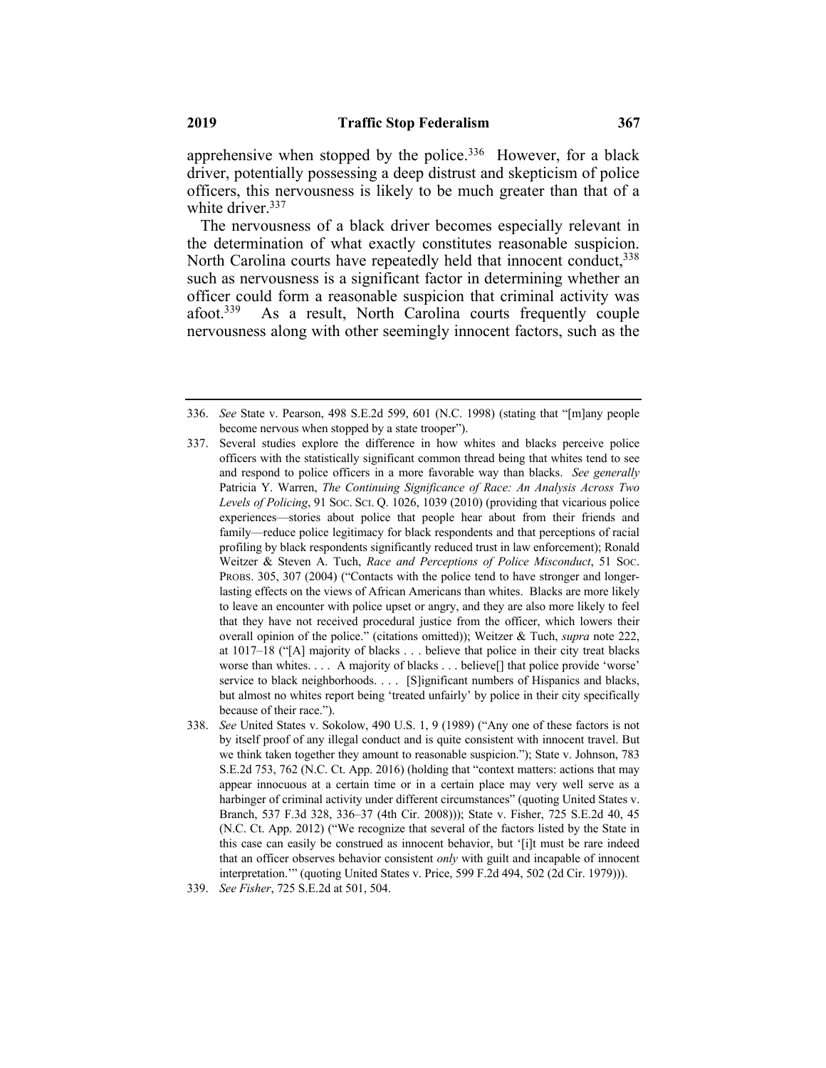apprehensive when stopped by the police.[336] However, for a black driver, potentially possessing a deep distrust and skepticism of police officers, this nervousness is likely to be much greater than that of a white driver.[337]

The nervousness of a black driver becomes especially relevant in the determination of what exactly constitutes reasonable suspicion. North Carolina courts have repeatedly held that innocent conduct,[338] such as nervousness is a significant factor in determining whether an officer could form a reasonable suspicion that criminal activity was afoot.[339] As a result, North Carolina courts frequently couple nervousness along with other seemingly innocent factors, such as the

---

336. *See* State v. Pearson, 498 S.E.2d 599, 601 (N.C. 1998) (stating that "[m]any people become nervous when stopped by a state trooper").

337. Several studies explore the difference in how whites and blacks perceive police officers with the statistically significant common thread being that whites tend to see and respond to police officers in a more favorable way than blacks. *See generally* Patricia Y. Warren, *The Continuing Significance of Race: An Analysis Across Two Levels of Policing*, 91 SOC. SCI. Q. 1026, 1039 (2010) (providing that vicarious police experiences—stories about police that people hear about from their friends and family—reduce police legitimacy for black respondents and that perceptions of racial profiling by black respondents significantly reduced trust in law enforcement); Ronald Weitzer & Steven A. Tuch, *Race and Perceptions of Police Misconduct*, 51 SOC. PROBS. 305, 307 (2004) ("Contacts with the police tend to have stronger and longer-lasting effects on the views of African Americans than whites. Blacks are more likely to leave an encounter with police upset or angry, and they are also more likely to feel that they have not received procedural justice from the officer, which lowers their overall opinion of the police." (citations omitted)); Weitzer & Tuch, *supra* note 222, at 1017–18 ("[A] majority of blacks . . . believe that police in their city treat blacks worse than whites. . . . A majority of blacks . . . believe[] that police provide 'worse' service to black neighborhoods. . . . [S]ignificant numbers of Hispanics and blacks, but almost no whites report being 'treated unfairly' by police in their city specifically because of their race.").

338. *See* United States v. Sokolow, 490 U.S. 1, 9 (1989) ("Any one of these factors is not by itself proof of any illegal conduct and is quite consistent with innocent travel. But we think taken together they amount to reasonable suspicion."); State v. Johnson, 783 S.E.2d 753, 762 (N.C. Ct. App. 2016) (holding that "context matters: actions that may appear innocuous at a certain time or in a certain place may very well serve as a harbinger of criminal activity under different circumstances" (quoting United States v. Branch, 537 F.3d 328, 336–37 (4th Cir. 2008))); State v. Fisher, 725 S.E.2d 40, 45 (N.C. Ct. App. 2012) ("We recognize that several of the factors listed by the State in this case can easily be construed as innocent behavior, but '[i]t must be rare indeed that an officer observes behavior consistent *only* with guilt and incapable of innocent interpretation.'" (quoting United States v. Price, 599 F.2d 494, 502 (2d Cir. 1979))).

339. *See Fisher*, 725 S.E.2d at 501, 504.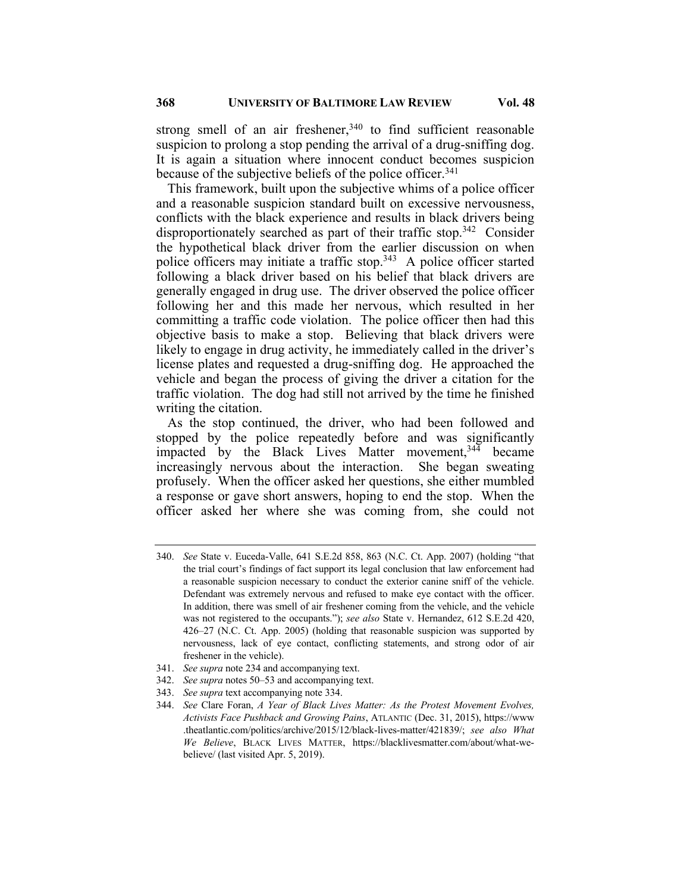strong smell of an air freshener,[340] to find sufficient reasonable suspicion to prolong a stop pending the arrival of a drug-sniffing dog. It is again a situation where innocent conduct becomes suspicion because of the subjective beliefs of the police officer.[341]

This framework, built upon the subjective whims of a police officer and a reasonable suspicion standard built on excessive nervousness, conflicts with the black experience and results in black drivers being disproportionately searched as part of their traffic stop.[342] Consider the hypothetical black driver from the earlier discussion on when police officers may initiate a traffic stop.[343] A police officer started following a black driver based on his belief that black drivers are generally engaged in drug use. The driver observed the police officer following her and this made her nervous, which resulted in her committing a traffic code violation. The police officer then had this objective basis to make a stop. Believing that black drivers were likely to engage in drug activity, he immediately called in the driver's license plates and requested a drug-sniffing dog. He approached the vehicle and began the process of giving the driver a citation for the traffic violation. The dog had still not arrived by the time he finished writing the citation.

As the stop continued, the driver, who had been followed and stopped by the police repeatedly before and was significantly impacted by the Black Lives Matter movement,[344] became increasingly nervous about the interaction. She began sweating profusely. When the officer asked her questions, she either mumbled a response or gave short answers, hoping to end the stop. When the officer asked her where she was coming from, she could not

---

340. *See* State v. Euceda-Valle, 641 S.E.2d 858, 863 (N.C. Ct. App. 2007) (holding "that the trial court's findings of fact support its legal conclusion that law enforcement had a reasonable suspicion necessary to conduct the exterior canine sniff of the vehicle. Defendant was extremely nervous and refused to make eye contact with the officer. In addition, there was smell of air freshener coming from the vehicle, and the vehicle was not registered to the occupants."); *see also* State v. Hernandez, 612 S.E.2d 420, 426–27 (N.C. Ct. App. 2005) (holding that reasonable suspicion was supported by nervousness, lack of eye contact, conflicting statements, and strong odor of air freshener in the vehicle).

341. *See supra* note 234 and accompanying text.

342. *See supra* notes 50–53 and accompanying text.

343. *See supra* text accompanying note 334.

344. *See* Clare Foran, *A Year of Black Lives Matter: As the Protest Movement Evolves, Activists Face Pushback and Growing Pains*, ATLANTIC (Dec. 31, 2015), https://www.theatlantic.com/politics/archive/2015/12/black-lives-matter/421839/; *see also What We Believe*, BLACK LIVES MATTER, https://blacklivesmatter.com/about/what-we-believe/ (last visited Apr. 5, 2019).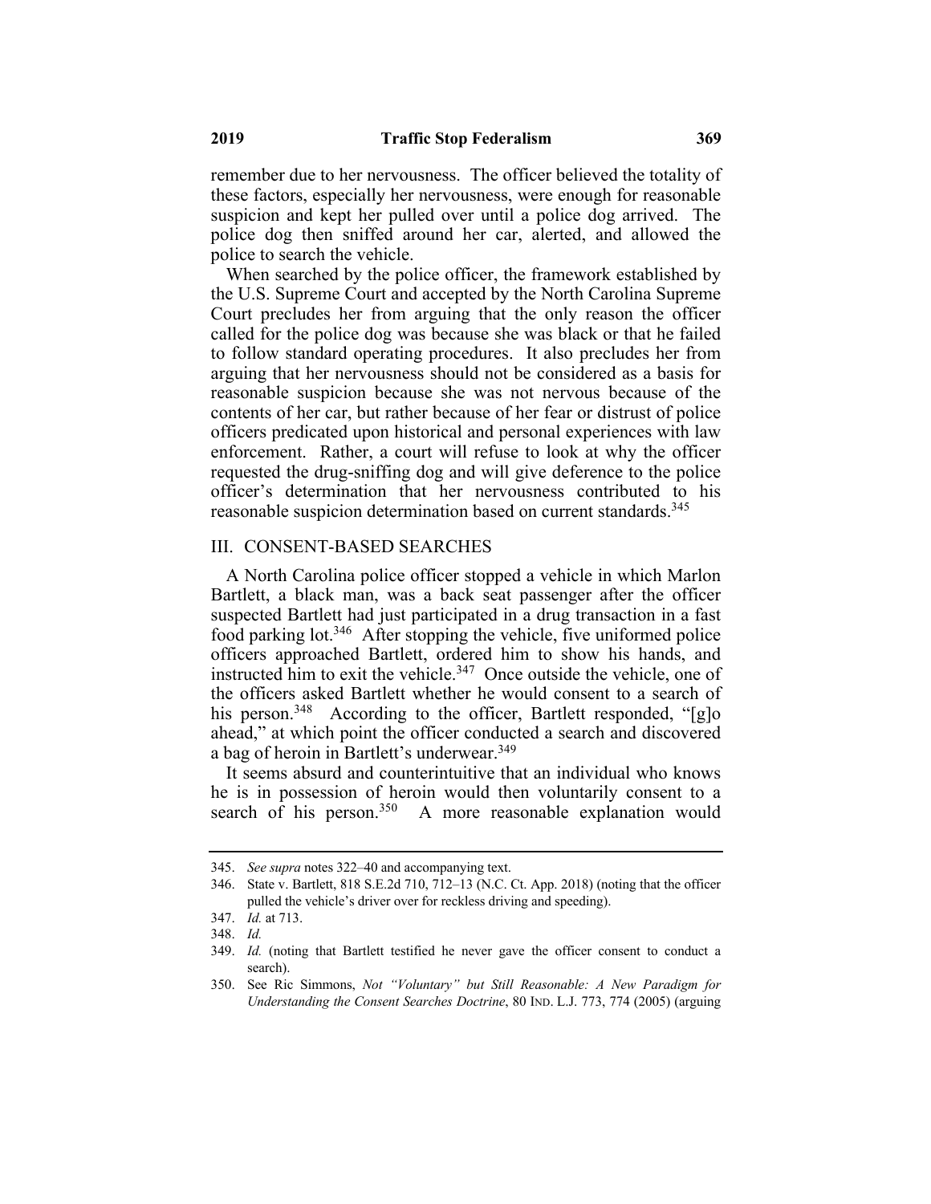remember due to her nervousness. The officer believed the totality of these factors, especially her nervousness, were enough for reasonable suspicion and kept her pulled over until a police dog arrived. The police dog then sniffed around her car, alerted, and allowed the police to search the vehicle.

When searched by the police officer, the framework established by the U.S. Supreme Court and accepted by the North Carolina Supreme Court precludes her from arguing that the only reason the officer called for the police dog was because she was black or that he failed to follow standard operating procedures. It also precludes her from arguing that her nervousness should not be considered as a basis for reasonable suspicion because she was not nervous because of the contents of her car, but rather because of her fear or distrust of police officers predicated upon historical and personal experiences with law enforcement. Rather, a court will refuse to look at why the officer requested the drug-sniffing dog and will give deference to the police officer's determination that her nervousness contributed to his reasonable suspicion determination based on current standards.[345]

## III. CONSENT-BASED SEARCHES

A North Carolina police officer stopped a vehicle in which Marlon Bartlett, a black man, was a back seat passenger after the officer suspected Bartlett had just participated in a drug transaction in a fast food parking lot.[346] After stopping the vehicle, five uniformed police officers approached Bartlett, ordered him to show his hands, and instructed him to exit the vehicle.[347] Once outside the vehicle, one of the officers asked Bartlett whether he would consent to a search of his person.[348] According to the officer, Bartlett responded, "[g]o ahead," at which point the officer conducted a search and discovered a bag of heroin in Bartlett's underwear.[349]

It seems absurd and counterintuitive that an individual who knows he is in possession of heroin would then voluntarily consent to a search of his person.[350] A more reasonable explanation would

---

345. *See supra* notes 322–40 and accompanying text.

346. State v. Bartlett, 818 S.E.2d 710, 712–13 (N.C. Ct. App. 2018) (noting that the officer pulled the vehicle's driver over for reckless driving and speeding).

347. *Id.* at 713.

348. *Id.*

349. *Id.* (noting that Bartlett testified he never gave the officer consent to conduct a search).

350. See Ric Simmons, *Not "Voluntary" but Still Reasonable: A New Paradigm for Understanding the Consent Searches Doctrine*, 80 IND. L.J. 773, 774 (2005) (arguing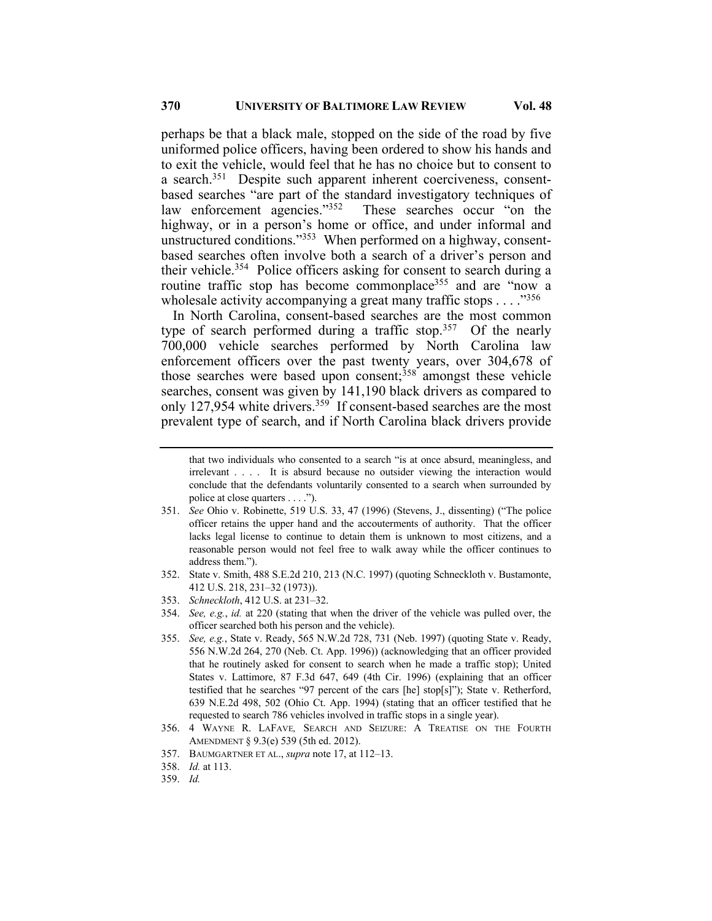perhaps be that a black male, stopped on the side of the road by five uniformed police officers, having been ordered to show his hands and to exit the vehicle, would feel that he has no choice but to consent to a search.[351] Despite such apparent inherent coerciveness, consent-based searches "are part of the standard investigatory techniques of law enforcement agencies."[352] These searches occur "on the highway, or in a person's home or office, and under informal and unstructured conditions."[353] When performed on a highway, consent-based searches often involve both a search of a driver's person and their vehicle.[354] Police officers asking for consent to search during a routine traffic stop has become commonplace[355] and are "now a wholesale activity accompanying a great many traffic stops . . . ."[356]

In North Carolina, consent-based searches are the most common type of search performed during a traffic stop.[357] Of the nearly 700,000 vehicle searches performed by North Carolina law enforcement officers over the past twenty years, over 304,678 of those searches were based upon consent;[358] amongst these vehicle searches, consent was given by 141,190 black drivers as compared to only 127,954 white drivers.[359] If consent-based searches are the most prevalent type of search, and if North Carolina black drivers provide

---

that two individuals who consented to a search "is at once absurd, meaningless, and irrelevant . . . . It is absurd because no outsider viewing the interaction would conclude that the defendants voluntarily consented to a search when surrounded by police at close quarters . . . .").

351. *See* Ohio v. Robinette, 519 U.S. 33, 47 (1996) (Stevens, J., dissenting) ("The police officer retains the upper hand and the accouterments of authority. That the officer lacks legal license to continue to detain them is unknown to most citizens, and a reasonable person would not feel free to walk away while the officer continues to address them.").

352. State v. Smith, 488 S.E.2d 210, 213 (N.C. 1997) (quoting Schneckloth v. Bustamonte, 412 U.S. 218, 231–32 (1973)).

353. *Schneckloth*, 412 U.S. at 231–32.

354. *See, e.g.*, *id.* at 220 (stating that when the driver of the vehicle was pulled over, the officer searched both his person and the vehicle).

355. *See, e.g.*, State v. Ready, 565 N.W.2d 728, 731 (Neb. 1997) (quoting State v. Ready, 556 N.W.2d 264, 270 (Neb. Ct. App. 1996)) (acknowledging that an officer provided that he routinely asked for consent to search when he made a traffic stop); United States v. Lattimore, 87 F.3d 647, 649 (4th Cir. 1996) (explaining that an officer testified that he searches "97 percent of the cars [he] stop[s]"); State v. Retherford, 639 N.E.2d 498, 502 (Ohio Ct. App. 1994) (stating that an officer testified that he requested to search 786 vehicles involved in traffic stops in a single year).

356. 4 WAYNE R. LAFAVE, SEARCH AND SEIZURE: A TREATISE ON THE FOURTH AMENDMENT § 9.3(e) 539 (5th ed. 2012).

357. BAUMGARTNER ET AL., *supra* note 17, at 112–13.

358. *Id.* at 113.

359. *Id.*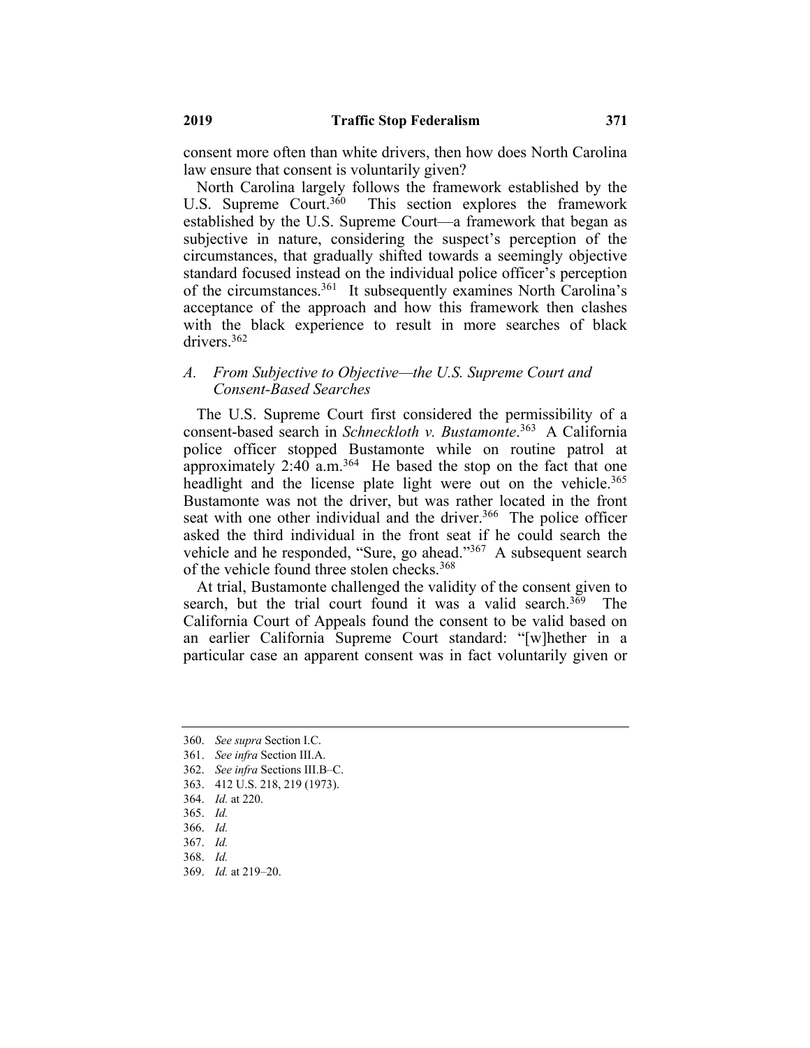consent more often than white drivers, then how does North Carolina law ensure that consent is voluntarily given?

North Carolina largely follows the framework established by the U.S. Supreme Court.[360] This section explores the framework established by the U.S. Supreme Court—a framework that began as subjective in nature, considering the suspect's perception of the circumstances, that gradually shifted towards a seemingly objective standard focused instead on the individual police officer's perception of the circumstances.[361] It subsequently examines North Carolina's acceptance of the approach and how this framework then clashes with the black experience to result in more searches of black drivers.[362]

### A. *From Subjective to Objective—the U.S. Supreme Court and Consent-Based Searches*

The U.S. Supreme Court first considered the permissibility of a consent-based search in *Schneckloth v. Bustamonte*.[363] A California police officer stopped Bustamonte while on routine patrol at approximately 2:40 a.m.[364] He based the stop on the fact that one headlight and the license plate light were out on the vehicle.[365] Bustamonte was not the driver, but was rather located in the front seat with one other individual and the driver.[366] The police officer asked the third individual in the front seat if he could search the vehicle and he responded, "Sure, go ahead."[367] A subsequent search of the vehicle found three stolen checks.[368]

At trial, Bustamonte challenged the validity of the consent given to search, but the trial court found it was a valid search.[369] The California Court of Appeals found the consent to be valid based on an earlier California Supreme Court standard: "[w]hether in a particular case an apparent consent was in fact voluntarily given or

---

360. *See supra* Section I.C.
361. *See infra* Section III.A.
362. *See infra* Sections III.B–C.
363. 412 U.S. 218, 219 (1973).
364. *Id.* at 220.
365. *Id.*
366. *Id.*
367. *Id.*
368. *Id.*
369. *Id.* at 219–20.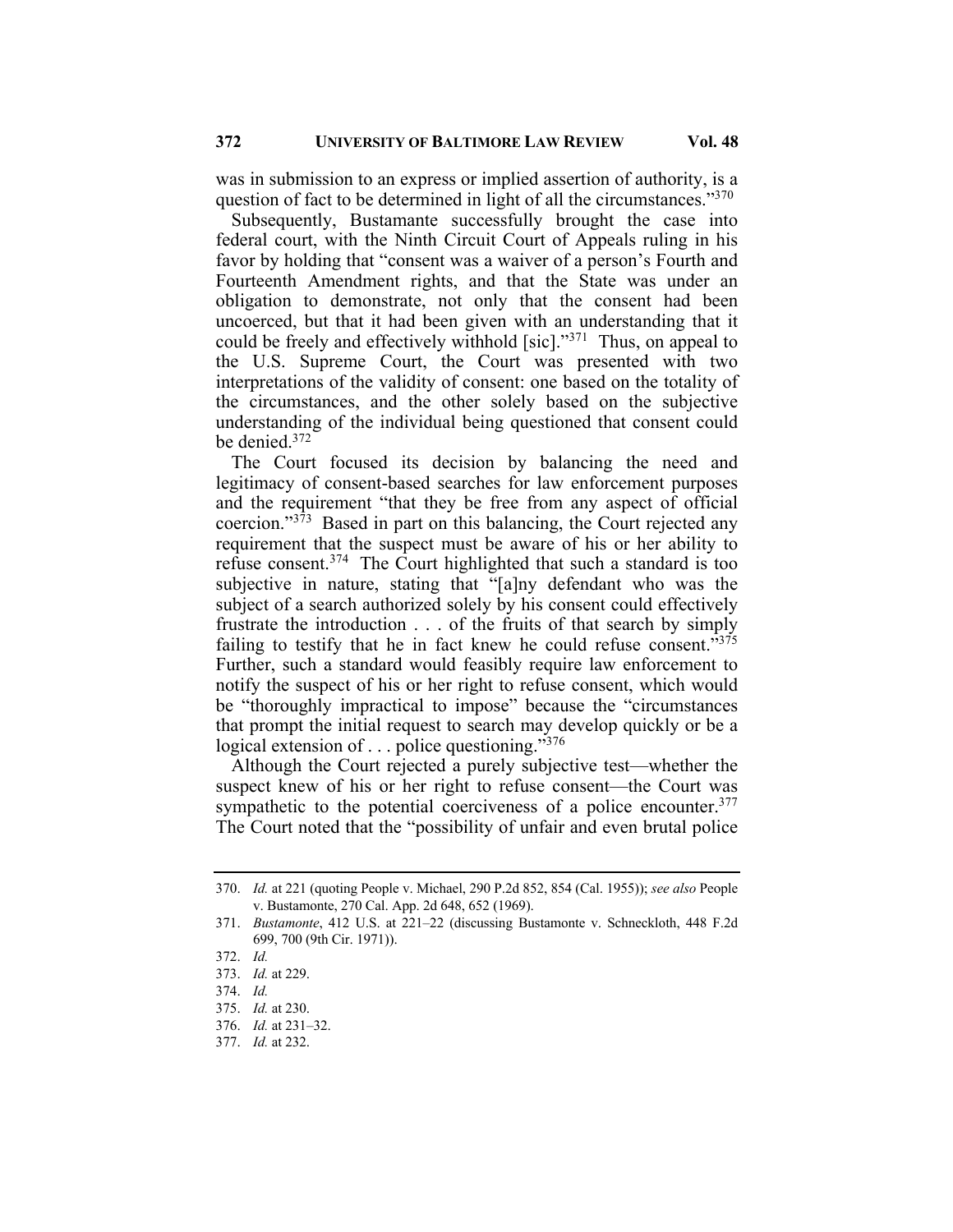was in submission to an express or implied assertion of authority, is a question of fact to be determined in light of all the circumstances."[370]

Subsequently, Bustamante successfully brought the case into federal court, with the Ninth Circuit Court of Appeals ruling in his favor by holding that "consent was a waiver of a person's Fourth and Fourteenth Amendment rights, and that the State was under an obligation to demonstrate, not only that the consent had been uncoerced, but that it had been given with an understanding that it could be freely and effectively withhold [sic]."[371] Thus, on appeal to the U.S. Supreme Court, the Court was presented with two interpretations of the validity of consent: one based on the totality of the circumstances, and the other solely based on the subjective understanding of the individual being questioned that consent could be denied.[372]

The Court focused its decision by balancing the need and legitimacy of consent-based searches for law enforcement purposes and the requirement "that they be free from any aspect of official coercion."[373] Based in part on this balancing, the Court rejected any requirement that the suspect must be aware of his or her ability to refuse consent.[374] The Court highlighted that such a standard is too subjective in nature, stating that "[a]ny defendant who was the subject of a search authorized solely by his consent could effectively frustrate the introduction . . . of the fruits of that search by simply failing to testify that he in fact knew he could refuse consent."[375] Further, such a standard would feasibly require law enforcement to notify the suspect of his or her right to refuse consent, which would be "thoroughly impractical to impose" because the "circumstances that prompt the initial request to search may develop quickly or be a logical extension of . . . police questioning."[376]

Although the Court rejected a purely subjective test—whether the suspect knew of his or her right to refuse consent—the Court was sympathetic to the potential coerciveness of a police encounter.[377] The Court noted that the "possibility of unfair and even brutal police

---

370. *Id.* at 221 (quoting People v. Michael, 290 P.2d 852, 854 (Cal. 1955)); *see also* People v. Bustamonte, 270 Cal. App. 2d 648, 652 (1969).

371. *Bustamonte*, 412 U.S. at 221–22 (discussing Bustamonte v. Schneckloth, 448 F.2d 699, 700 (9th Cir. 1971)).

372. *Id.*

373. *Id.* at 229.

374. *Id.*

375. *Id.* at 230.

376. *Id.* at 231–32.

377. *Id.* at 232.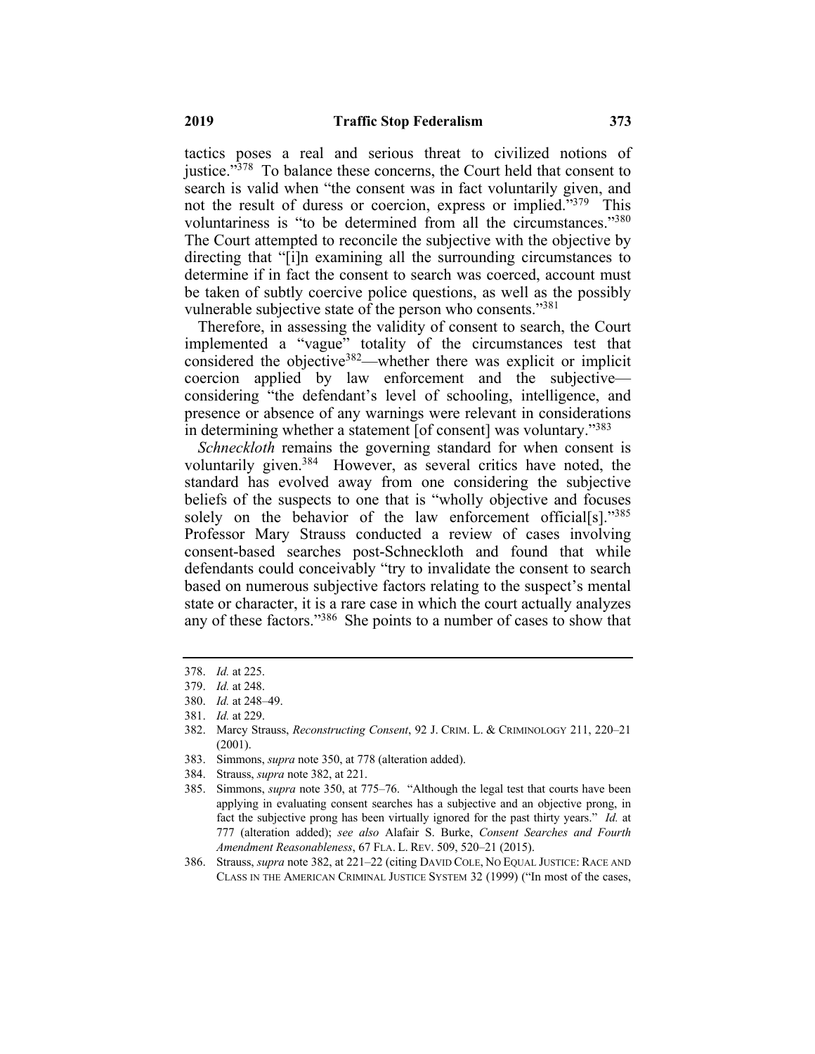tactics poses a real and serious threat to civilized notions of justice."[378] To balance these concerns, the Court held that consent to search is valid when "the consent was in fact voluntarily given, and not the result of duress or coercion, express or implied."[379] This voluntariness is "to be determined from all the circumstances."[380] The Court attempted to reconcile the subjective with the objective by directing that "[i]n examining all the surrounding circumstances to determine if in fact the consent to search was coerced, account must be taken of subtly coercive police questions, as well as the possibly vulnerable subjective state of the person who consents."[381]

Therefore, in assessing the validity of consent to search, the Court implemented a "vague" totality of the circumstances test that considered the objective[382]—whether there was explicit or implicit coercion applied by law enforcement and the subjective—considering "the defendant's level of schooling, intelligence, and presence or absence of any warnings were relevant in considerations in determining whether a statement [of consent] was voluntary."[383]

*Schneckloth* remains the governing standard for when consent is voluntarily given.[384] However, as several critics have noted, the standard has evolved away from one considering the subjective beliefs of the suspects to one that is "wholly objective and focuses solely on the behavior of the law enforcement official[s]."[385] Professor Mary Strauss conducted a review of cases involving consent-based searches post-Schneckloth and found that while defendants could conceivably "try to invalidate the consent to search based on numerous subjective factors relating to the suspect's mental state or character, it is a rare case in which the court actually analyzes any of these factors."[386] She points to a number of cases to show that

---

378. *Id.* at 225.
379. *Id.* at 248.
380. *Id.* at 248–49.
381. *Id.* at 229.
382. Marcy Strauss, *Reconstructing Consent*, 92 J. CRIM. L. & CRIMINOLOGY 211, 220–21 (2001).
383. Simmons, *supra* note 350, at 778 (alteration added).
384. Strauss, *supra* note 382, at 221.
385. Simmons, *supra* note 350, at 775–76. "Although the legal test that courts have been applying in evaluating consent searches has a subjective and an objective prong, in fact the subjective prong has been virtually ignored for the past thirty years." *Id.* at 777 (alteration added); *see also* Alafair S. Burke, *Consent Searches and Fourth Amendment Reasonableness*, 67 FLA. L. REV. 509, 520–21 (2015).
386. Strauss, *supra* note 382, at 221–22 (citing DAVID COLE, NO EQUAL JUSTICE: RACE AND CLASS IN THE AMERICAN CRIMINAL JUSTICE SYSTEM 32 (1999) ("In most of the cases,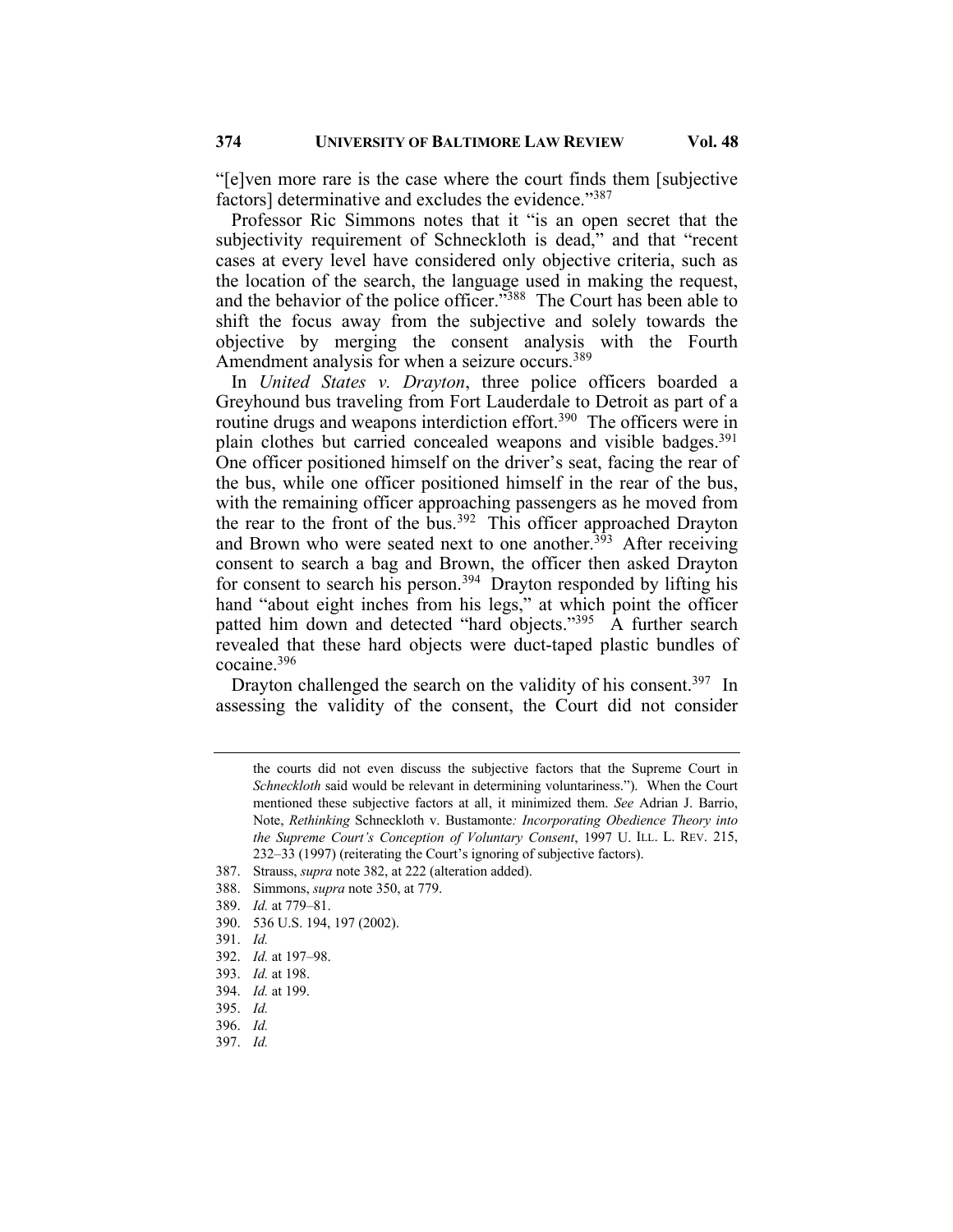"[e]ven more rare is the case where the court finds them [subjective factors] determinative and excludes the evidence."[387]

Professor Ric Simmons notes that it "is an open secret that the subjectivity requirement of Schneckloth is dead," and that "recent cases at every level have considered only objective criteria, such as the location of the search, the language used in making the request, and the behavior of the police officer."[388] The Court has been able to shift the focus away from the subjective and solely towards the objective by merging the consent analysis with the Fourth Amendment analysis for when a seizure occurs.[389]

In *United States v. Drayton*, three police officers boarded a Greyhound bus traveling from Fort Lauderdale to Detroit as part of a routine drugs and weapons interdiction effort.[390] The officers were in plain clothes but carried concealed weapons and visible badges.[391] One officer positioned himself on the driver's seat, facing the rear of the bus, while one officer positioned himself in the rear of the bus, with the remaining officer approaching passengers as he moved from the rear to the front of the bus.[392] This officer approached Drayton and Brown who were seated next to one another.[393] After receiving consent to search a bag and Brown, the officer then asked Drayton for consent to search his person.[394] Drayton responded by lifting his hand "about eight inches from his legs," at which point the officer patted him down and detected "hard objects."[395] A further search revealed that these hard objects were duct-taped plastic bundles of cocaine.[396]

Drayton challenged the search on the validity of his consent.[397] In assessing the validity of the consent, the Court did not consider

---

the courts did not even discuss the subjective factors that the Supreme Court in *Schneckloth* said would be relevant in determining voluntariness."). When the Court mentioned these subjective factors at all, it minimized them. *See* Adrian J. Barrio, Note, *Rethinking* Schneckloth v. Bustamonte*: Incorporating Obedience Theory into the Supreme Court's Conception of Voluntary Consent*, 1997 U. ILL. L. REV. 215, 232–33 (1997) (reiterating the Court's ignoring of subjective factors).

387. Strauss, *supra* note 382, at 222 (alteration added).
388. Simmons, *supra* note 350, at 779.
389. *Id.* at 779–81.
390. 536 U.S. 194, 197 (2002).
391. *Id.*
392. *Id.* at 197–98.
393. *Id.* at 198.
394. *Id.* at 199.
395. *Id.*
396. *Id.*
397. *Id.*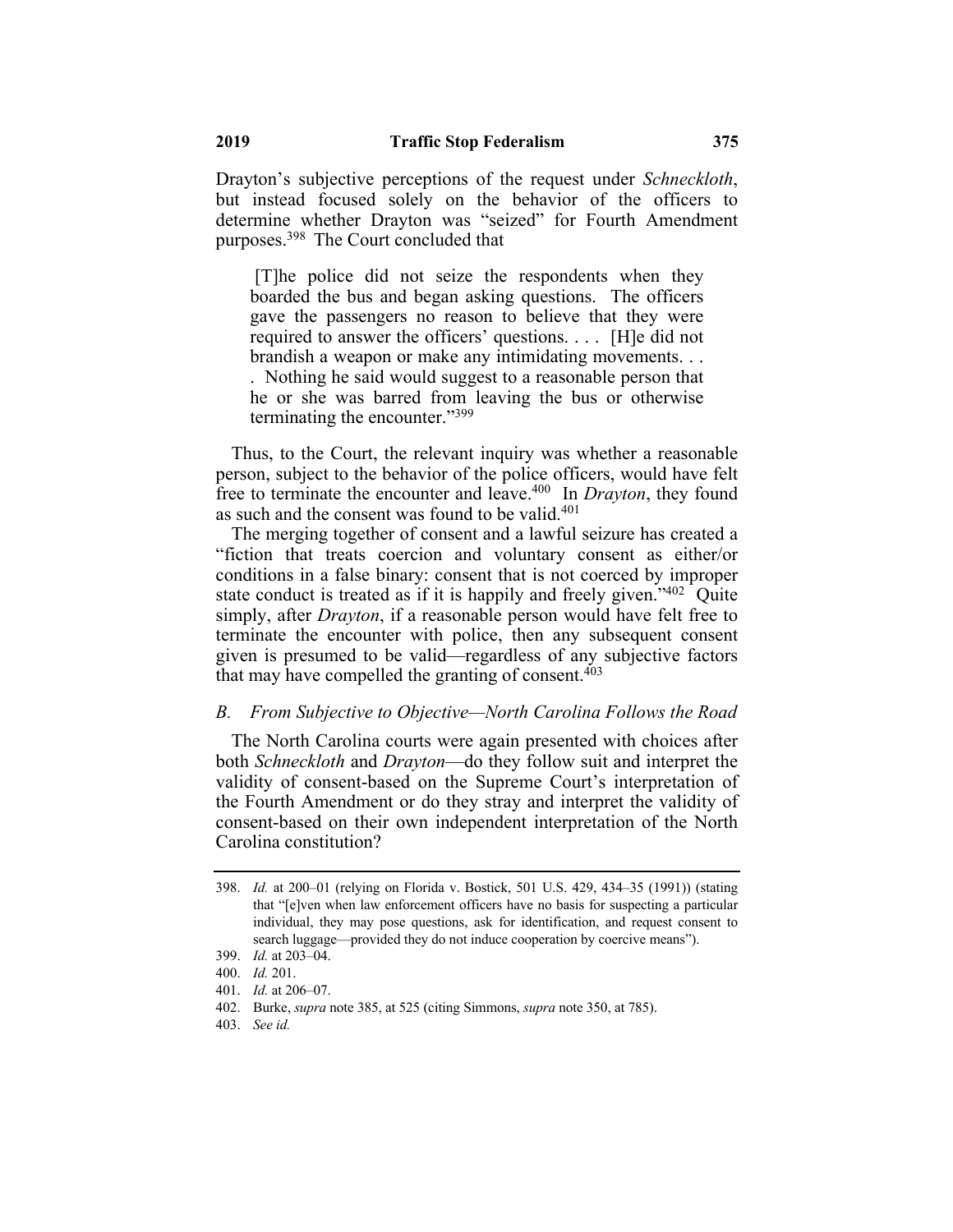Drayton's subjective perceptions of the request under *Schneckloth*, but instead focused solely on the behavior of the officers to determine whether Drayton was "seized" for Fourth Amendment purposes.[398] The Court concluded that

> [T]he police did not seize the respondents when they boarded the bus and began asking questions. The officers gave the passengers no reason to believe that they were required to answer the officers' questions. . . . [H]e did not brandish a weapon or make any intimidating movements. . . . Nothing he said would suggest to a reasonable person that he or she was barred from leaving the bus or otherwise terminating the encounter."[399]

Thus, to the Court, the relevant inquiry was whether a reasonable person, subject to the behavior of the police officers, would have felt free to terminate the encounter and leave.[400] In *Drayton*, they found as such and the consent was found to be valid.[401]

The merging together of consent and a lawful seizure has created a "fiction that treats coercion and voluntary consent as either/or conditions in a false binary: consent that is not coerced by improper state conduct is treated as if it is happily and freely given."[402] Quite simply, after *Drayton*, if a reasonable person would have felt free to terminate the encounter with police, then any subsequent consent given is presumed to be valid—regardless of any subjective factors that may have compelled the granting of consent.[403]

### *B. From Subjective to Objective—North Carolina Follows the Road*

The North Carolina courts were again presented with choices after both *Schneckloth* and *Drayton*—do they follow suit and interpret the validity of consent-based on the Supreme Court's interpretation of the Fourth Amendment or do they stray and interpret the validity of consent-based on their own independent interpretation of the North Carolina constitution?

---

398. *Id.* at 200–01 (relying on Florida v. Bostick, 501 U.S. 429, 434–35 (1991)) (stating that "[e]ven when law enforcement officers have no basis for suspecting a particular individual, they may pose questions, ask for identification, and request consent to search luggage—provided they do not induce cooperation by coercive means").

399. *Id.* at 203–04.

400. *Id.* 201.

401. *Id.* at 206–07.

402. Burke, *supra* note 385, at 525 (citing Simmons, *supra* note 350, at 785).

403. *See id.*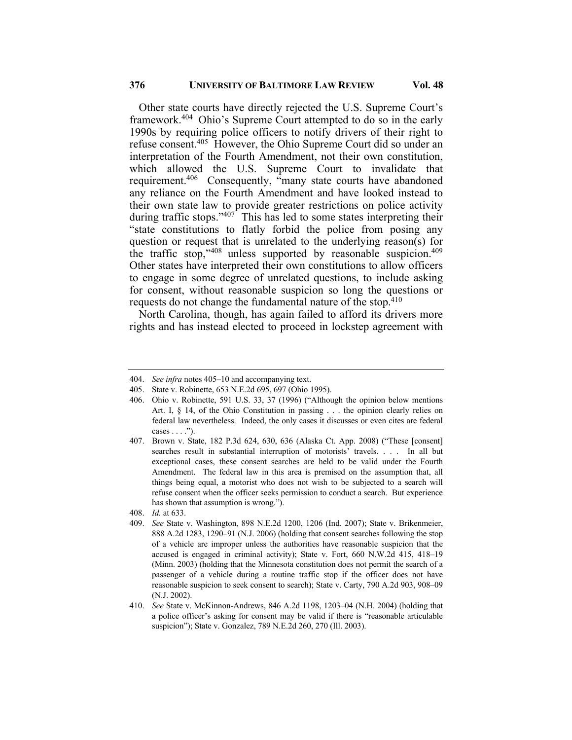Other state courts have directly rejected the U.S. Supreme Court's framework.[404] Ohio's Supreme Court attempted to do so in the early 1990s by requiring police officers to notify drivers of their right to refuse consent.[405] However, the Ohio Supreme Court did so under an interpretation of the Fourth Amendment, not their own constitution, which allowed the U.S. Supreme Court to invalidate that requirement.[406] Consequently, "many state courts have abandoned any reliance on the Fourth Amendment and have looked instead to their own state law to provide greater restrictions on police activity during traffic stops."[407] This has led to some states interpreting their "state constitutions to flatly forbid the police from posing any question or request that is unrelated to the underlying reason(s) for the traffic stop,"[408] unless supported by reasonable suspicion.[409] Other states have interpreted their own constitutions to allow officers to engage in some degree of unrelated questions, to include asking for consent, without reasonable suspicion so long the questions or requests do not change the fundamental nature of the stop.[410]

North Carolina, though, has again failed to afford its drivers more rights and has instead elected to proceed in lockstep agreement with

---

404. *See infra* notes 405–10 and accompanying text.

405. State v. Robinette, 653 N.E.2d 695, 697 (Ohio 1995).

406. Ohio v. Robinette, 591 U.S. 33, 37 (1996) ("Although the opinion below mentions Art. I, § 14, of the Ohio Constitution in passing . . . the opinion clearly relies on federal law nevertheless. Indeed, the only cases it discusses or even cites are federal cases . . . .").

407. Brown v. State, 182 P.3d 624, 630, 636 (Alaska Ct. App. 2008) ("These [consent] searches result in substantial interruption of motorists' travels. . . . In all but exceptional cases, these consent searches are held to be valid under the Fourth Amendment. The federal law in this area is premised on the assumption that, all things being equal, a motorist who does not wish to be subjected to a search will refuse consent when the officer seeks permission to conduct a search. But experience has shown that assumption is wrong.").

408. *Id.* at 633.

409. *See* State v. Washington, 898 N.E.2d 1200, 1206 (Ind. 2007); State v. Brikenmeier, 888 A.2d 1283, 1290–91 (N.J. 2006) (holding that consent searches following the stop of a vehicle are improper unless the authorities have reasonable suspicion that the accused is engaged in criminal activity); State v. Fort, 660 N.W.2d 415, 418–19 (Minn. 2003) (holding that the Minnesota constitution does not permit the search of a passenger of a vehicle during a routine traffic stop if the officer does not have reasonable suspicion to seek consent to search); State v. Carty, 790 A.2d 903, 908–09 (N.J. 2002).

410. *See* State v. McKinnon-Andrews, 846 A.2d 1198, 1203–04 (N.H. 2004) (holding that a police officer's asking for consent may be valid if there is "reasonable articulable suspicion"); State v. Gonzalez, 789 N.E.2d 260, 270 (Ill. 2003).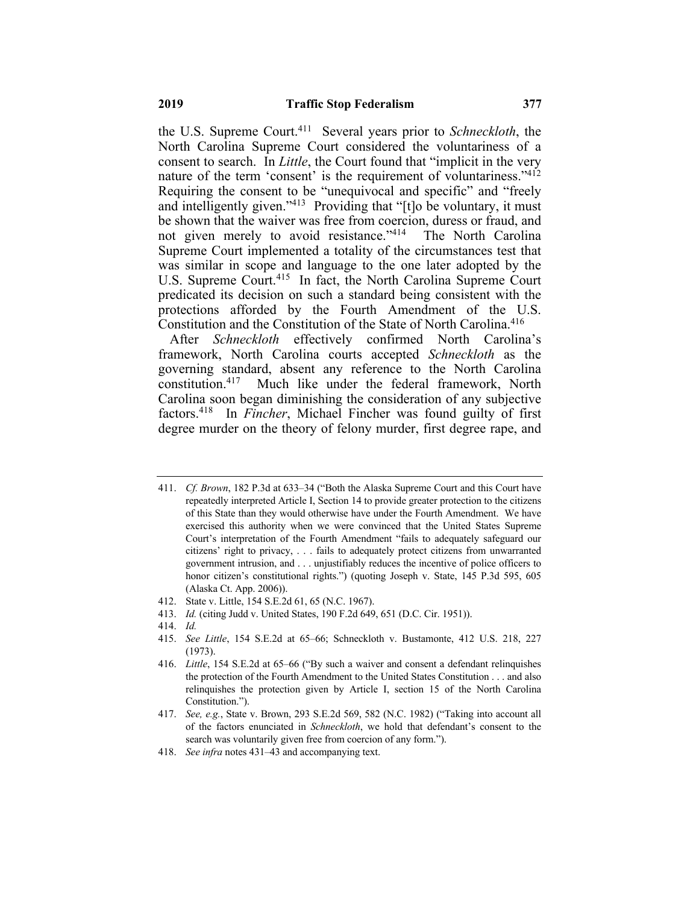the U.S. Supreme Court.[411] Several years prior to *Schneckloth*, the North Carolina Supreme Court considered the voluntariness of a consent to search. In *Little*, the Court found that "implicit in the very nature of the term 'consent' is the requirement of voluntariness."[412] Requiring the consent to be "unequivocal and specific" and "freely and intelligently given."[413] Providing that "[t]o be voluntary, it must be shown that the waiver was free from coercion, duress or fraud, and not given merely to avoid resistance."[414] The North Carolina Supreme Court implemented a totality of the circumstances test that was similar in scope and language to the one later adopted by the U.S. Supreme Court.[415] In fact, the North Carolina Supreme Court predicated its decision on such a standard being consistent with the protections afforded by the Fourth Amendment of the U.S. Constitution and the Constitution of the State of North Carolina.[416]

After *Schneckloth* effectively confirmed North Carolina's framework, North Carolina courts accepted *Schneckloth* as the governing standard, absent any reference to the North Carolina constitution.[417] Much like under the federal framework, North Carolina soon began diminishing the consideration of any subjective factors.[418] In *Fincher*, Michael Fincher was found guilty of first degree murder on the theory of felony murder, first degree rape, and

---

411. *Cf. Brown*, 182 P.3d at 633–34 ("Both the Alaska Supreme Court and this Court have repeatedly interpreted Article I, Section 14 to provide greater protection to the citizens of this State than they would otherwise have under the Fourth Amendment. We have exercised this authority when we were convinced that the United States Supreme Court's interpretation of the Fourth Amendment "fails to adequately safeguard our citizens' right to privacy, . . . fails to adequately protect citizens from unwarranted government intrusion, and . . . unjustifiably reduces the incentive of police officers to honor citizen's constitutional rights.") (quoting Joseph v. State, 145 P.3d 595, 605 (Alaska Ct. App. 2006)).
412. State v. Little, 154 S.E.2d 61, 65 (N.C. 1967).
413. *Id.* (citing Judd v. United States, 190 F.2d 649, 651 (D.C. Cir. 1951)).
414. *Id.*
415. *See Little*, 154 S.E.2d at 65–66; Schneckloth v. Bustamonte, 412 U.S. 218, 227 (1973).
416. *Little*, 154 S.E.2d at 65–66 ("By such a waiver and consent a defendant relinquishes the protection of the Fourth Amendment to the United States Constitution . . . and also relinquishes the protection given by Article I, section 15 of the North Carolina Constitution.").
417. *See, e.g.*, State v. Brown, 293 S.E.2d 569, 582 (N.C. 1982) ("Taking into account all of the factors enunciated in *Schneckloth*, we hold that defendant's consent to the search was voluntarily given free from coercion of any form.").
418. *See infra* notes 431–43 and accompanying text.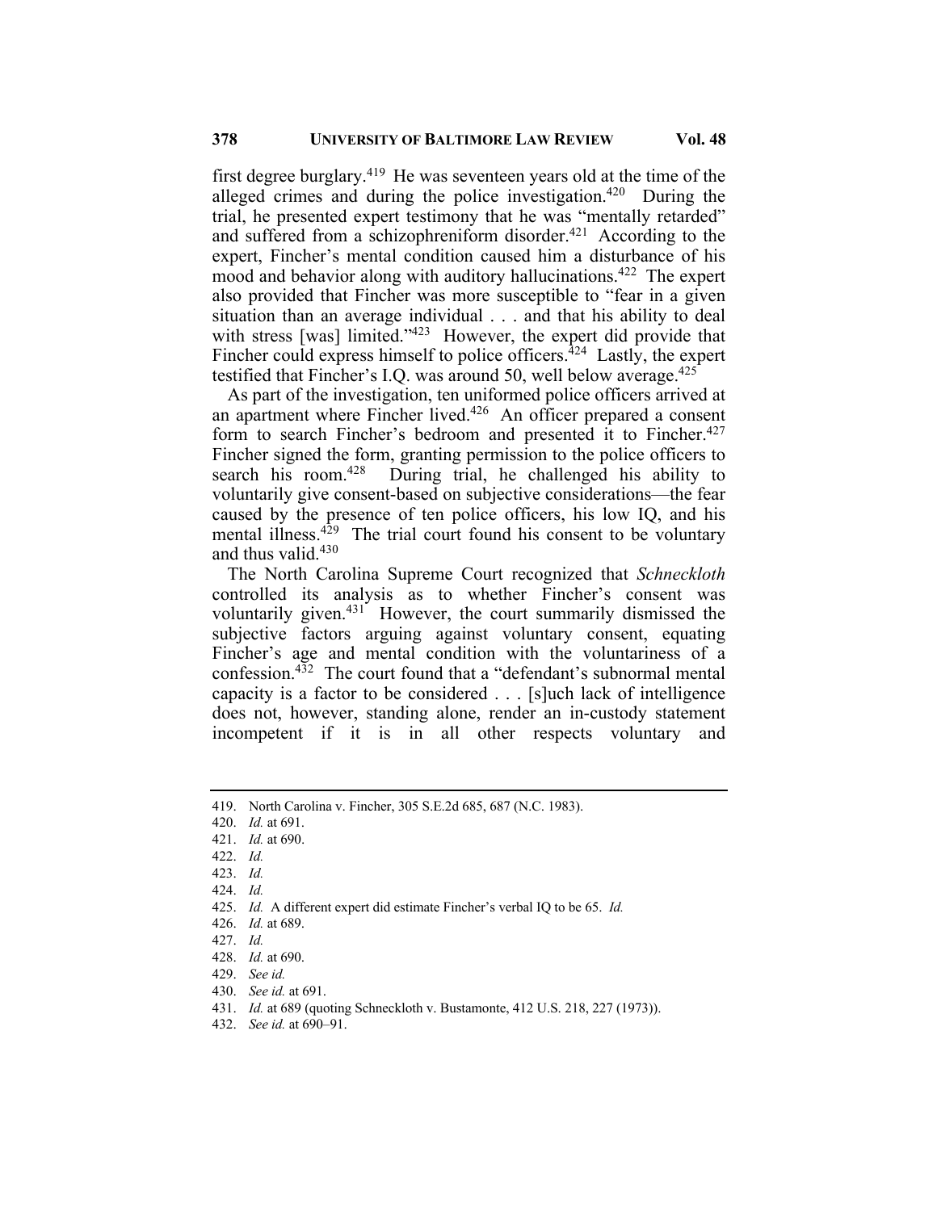first degree burglary.[419] He was seventeen years old at the time of the alleged crimes and during the police investigation.[420] During the trial, he presented expert testimony that he was "mentally retarded" and suffered from a schizophreniform disorder.[421] According to the expert, Fincher's mental condition caused him a disturbance of his mood and behavior along with auditory hallucinations.[422] The expert also provided that Fincher was more susceptible to "fear in a given situation than an average individual . . . and that his ability to deal with stress [was] limited."[423] However, the expert did provide that Fincher could express himself to police officers.[424] Lastly, the expert testified that Fincher's I.Q. was around 50, well below average.[425]

As part of the investigation, ten uniformed police officers arrived at an apartment where Fincher lived.[426] An officer prepared a consent form to search Fincher's bedroom and presented it to Fincher.[427] Fincher signed the form, granting permission to the police officers to search his room.[428] During trial, he challenged his ability to voluntarily give consent-based on subjective considerations—the fear caused by the presence of ten police officers, his low IQ, and his mental illness.[429] The trial court found his consent to be voluntary and thus valid.[430]

The North Carolina Supreme Court recognized that *Schneckloth* controlled its analysis as to whether Fincher's consent was voluntarily given.[431] However, the court summarily dismissed the subjective factors arguing against voluntary consent, equating Fincher's age and mental condition with the voluntariness of a confession.[432] The court found that a "defendant's subnormal mental capacity is a factor to be considered . . . [s]uch lack of intelligence does not, however, standing alone, render an in-custody statement incompetent if it is in all other respects voluntary and

---

419. North Carolina v. Fincher, 305 S.E.2d 685, 687 (N.C. 1983).
420. *Id.* at 691.
421. *Id.* at 690.
422. *Id.*
423. *Id.*
424. *Id.*
425. *Id.* A different expert did estimate Fincher's verbal IQ to be 65. *Id.*
426. *Id.* at 689.
427. *Id.*
428. *Id.* at 690.
429. *See id.*
430. *See id.* at 691.
431. *Id.* at 689 (quoting Schneckloth v. Bustamonte, 412 U.S. 218, 227 (1973)).
432. *See id.* at 690–91.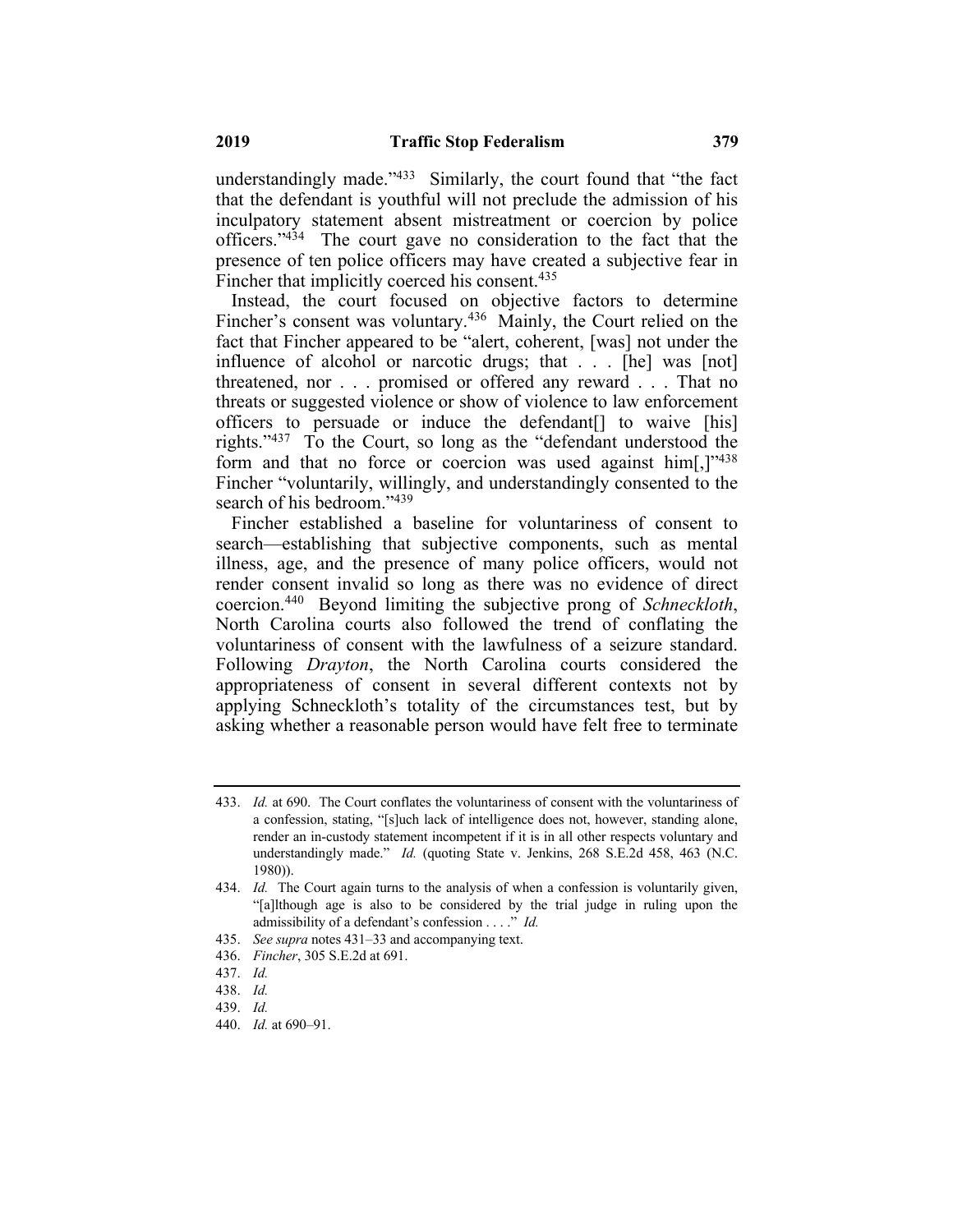understandingly made."[433] Similarly, the court found that "the fact that the defendant is youthful will not preclude the admission of his inculpatory statement absent mistreatment or coercion by police officers."[434] The court gave no consideration to the fact that the presence of ten police officers may have created a subjective fear in Fincher that implicitly coerced his consent.[435]

Instead, the court focused on objective factors to determine Fincher's consent was voluntary.[436] Mainly, the Court relied on the fact that Fincher appeared to be "alert, coherent, [was] not under the influence of alcohol or narcotic drugs; that . . . [he] was [not] threatened, nor . . . promised or offered any reward . . . That no threats or suggested violence or show of violence to law enforcement officers to persuade or induce the defendant[] to waive [his] rights."[437] To the Court, so long as the "defendant understood the form and that no force or coercion was used against him[,]"[438] Fincher "voluntarily, willingly, and understandingly consented to the search of his bedroom."[439]

Fincher established a baseline for voluntariness of consent to search—establishing that subjective components, such as mental illness, age, and the presence of many police officers, would not render consent invalid so long as there was no evidence of direct coercion.[440] Beyond limiting the subjective prong of *Schneckloth*, North Carolina courts also followed the trend of conflating the voluntariness of consent with the lawfulness of a seizure standard. Following *Drayton*, the North Carolina courts considered the appropriateness of consent in several different contexts not by applying Schneckloth's totality of the circumstances test, but by asking whether a reasonable person would have felt free to terminate

---

433. *Id.* at 690. The Court conflates the voluntariness of consent with the voluntariness of a confession, stating, "[s]uch lack of intelligence does not, however, standing alone, render an in-custody statement incompetent if it is in all other respects voluntary and understandingly made." *Id.* (quoting State v. Jenkins, 268 S.E.2d 458, 463 (N.C. 1980)).

434. *Id.* The Court again turns to the analysis of when a confession is voluntarily given, "[a]lthough age is also to be considered by the trial judge in ruling upon the admissibility of a defendant's confession . . . ." *Id.*

435. *See supra* notes 431–33 and accompanying text.

436. *Fincher*, 305 S.E.2d at 691.

437. *Id.*

438. *Id.*

439. *Id.*

440. *Id.* at 690–91.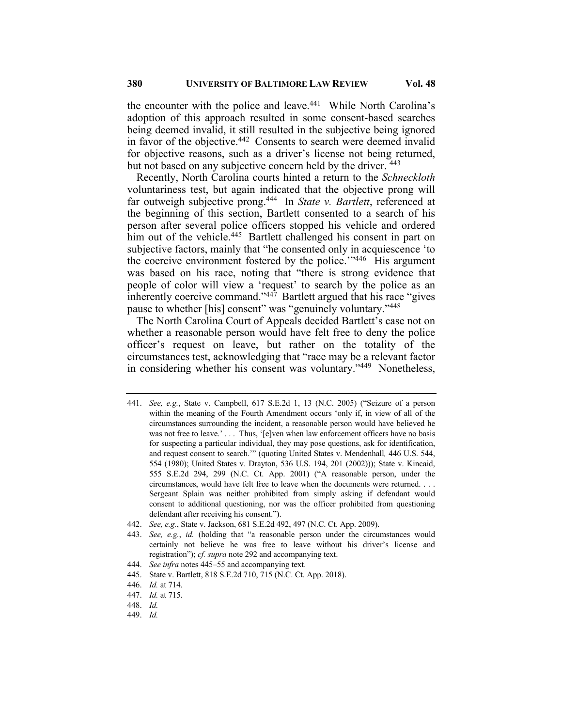the encounter with the police and leave.[441] While North Carolina's adoption of this approach resulted in some consent-based searches being deemed invalid, it still resulted in the subjective being ignored in favor of the objective.[442] Consents to search were deemed invalid for objective reasons, such as a driver's license not being returned, but not based on any subjective concern held by the driver.[443]

Recently, North Carolina courts hinted a return to the *Schneckloth* voluntariness test, but again indicated that the objective prong will far outweigh subjective prong.[444] In *State v. Bartlett*, referenced at the beginning of this section, Bartlett consented to a search of his person after several police officers stopped his vehicle and ordered him out of the vehicle.[445] Bartlett challenged his consent in part on subjective factors, mainly that "he consented only in acquiescence 'to the coercive environment fostered by the police.'"[446] His argument was based on his race, noting that "there is strong evidence that people of color will view a 'request' to search by the police as an inherently coercive command."[447] Bartlett argued that his race "gives pause to whether [his] consent" was "genuinely voluntary."[448]

The North Carolina Court of Appeals decided Bartlett's case not on whether a reasonable person would have felt free to deny the police officer's request on leave, but rather on the totality of the circumstances test, acknowledging that "race may be a relevant factor in considering whether his consent was voluntary."[449] Nonetheless,

---

441. *See, e.g.*, State v. Campbell, 617 S.E.2d 1, 13 (N.C. 2005) ("Seizure of a person within the meaning of the Fourth Amendment occurs 'only if, in view of all of the circumstances surrounding the incident, a reasonable person would have believed he was not free to leave.' . . . Thus, '[e]ven when law enforcement officers have no basis for suspecting a particular individual, they may pose questions, ask for identification, and request consent to search.'" (quoting United States v. Mendenhall*,* 446 U.S. 544, 554 (1980); United States v. Drayton, 536 U.S. 194, 201 (2002))); State v. Kincaid, 555 S.E.2d 294, 299 (N.C. Ct. App. 2001) ("A reasonable person, under the circumstances, would have felt free to leave when the documents were returned. . . . Sergeant Splain was neither prohibited from simply asking if defendant would consent to additional questioning, nor was the officer prohibited from questioning defendant after receiving his consent.").

442. *See, e.g.*, State v. Jackson, 681 S.E.2d 492, 497 (N.C. Ct. App. 2009).

443. *See, e.g.*, *id.* (holding that "a reasonable person under the circumstances would certainly not believe he was free to leave without his driver's license and registration"); *cf. supra* note 292 and accompanying text.

444. *See infra* notes 445–55 and accompanying text.

445. State v. Bartlett, 818 S.E.2d 710, 715 (N.C. Ct. App. 2018).

446. *Id.* at 714.

447. *Id.* at 715.

448. *Id.*

449. *Id.*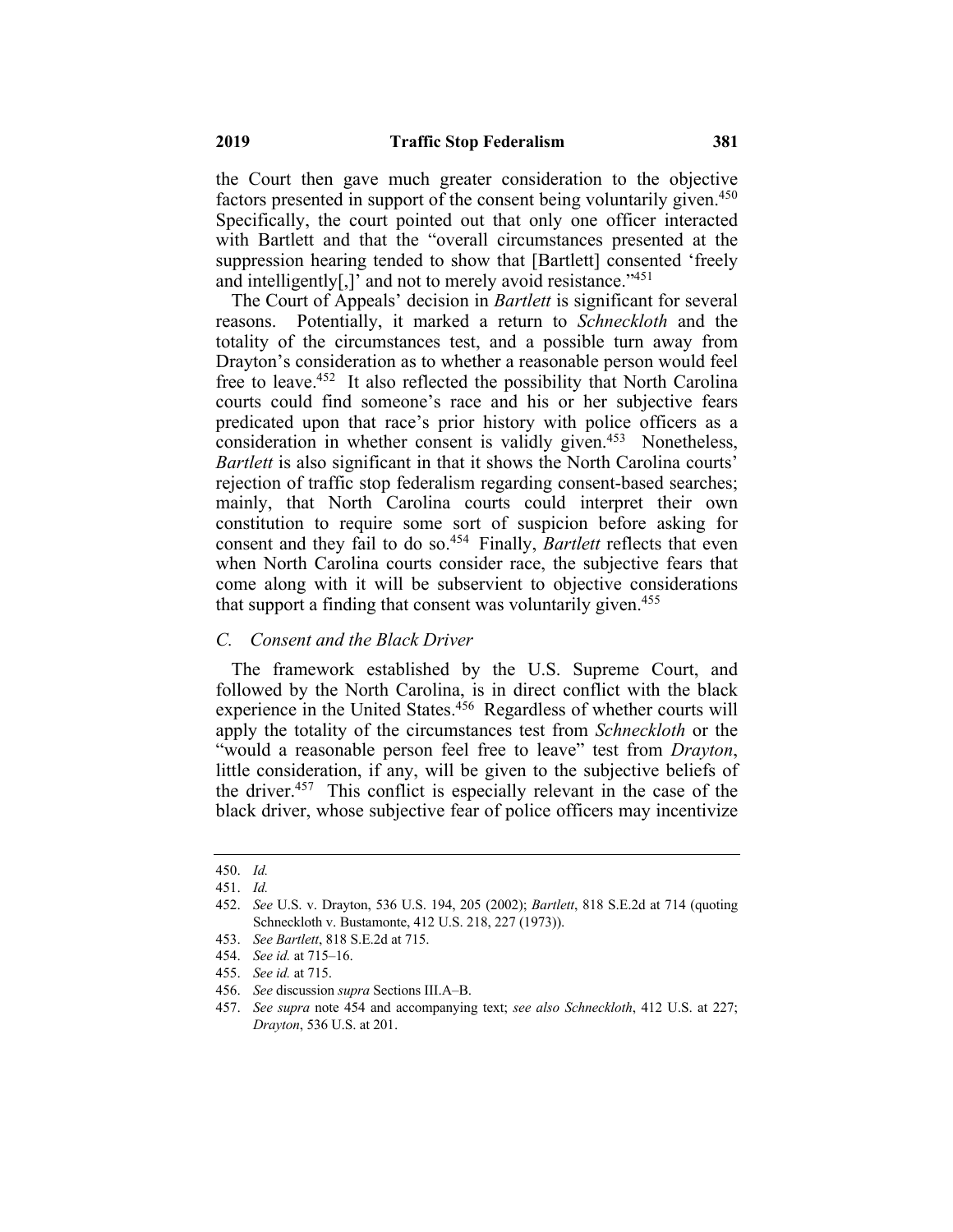the Court then gave much greater consideration to the objective factors presented in support of the consent being voluntarily given.[450] Specifically, the court pointed out that only one officer interacted with Bartlett and that the "overall circumstances presented at the suppression hearing tended to show that [Bartlett] consented 'freely and intelligently[,]' and not to merely avoid resistance."[451]

The Court of Appeals' decision in *Bartlett* is significant for several reasons. Potentially, it marked a return to *Schneckloth* and the totality of the circumstances test, and a possible turn away from Drayton's consideration as to whether a reasonable person would feel free to leave.[452] It also reflected the possibility that North Carolina courts could find someone's race and his or her subjective fears predicated upon that race's prior history with police officers as a consideration in whether consent is validly given.[453] Nonetheless, *Bartlett* is also significant in that it shows the North Carolina courts' rejection of traffic stop federalism regarding consent-based searches; mainly, that North Carolina courts could interpret their own constitution to require some sort of suspicion before asking for consent and they fail to do so.[454] Finally, *Bartlett* reflects that even when North Carolina courts consider race, the subjective fears that come along with it will be subservient to objective considerations that support a finding that consent was voluntarily given.[455]

### C. *Consent and the Black Driver*

The framework established by the U.S. Supreme Court, and followed by the North Carolina, is in direct conflict with the black experience in the United States.[456] Regardless of whether courts will apply the totality of the circumstances test from *Schneckloth* or the "would a reasonable person feel free to leave" test from *Drayton*, little consideration, if any, will be given to the subjective beliefs of the driver.[457] This conflict is especially relevant in the case of the black driver, whose subjective fear of police officers may incentivize

---

450. *Id.*

451. *Id.*

452. *See* U.S. v. Drayton, 536 U.S. 194, 205 (2002); *Bartlett*, 818 S.E.2d at 714 (quoting Schneckloth v. Bustamonte, 412 U.S. 218, 227 (1973)).

453. *See Bartlett*, 818 S.E.2d at 715.

454. *See id.* at 715–16.

455. *See id.* at 715.

456. *See* discussion *supra* Sections III.A–B.

457. *See supra* note 454 and accompanying text; *see also Schneckloth*, 412 U.S. at 227; *Drayton*, 536 U.S. at 201.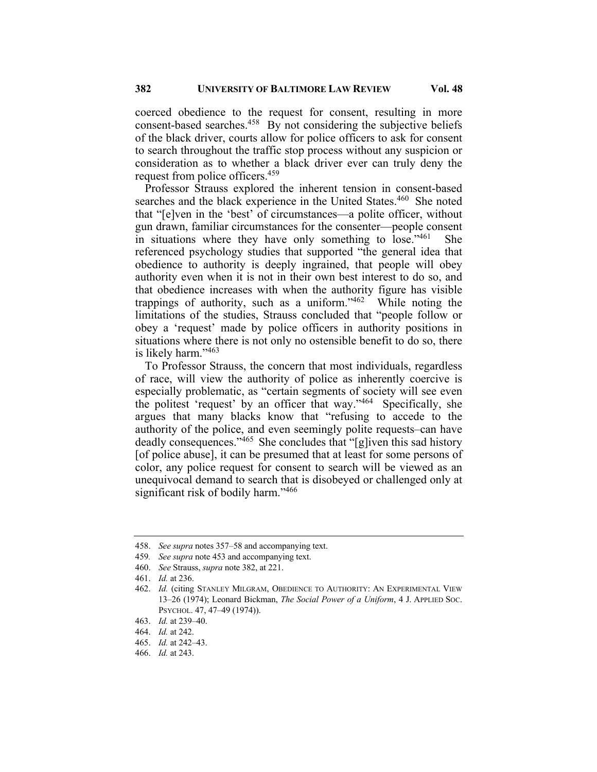coerced obedience to the request for consent, resulting in more consent-based searches.[458] By not considering the subjective beliefs of the black driver, courts allow for police officers to ask for consent to search throughout the traffic stop process without any suspicion or consideration as to whether a black driver ever can truly deny the request from police officers.[459]

Professor Strauss explored the inherent tension in consent-based searches and the black experience in the United States.[460] She noted that "[e]ven in the 'best' of circumstances—a polite officer, without gun drawn, familiar circumstances for the consenter—people consent in situations where they have only something to lose."[461] She referenced psychology studies that supported "the general idea that obedience to authority is deeply ingrained, that people will obey authority even when it is not in their own best interest to do so, and that obedience increases with when the authority figure has visible trappings of authority, such as a uniform."[462] While noting the limitations of the studies, Strauss concluded that "people follow or obey a 'request' made by police officers in authority positions in situations where there is not only no ostensible benefit to do so, there is likely harm."[463]

To Professor Strauss, the concern that most individuals, regardless of race, will view the authority of police as inherently coercive is especially problematic, as "certain segments of society will see even the politest 'request' by an officer that way."[464] Specifically, she argues that many blacks know that "refusing to accede to the authority of the police, and even seemingly polite requests–can have deadly consequences."[465] She concludes that "[g]iven this sad history [of police abuse], it can be presumed that at least for some persons of color, any police request for consent to search will be viewed as an unequivocal demand to search that is disobeyed or challenged only at significant risk of bodily harm."[466]

---

458. *See supra* notes 357–58 and accompanying text.
459. *See supra* note 453 and accompanying text.
460. *See* Strauss, *supra* note 382, at 221.
461. *Id.* at 236.
462. *Id.* (citing STANLEY MILGRAM, OBEDIENCE TO AUTHORITY: AN EXPERIMENTAL VIEW 13–26 (1974); Leonard Bickman, *The Social Power of a Uniform*, 4 J. APPLIED SOC. PSYCHOL. 47, 47–49 (1974)).
463. *Id.* at 239–40.
464. *Id.* at 242.
465. *Id.* at 242–43.
466. *Id.* at 243.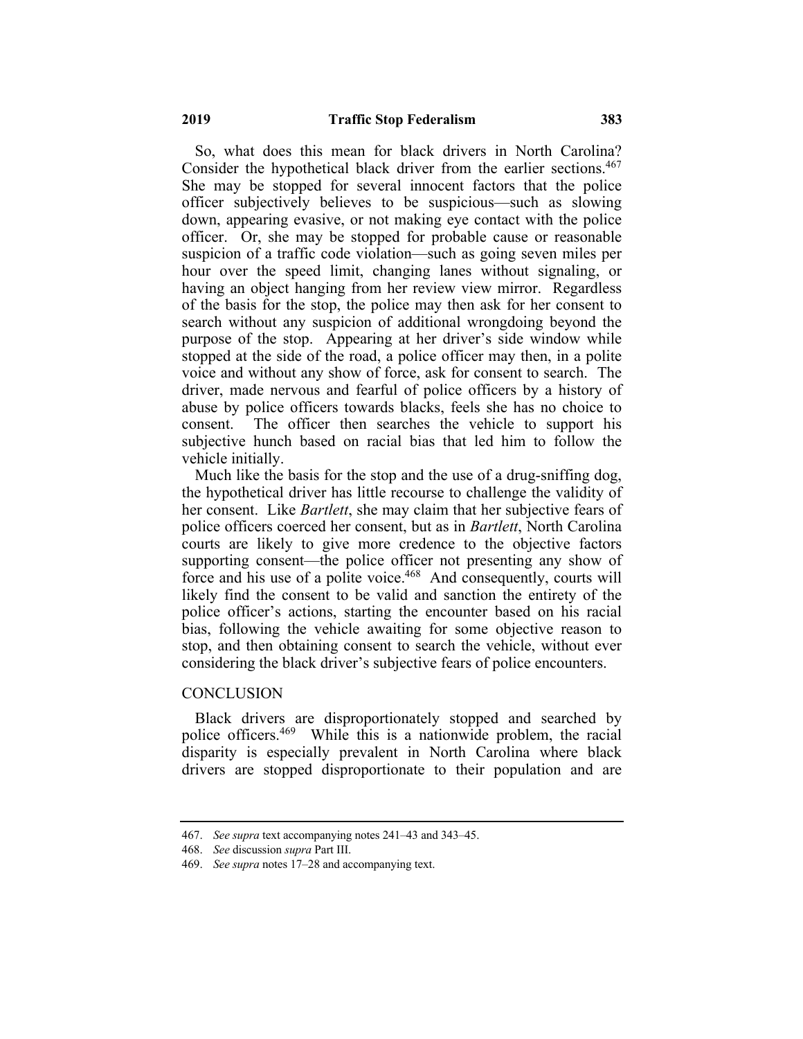So, what does this mean for black drivers in North Carolina? Consider the hypothetical black driver from the earlier sections.[467] She may be stopped for several innocent factors that the police officer subjectively believes to be suspicious—such as slowing down, appearing evasive, or not making eye contact with the police officer. Or, she may be stopped for probable cause or reasonable suspicion of a traffic code violation—such as going seven miles per hour over the speed limit, changing lanes without signaling, or having an object hanging from her review view mirror. Regardless of the basis for the stop, the police may then ask for her consent to search without any suspicion of additional wrongdoing beyond the purpose of the stop. Appearing at her driver's side window while stopped at the side of the road, a police officer may then, in a polite voice and without any show of force, ask for consent to search. The driver, made nervous and fearful of police officers by a history of abuse by police officers towards blacks, feels she has no choice to consent. The officer then searches the vehicle to support his subjective hunch based on racial bias that led him to follow the vehicle initially.

Much like the basis for the stop and the use of a drug-sniffing dog, the hypothetical driver has little recourse to challenge the validity of her consent. Like *Bartlett*, she may claim that her subjective fears of police officers coerced her consent, but as in *Bartlett*, North Carolina courts are likely to give more credence to the objective factors supporting consent—the police officer not presenting any show of force and his use of a polite voice.[468] And consequently, courts will likely find the consent to be valid and sanction the entirety of the police officer's actions, starting the encounter based on his racial bias, following the vehicle awaiting for some objective reason to stop, and then obtaining consent to search the vehicle, without ever considering the black driver's subjective fears of police encounters.

## CONCLUSION

Black drivers are disproportionately stopped and searched by police officers.[469] While this is a nationwide problem, the racial disparity is especially prevalent in North Carolina where black drivers are stopped disproportionate to their population and are

---

467. *See supra* text accompanying notes 241–43 and 343–45.

468. *See* discussion *supra* Part III.

469. *See supra* notes 17–28 and accompanying text.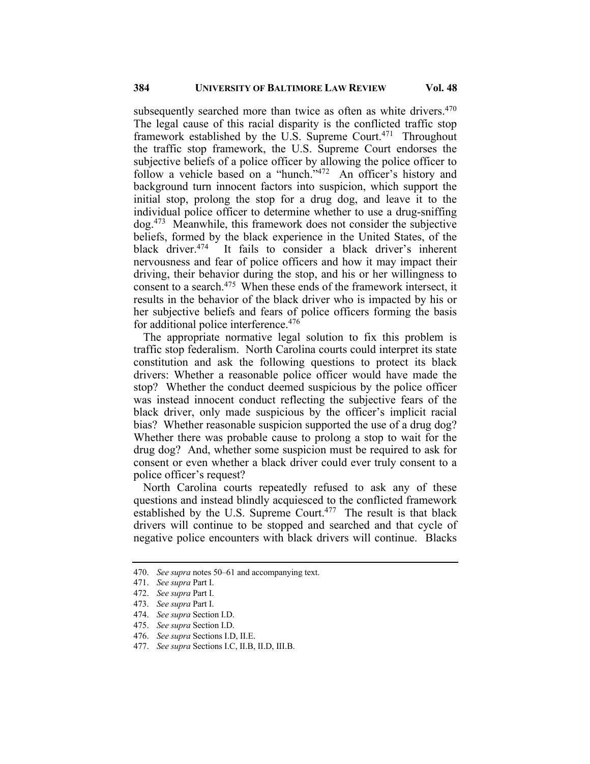subsequently searched more than twice as often as white drivers.[470] The legal cause of this racial disparity is the conflicted traffic stop framework established by the U.S. Supreme Court.[471] Throughout the traffic stop framework, the U.S. Supreme Court endorses the subjective beliefs of a police officer by allowing the police officer to follow a vehicle based on a "hunch."[472] An officer's history and background turn innocent factors into suspicion, which support the initial stop, prolong the stop for a drug dog, and leave it to the individual police officer to determine whether to use a drug-sniffing dog.[473] Meanwhile, this framework does not consider the subjective beliefs, formed by the black experience in the United States, of the black driver.[474] It fails to consider a black driver's inherent nervousness and fear of police officers and how it may impact their driving, their behavior during the stop, and his or her willingness to consent to a search.[475] When these ends of the framework intersect, it results in the behavior of the black driver who is impacted by his or her subjective beliefs and fears of police officers forming the basis for additional police interference.[476]

The appropriate normative legal solution to fix this problem is traffic stop federalism. North Carolina courts could interpret its state constitution and ask the following questions to protect its black drivers: Whether a reasonable police officer would have made the stop? Whether the conduct deemed suspicious by the police officer was instead innocent conduct reflecting the subjective fears of the black driver, only made suspicious by the officer's implicit racial bias? Whether reasonable suspicion supported the use of a drug dog? Whether there was probable cause to prolong a stop to wait for the drug dog? And, whether some suspicion must be required to ask for consent or even whether a black driver could ever truly consent to a police officer's request?

North Carolina courts repeatedly refused to ask any of these questions and instead blindly acquiesced to the conflicted framework established by the U.S. Supreme Court.[477] The result is that black drivers will continue to be stopped and searched and that cycle of negative police encounters with black drivers will continue. Blacks

---

470. *See supra* notes 50–61 and accompanying text.

471. *See supra* Part I.

472. *See supra* Part I.

473. *See supra* Part I.

474. *See supra* Section I.D.

475. *See supra* Section I.D.

476. *See supra* Sections I.D, II.E.

477. *See supra* Sections I.C, II.B, II.D, III.B.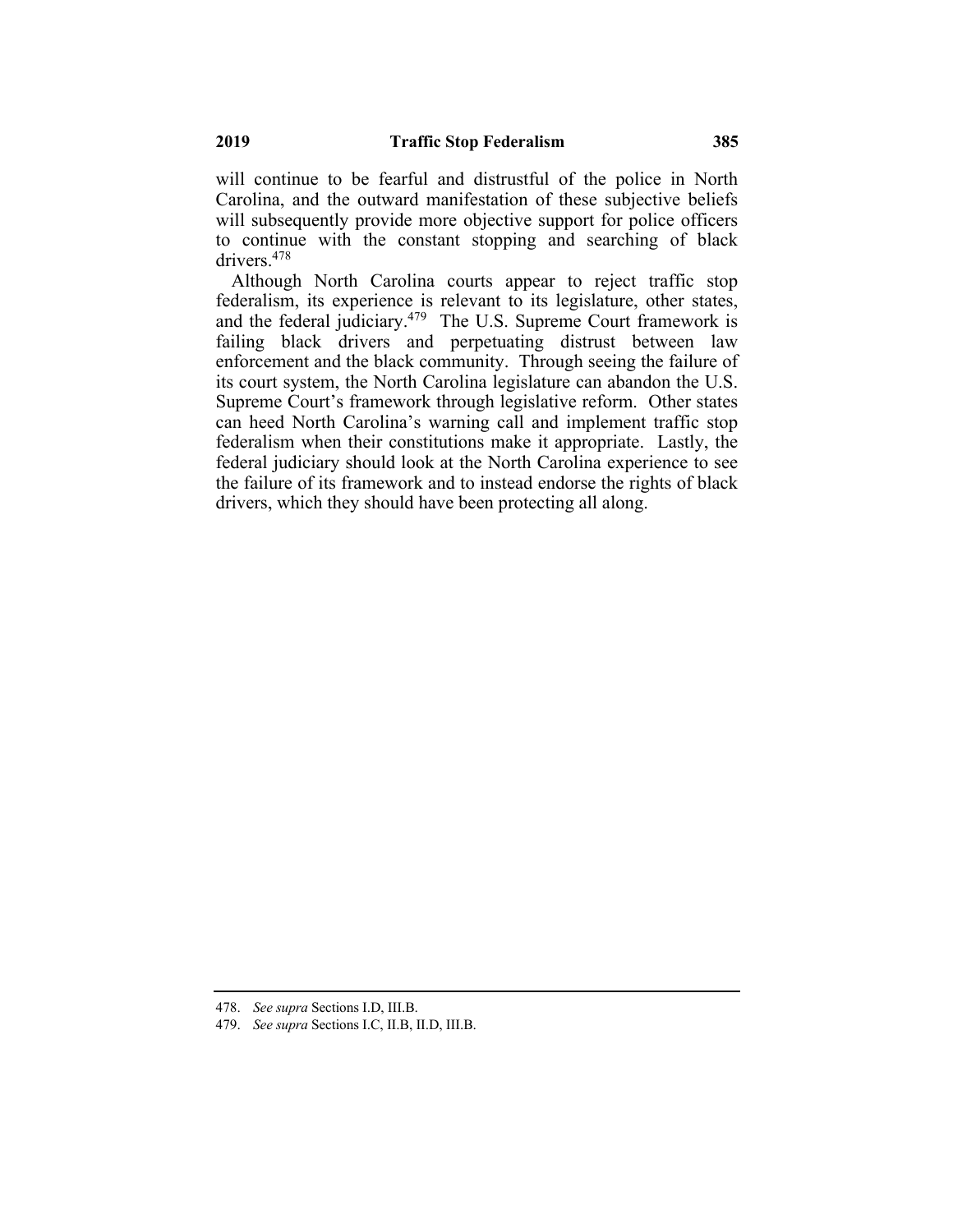will continue to be fearful and distrustful of the police in North Carolina, and the outward manifestation of these subjective beliefs will subsequently provide more objective support for police officers to continue with the constant stopping and searching of black drivers.[478]

Although North Carolina courts appear to reject traffic stop federalism, its experience is relevant to its legislature, other states, and the federal judiciary.[479] The U.S. Supreme Court framework is failing black drivers and perpetuating distrust between law enforcement and the black community. Through seeing the failure of its court system, the North Carolina legislature can abandon the U.S. Supreme Court's framework through legislative reform. Other states can heed North Carolina's warning call and implement traffic stop federalism when their constitutions make it appropriate. Lastly, the federal judiciary should look at the North Carolina experience to see the failure of its framework and to instead endorse the rights of black drivers, which they should have been protecting all along.

---

478. *See supra* Sections I.D, III.B.

479. *See supra* Sections I.C, II.B, II.D, III.B.